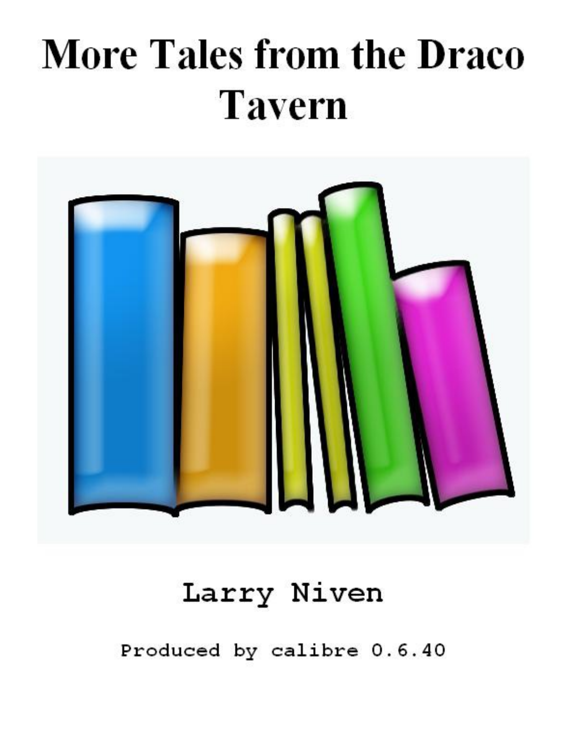# More Tales from the Draco Tavern

Larry Niven

Produced by calibre 0.6.40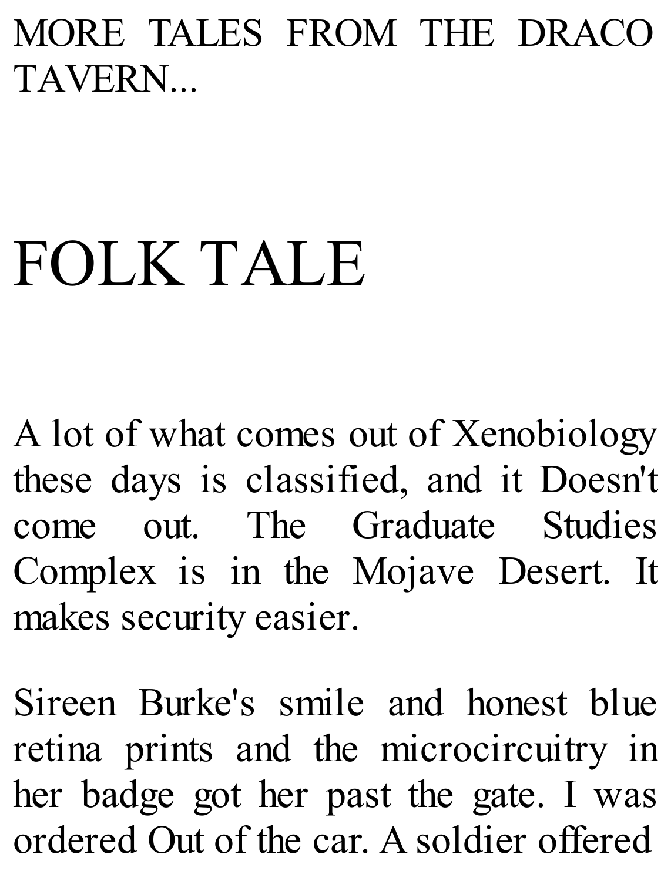MORE TALES FROM THE DRACO TAVERN...

# FOLK TALE

A lot of what comes out of Xenobiology these days is classified, and it Doesn't come out. The Graduate Studies Complex is in the Mojave Desert. It makes security easier.

Sireen Burke's smile and honest blue retina prints and the microcircuitry in her badge got her past the gate. I was ordered Out of the car. A soldier offered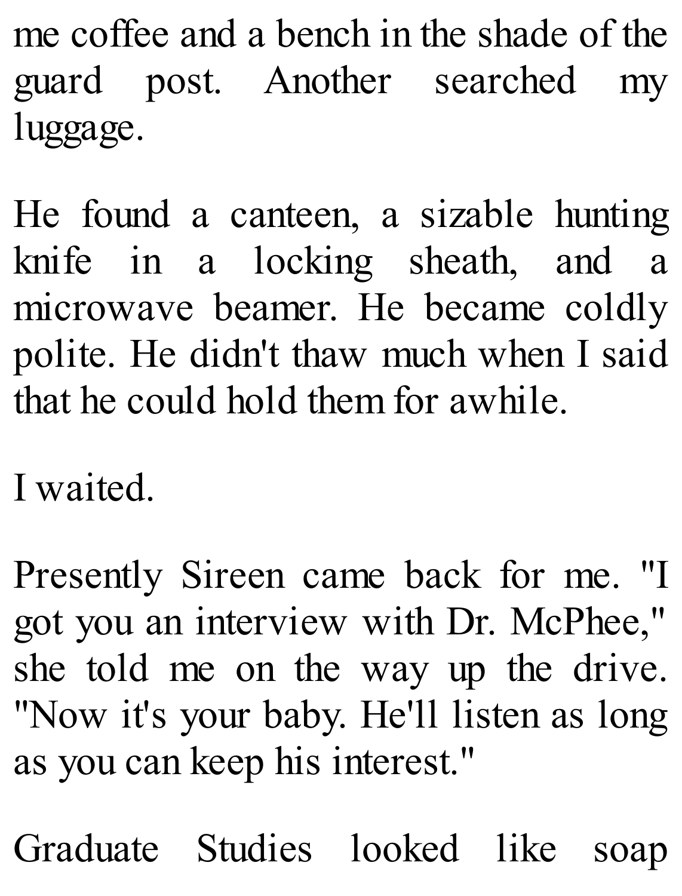me coffee and a bench in the shade of the guard post. Another searched my luggage.

He found a canteen, a sizable hunting knife in a locking sheath, and a microwave beamer. He became coldly polite. He didn't thaw much when I said that he could hold them for awhile.

I waited.

Presently Sireen came back for me. "I got you an interview with Dr. McPhee," she told me on the way up the drive. "Now it's your baby. He'll listen as long as you can keep his interest."

Graduate Studies looked like soap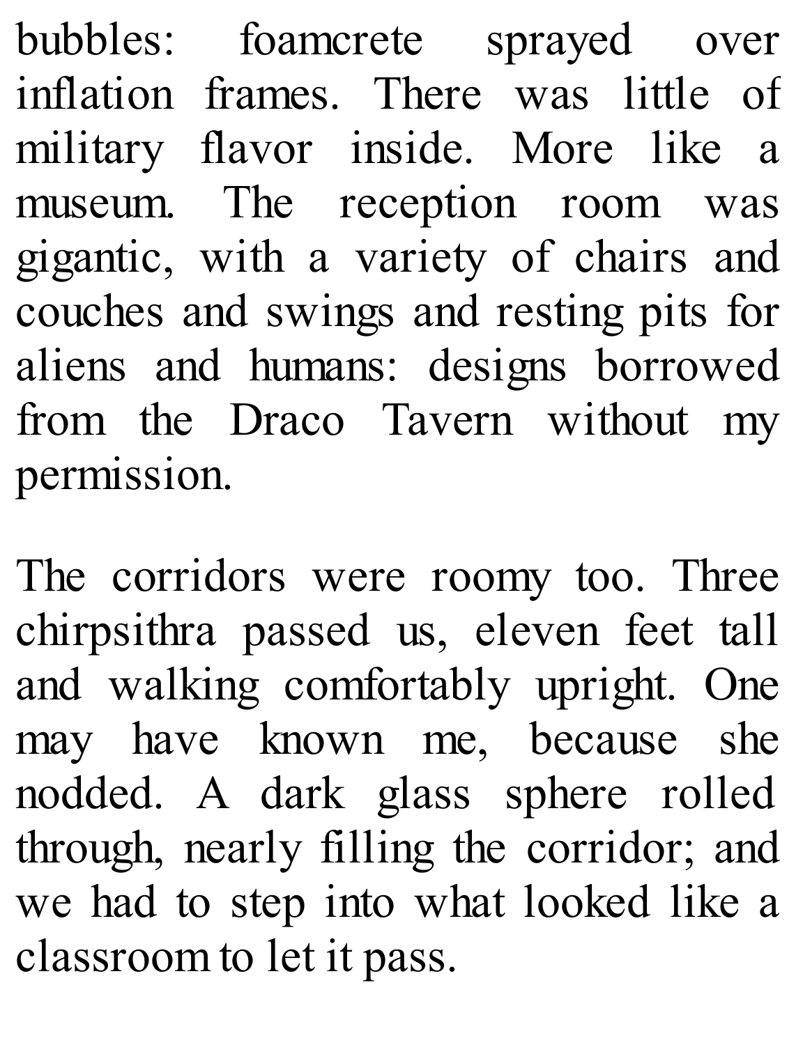bubbles: foamcrete sprayed over inflation frames. There was little of military flavor inside. More like a museum. The reception room was gigantic, with a variety of chairs and couches and swings and resting pits for aliens and humans: designs borrowed from the Draco Tavern without my permission.

The corridors were roomy too. Three chirpsithra passed us, eleven feet tall and walking comfortably upright. One may have known me, because she nodded. A dark glass sphere rolled through, nearly filling the corridor; and we had to step into what looked like a classroom to let it pass.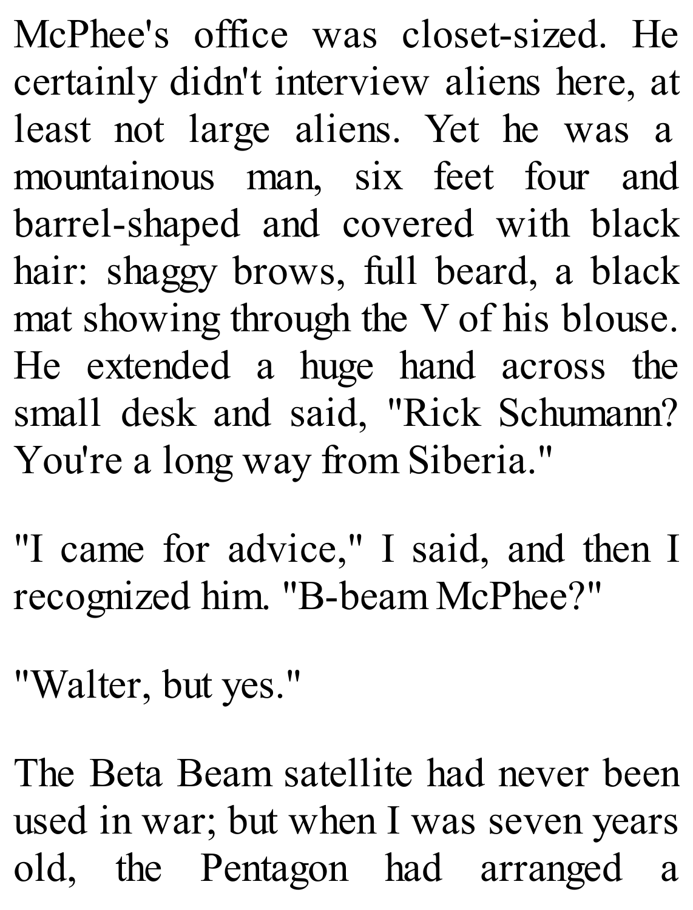McPhee's office was closet-sized. He certainly didn't interview aliens here, at least not large aliens. Yet he was a mountainous man, six feet four and barrel-shaped and covered with black hair: shaggy brows, full beard, a black mat showing through the V of his blouse. He extended a huge hand across the small desk and said, "Rick Schumann? You're a long way from Siberia."

"I came for advice," I said, and then I recognized him. "B-beam McPhee?"

"Walter, but yes."

The Beta Beam satellite had never been used in war; but when I was seven years old, the Pentagon had arranged a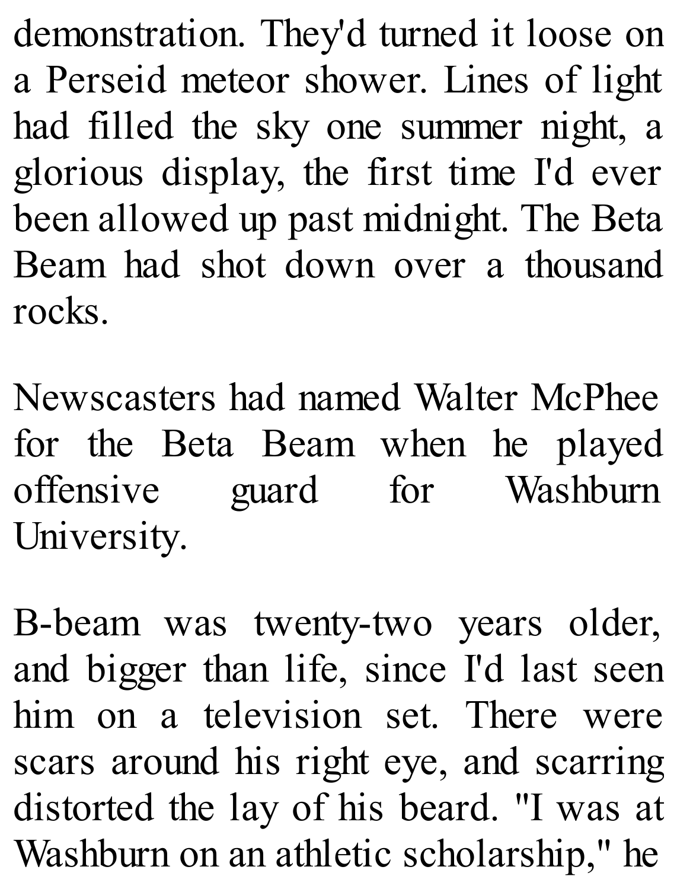demonstration. They'd turned it loose on a Perseid meteor shower. Lines of light had filled the sky one summer night, a glorious display, the first time I'd ever been allowed up past midnight. The Beta Beam had shot down over a thousand rocks.

Newscasters had named Walter McPhee for the Beta Beam when he played offensive guard for Washburn University.

B-beam was twenty-two years older, and bigger than life, since I'd last seen him on a television set. There were scars around his right eye, and scarring distorted the lay of his beard. "I was at Washburn on an athletic scholarship," he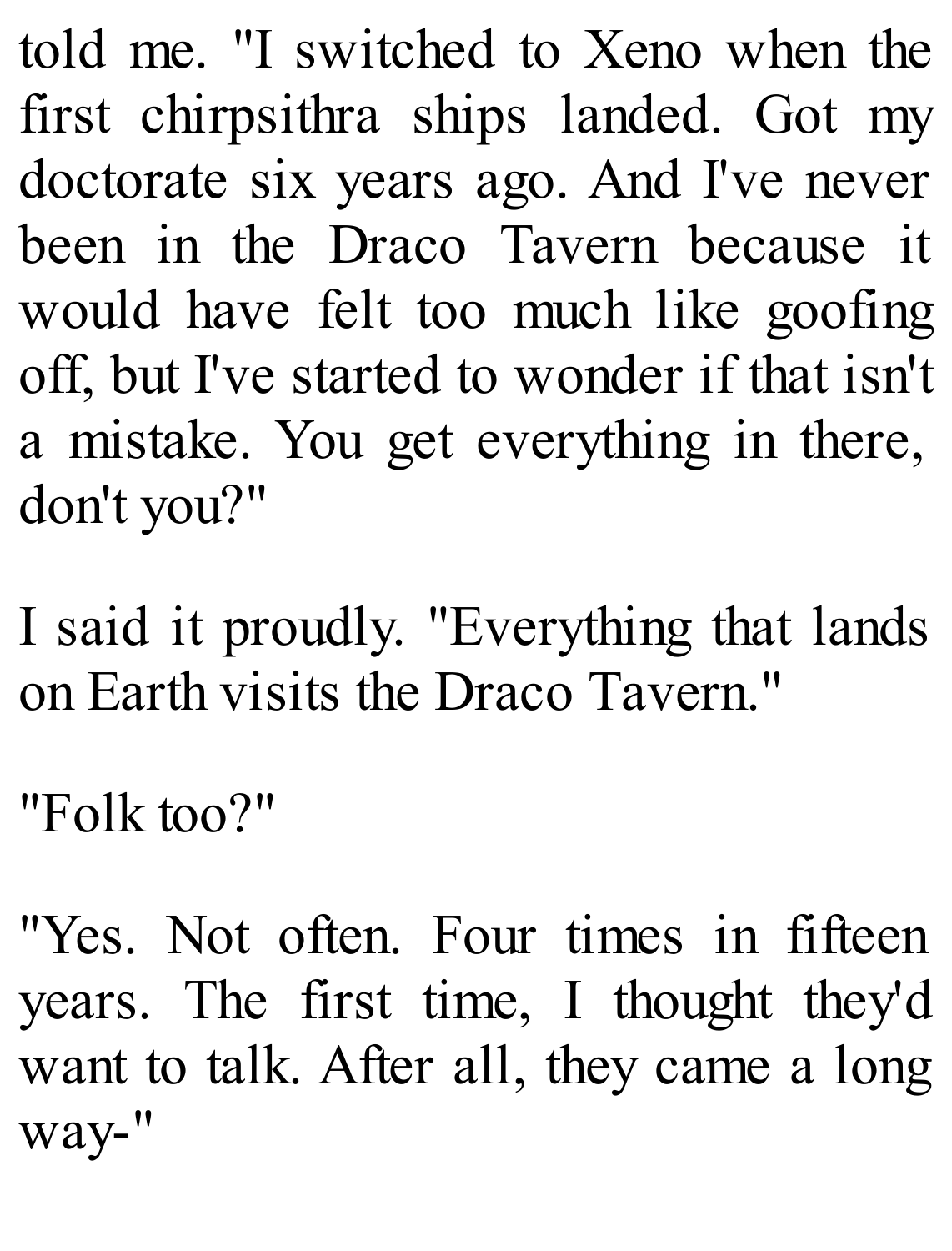told me. "I switched to Xeno when the first chirpsithra ships landed. Got my doctorate six years ago. And I've never been in the Draco Tavern because it would have felt too much like goofing off, but I've started to wonder if that isn't a mistake. You get everything in there, don't you?"

I said it proudly. "Everything that lands on Earth visits the Draco Tavern."

"Folk too?"

"Yes. Not often. Four times in fifteen years. The first time, I thought they'd want to talk. After all, they came a long way-"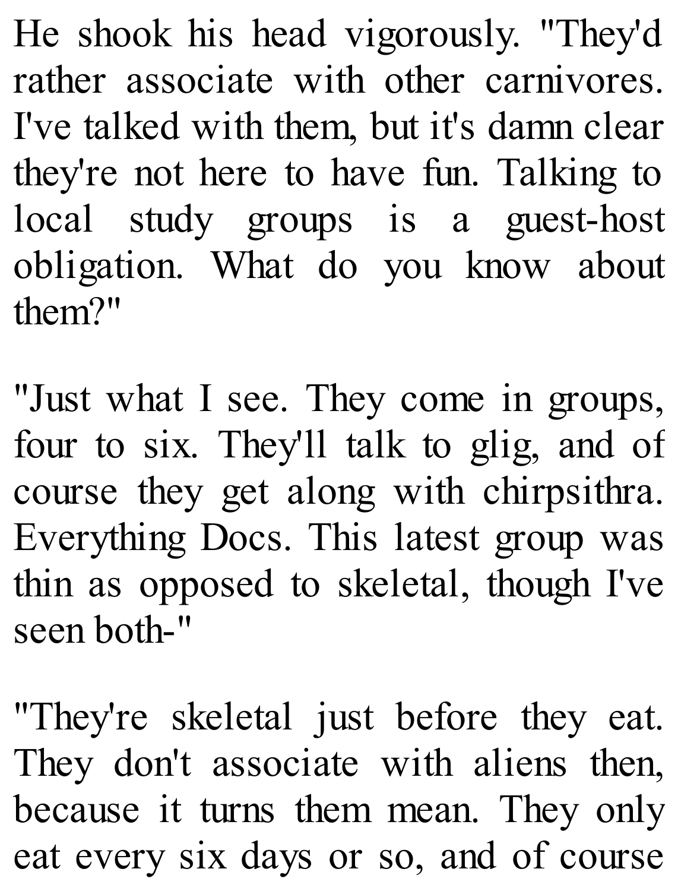He shook his head vigorously. "They'd rather associate with other carnivores. I've talked with them, but it's damn clear they're not here to have fun. Talking to local study groups is a guest-host obligation. What do you know about them?"

"Just what I see. They come in groups, four to six. They'll talk to glig, and of course they get along with chirpsithra. Everything Docs. This latest group was thin as opposed to skeletal, though I've seen both-"

"They're skeletal just before they eat. They don't associate with aliens then, because it turns them mean. They only eat every six days or so, and of course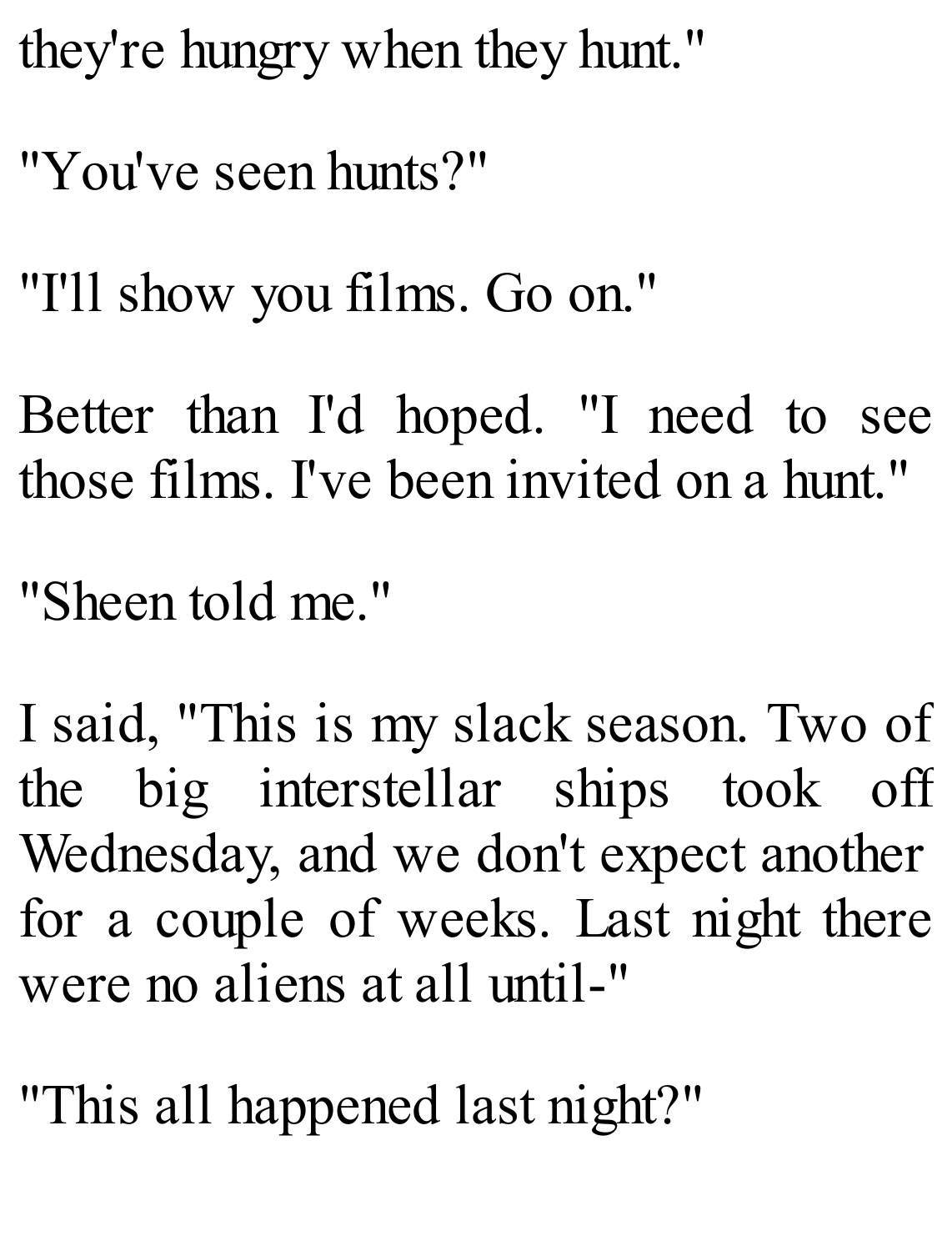they're hungry when they hunt."

"You've seen hunts?"

"I'll show you films. Go on."

Better than I'd hoped. "I need to see those films. I've been invited on a hunt."

"Sheen told me."

I said, "This is my slack season. Two of the big interstellar ships took off Wednesday, and we don't expect another for a couple of weeks. Last night there were no aliens at all until-"

"This all happened last night?"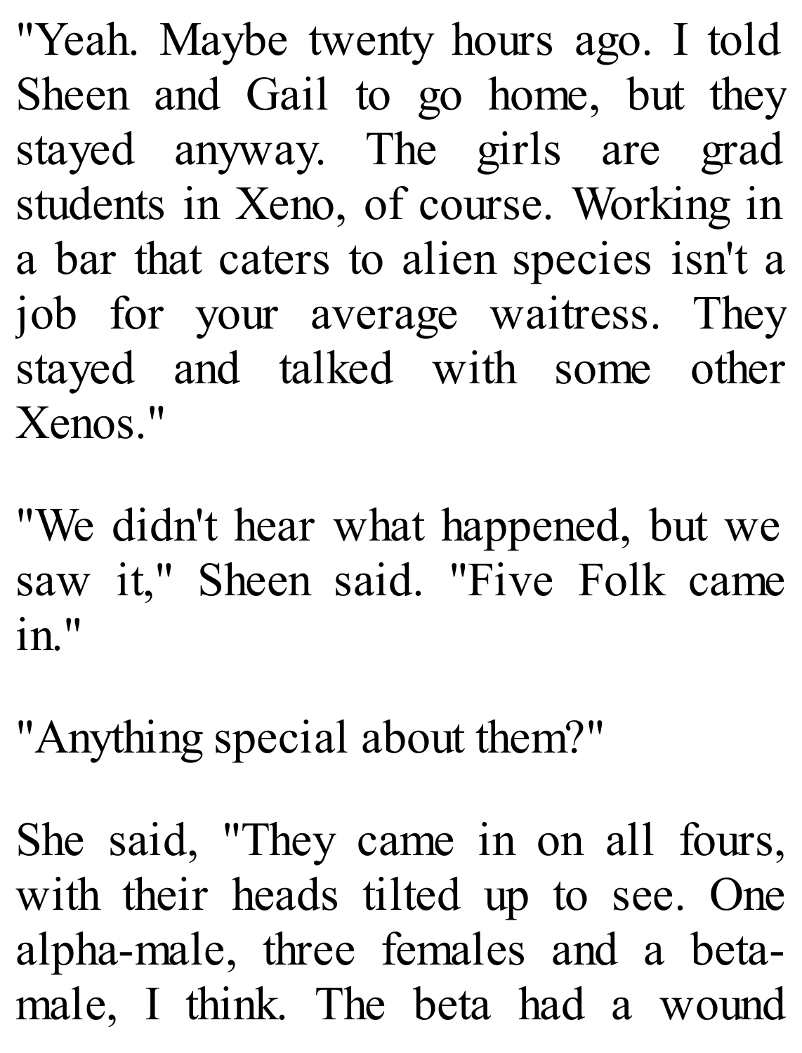"Yeah. Maybe twenty hours ago. I told Sheen and Gail to go home, but they stayed anyway. The girls are grad students in Xeno, of course. Working in a bar that caters to alien species isn't a job for your average waitress. They stayed and talked with some other Xenos."

"We didn't hear what happened, but we saw it," Sheen said. "Five Folk came in."

"Anything special about them?"

She said, "They came in on all fours, with their heads tilted up to see. One alpha-male, three females and a beta-male, I think. The beta had a wound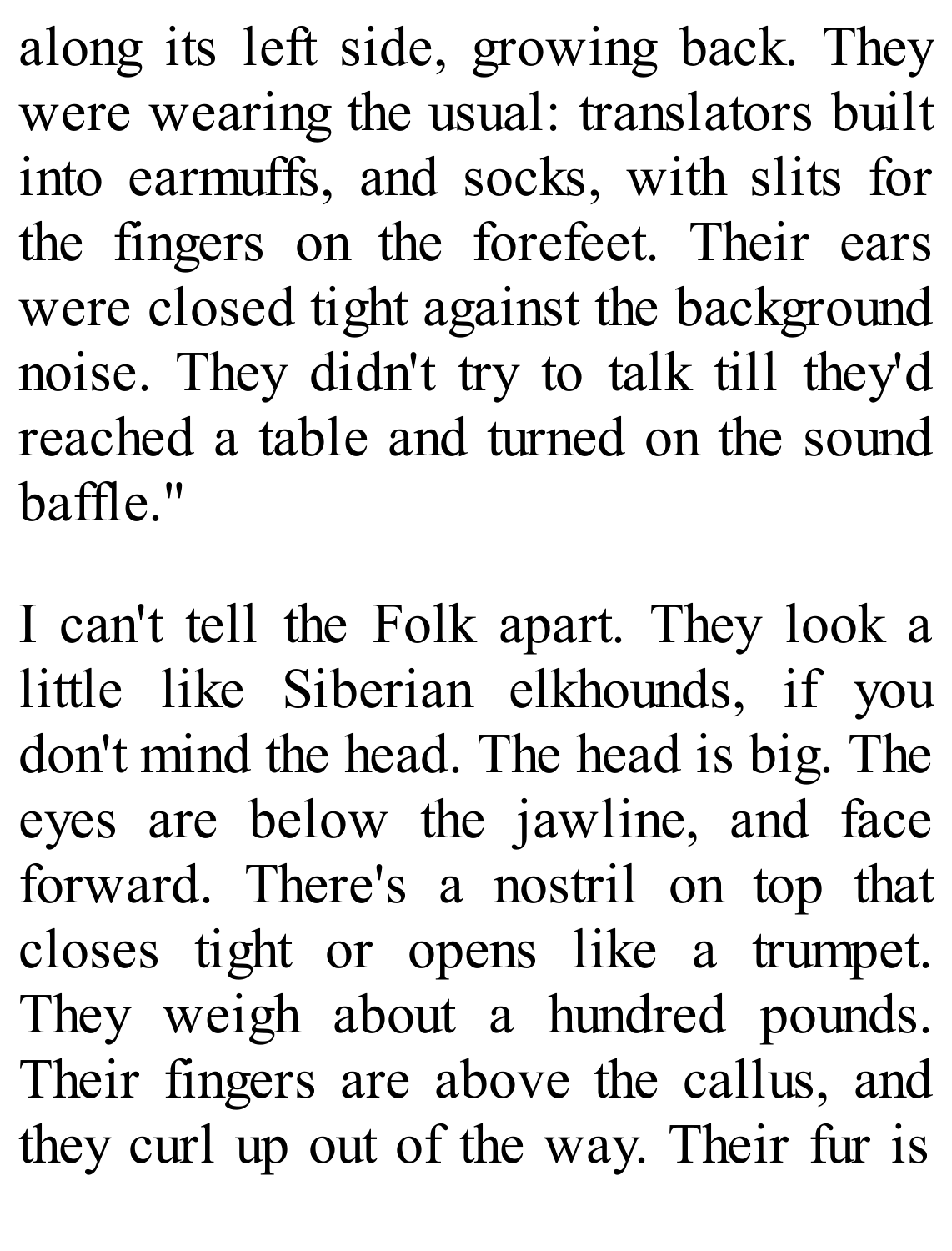along its left side, growing back. They were wearing the usual: translators built into earmuffs, and socks, with slits for the fingers on the forefeet. Their ears were closed tight against the background noise. They didn't try to talk till they'd reached a table and turned on the sound baffle."

I can't tell the Folk apart. They look a little like Siberian elkhounds, if you don't mind the head. The head is big. The eyes are below the jawline, and face forward. There's a nostril on top that closes tight or opens like a trumpet. They weigh about a hundred pounds. Their fingers are above the callus, and they curl up out of the way. Their fur is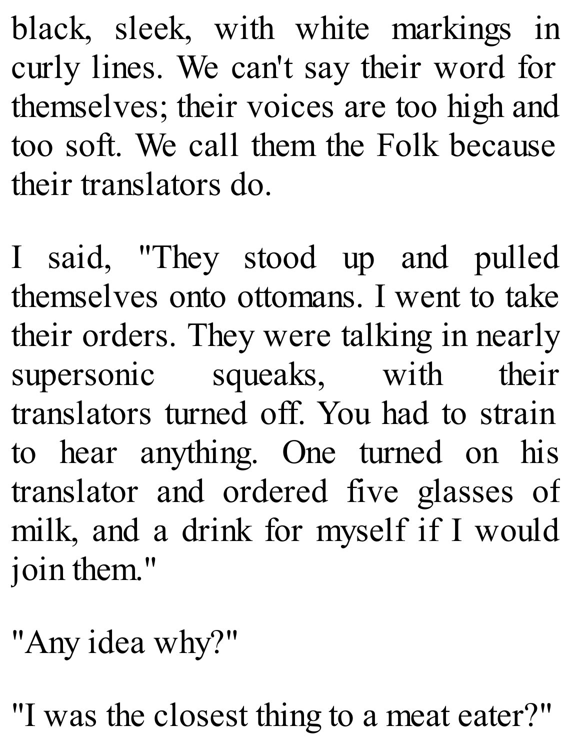black, sleek, with white markings in curly lines. We can't say their word for themselves; their voices are too high and too soft. We call them the Folk because their translators do.

I said, "They stood up and pulled themselves onto ottomans. I went to take their orders. They were talking in nearly supersonic squeaks, with their translators turned off. You had to strain to hear anything. One turned on his translator and ordered five glasses of milk, and a drink for myself if I would join them."

"Any idea why?"

"I was the closest thing to a meat eater?"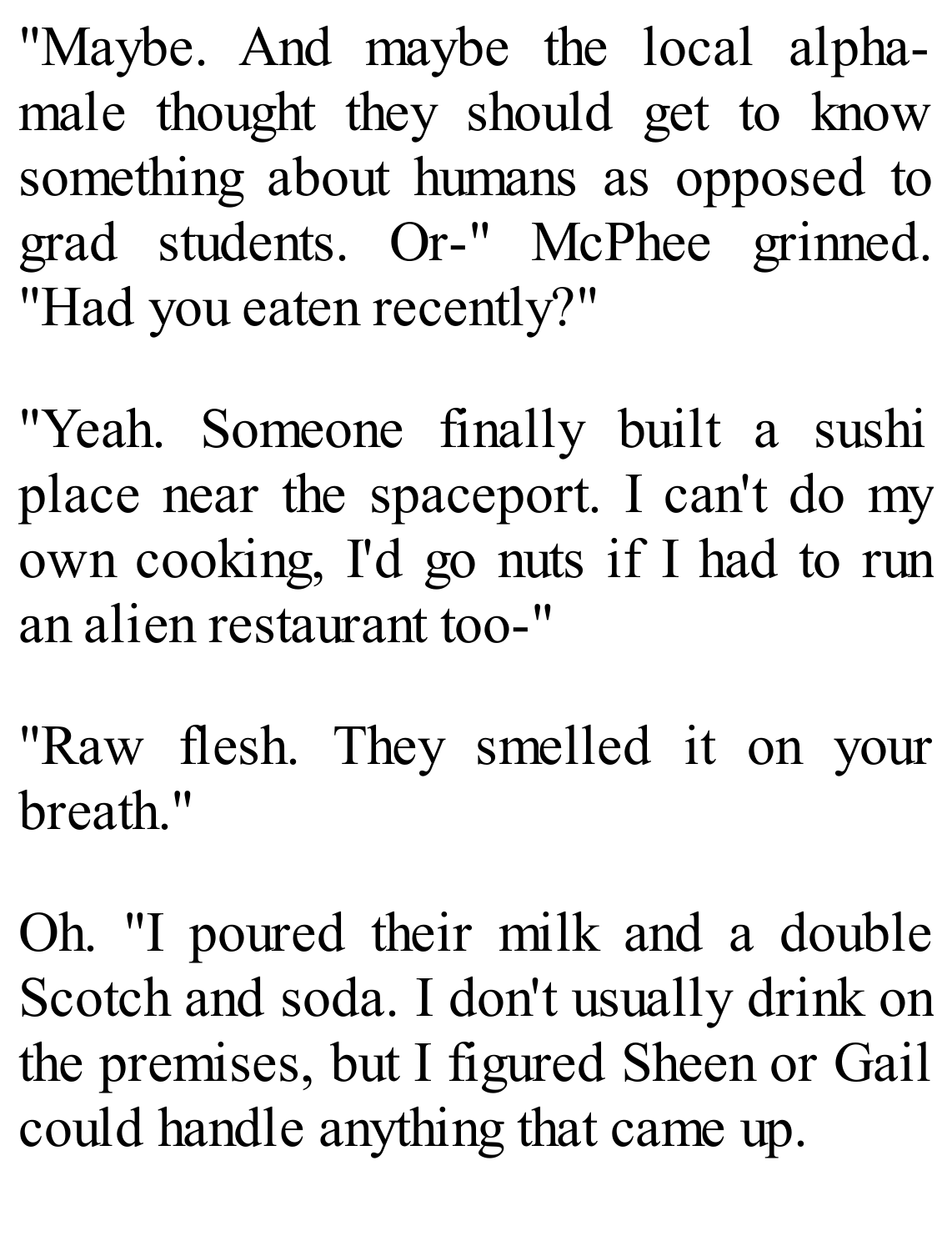"Maybe. And maybe the local alpha-male thought they should get to know something about humans as opposed to grad students. Or-" McPhee grinned. "Had you eaten recently?"

"Yeah. Someone finally built a sushi place near the spaceport. I can't do my own cooking, I'd go nuts if I had to run an alien restaurant too-"

"Raw flesh. They smelled it on your breath."

Oh. "I poured their milk and a double Scotch and soda. I don't usually drink on the premises, but I figured Sheen or Gail could handle anything that came up.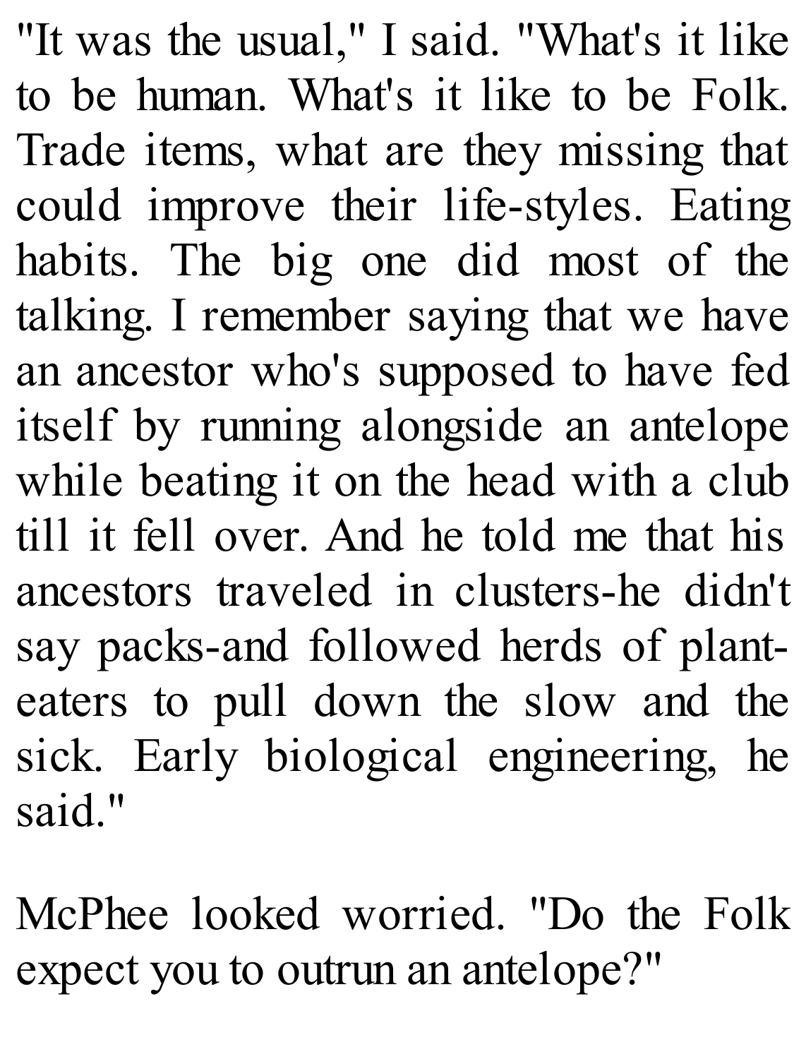"It was the usual," I said. "What's it like to be human. What's it like to be Folk. Trade items, what are they missing that could improve their life-styles. Eating habits. The big one did most of the talking. I remember saying that we have an ancestor who's supposed to have fed itself by running alongside an antelope while beating it on the head with a club till it fell over. And he told me that his ancestors traveled in clusters-he didn't say packs-and followed herds of plant-eaters to pull down the slow and the sick. Early biological engineering, he said."

McPhee looked worried. "Do the Folk expect you to outrun an antelope?"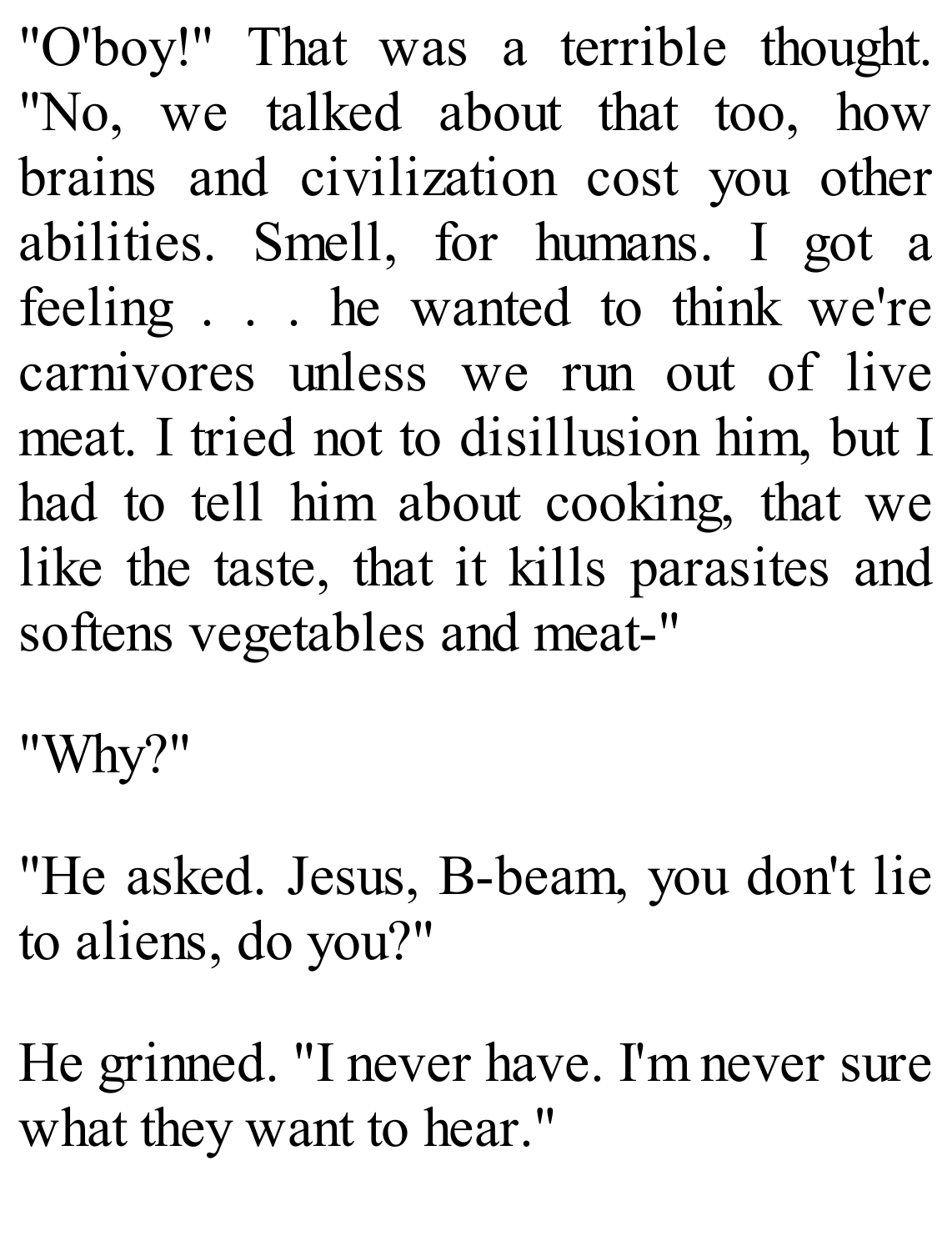"O'boy!" That was a terrible thought. "No, we talked about that too, how brains and civilization cost you other abilities. Smell, for humans. I got a feeling . . . he wanted to think we're carnivores unless we run out of live meat. I tried not to disillusion him, but I had to tell him about cooking, that we like the taste, that it kills parasites and softens vegetables and meat-"

"Why?"

"He asked. Jesus, B-beam, you don't lie to aliens, do you?"

He grinned. "I never have. I'm never sure what they want to hear."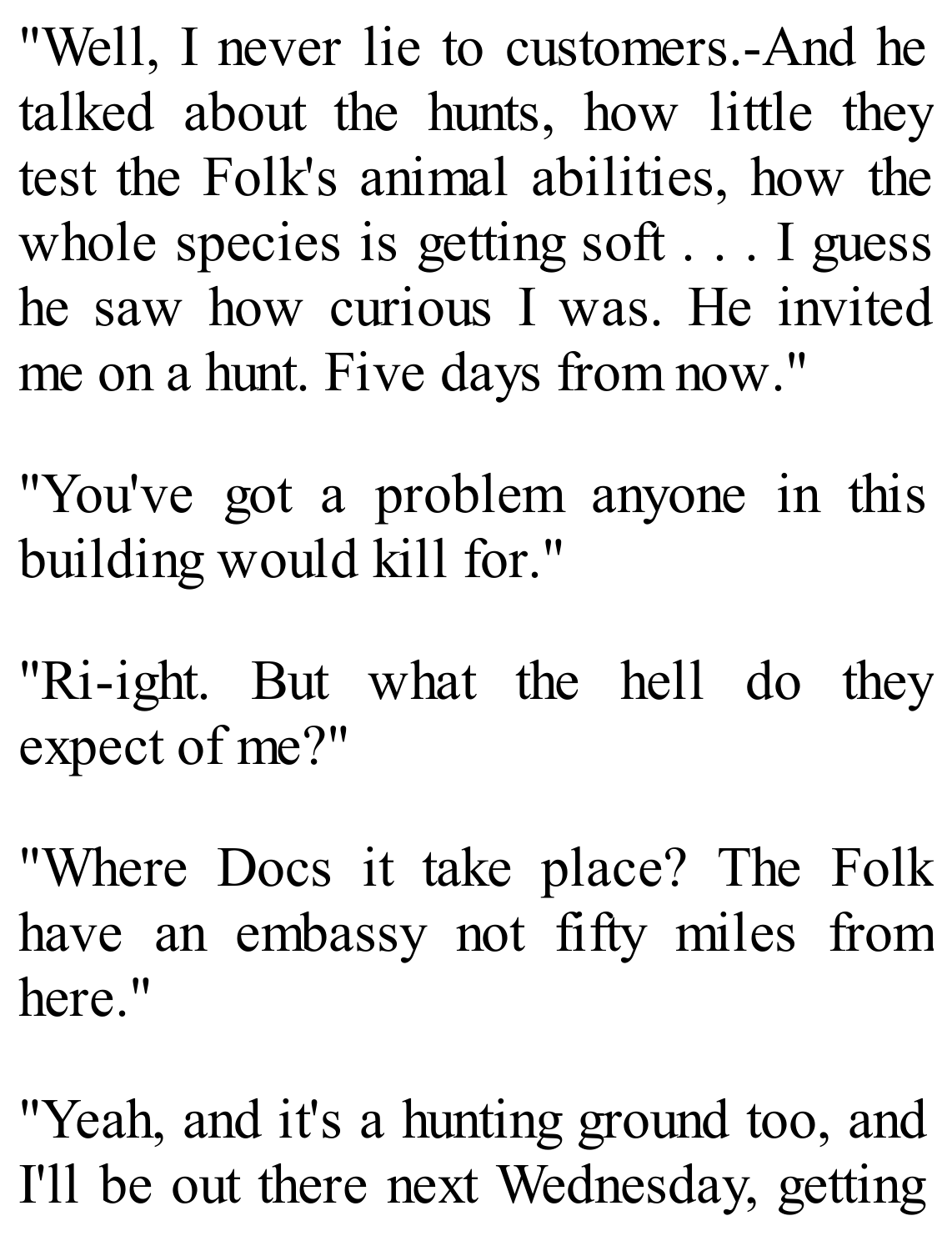"Well, I never lie to customers.-And he talked about the hunts, how little they test the Folk's animal abilities, how the whole species is getting soft . . . I guess he saw how curious I was. He invited me on a hunt. Five days from now."

"You've got a problem anyone in this building would kill for."

"Ri-ight. But what the hell do they expect of me?"

"Where Docs it take place? The Folk have an embassy not fifty miles from here."

"Yeah, and it's a hunting ground too, and I'll be out there next Wednesday, getting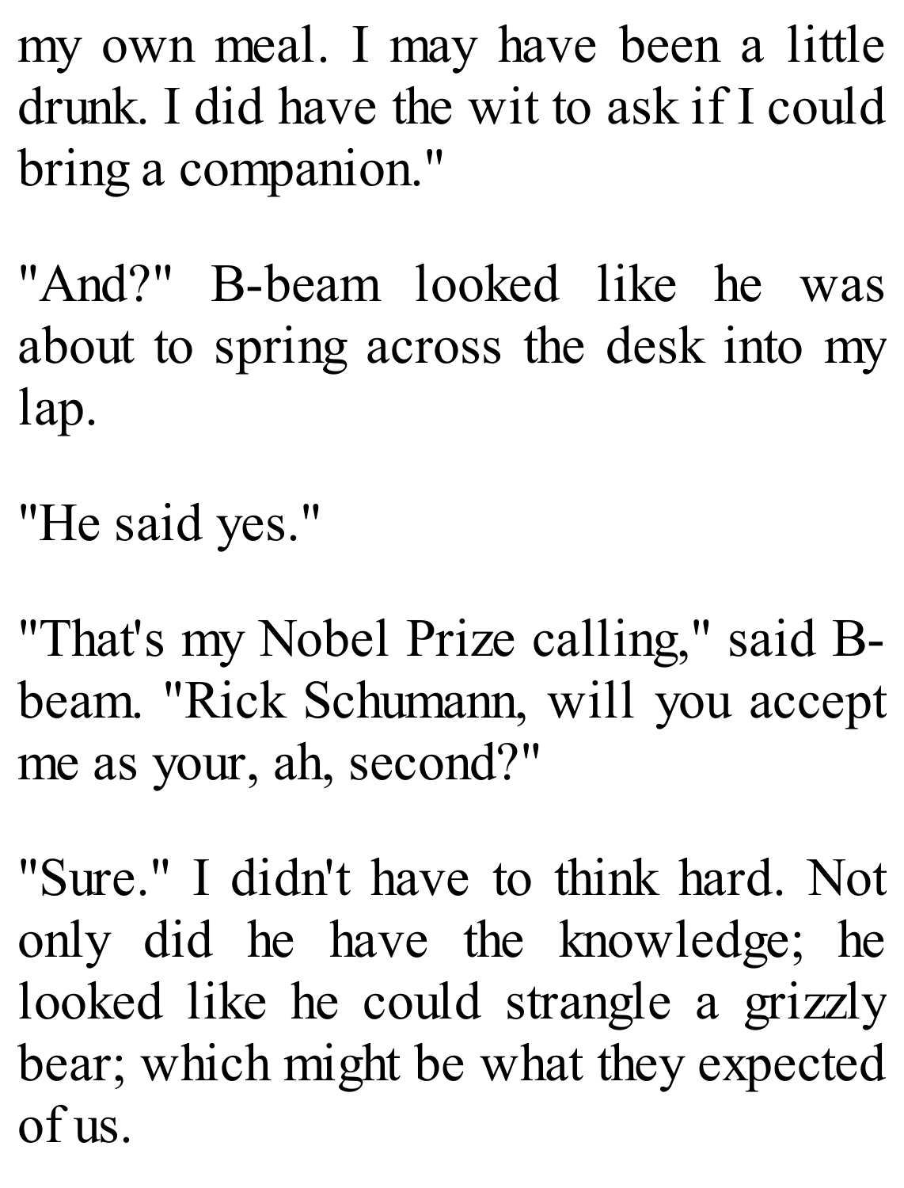my own meal. I may have been a little drunk. I did have the wit to ask if I could bring a companion."

"And?" B-beam looked like he was about to spring across the desk into my lap.

"He said yes."

"That's my Nobel Prize calling," said B-beam. "Rick Schumann, will you accept me as your, ah, second?"

"Sure." I didn't have to think hard. Not only did he have the knowledge; he looked like he could strangle a grizzly bear; which might be what they expected of us.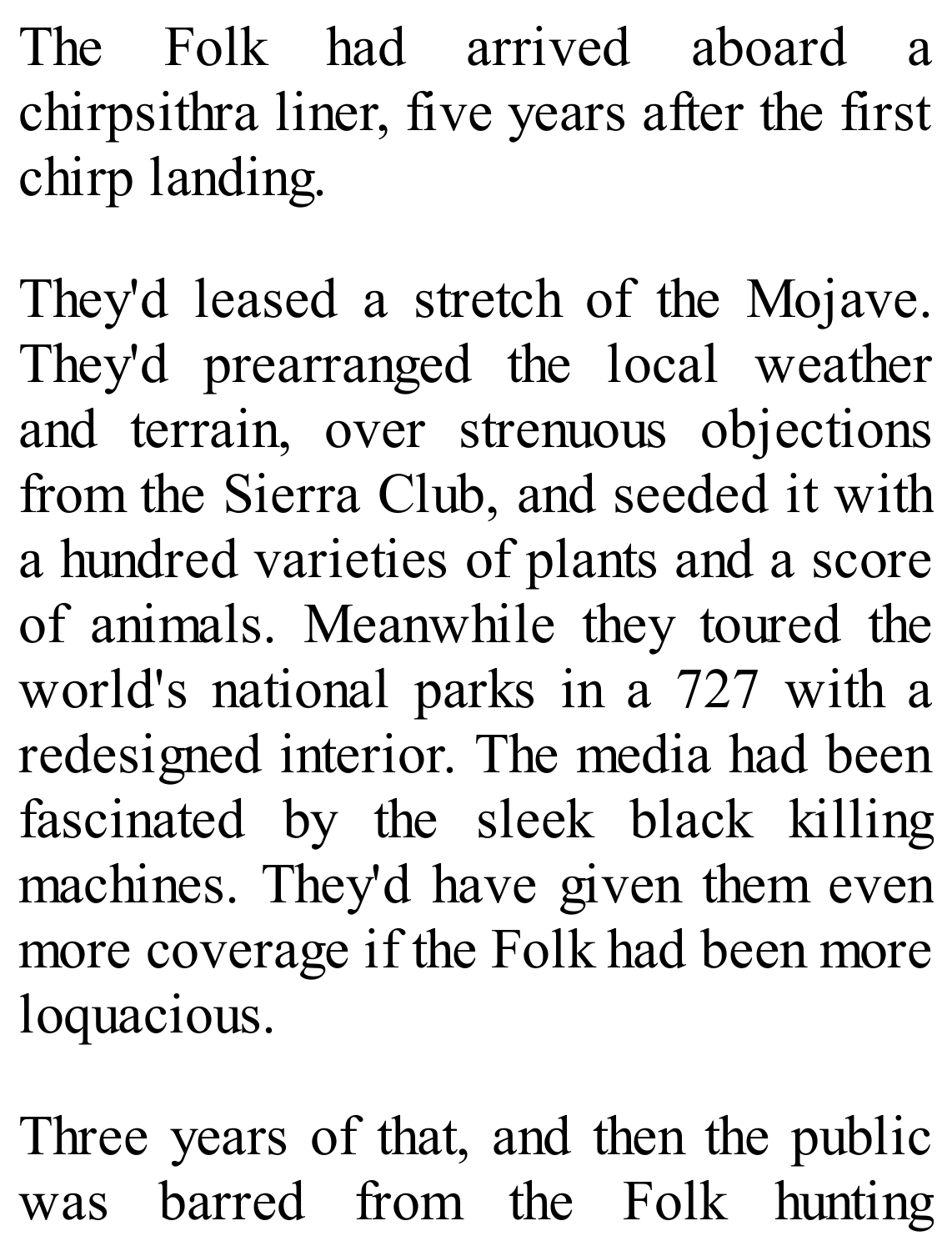The Folk had arrived aboard a chirpsithra liner, five years after the first chirp landing.

They'd leased a stretch of the Mojave. They'd prearranged the local weather and terrain, over strenuous objections from the Sierra Club, and seeded it with a hundred varieties of plants and a score of animals. Meanwhile they toured the world's national parks in a 727 with a redesigned interior. The media had been fascinated by the sleek black killing machines. They'd have given them even more coverage if the Folk had been more loquacious.

Three years of that, and then the public was barred from the Folk hunting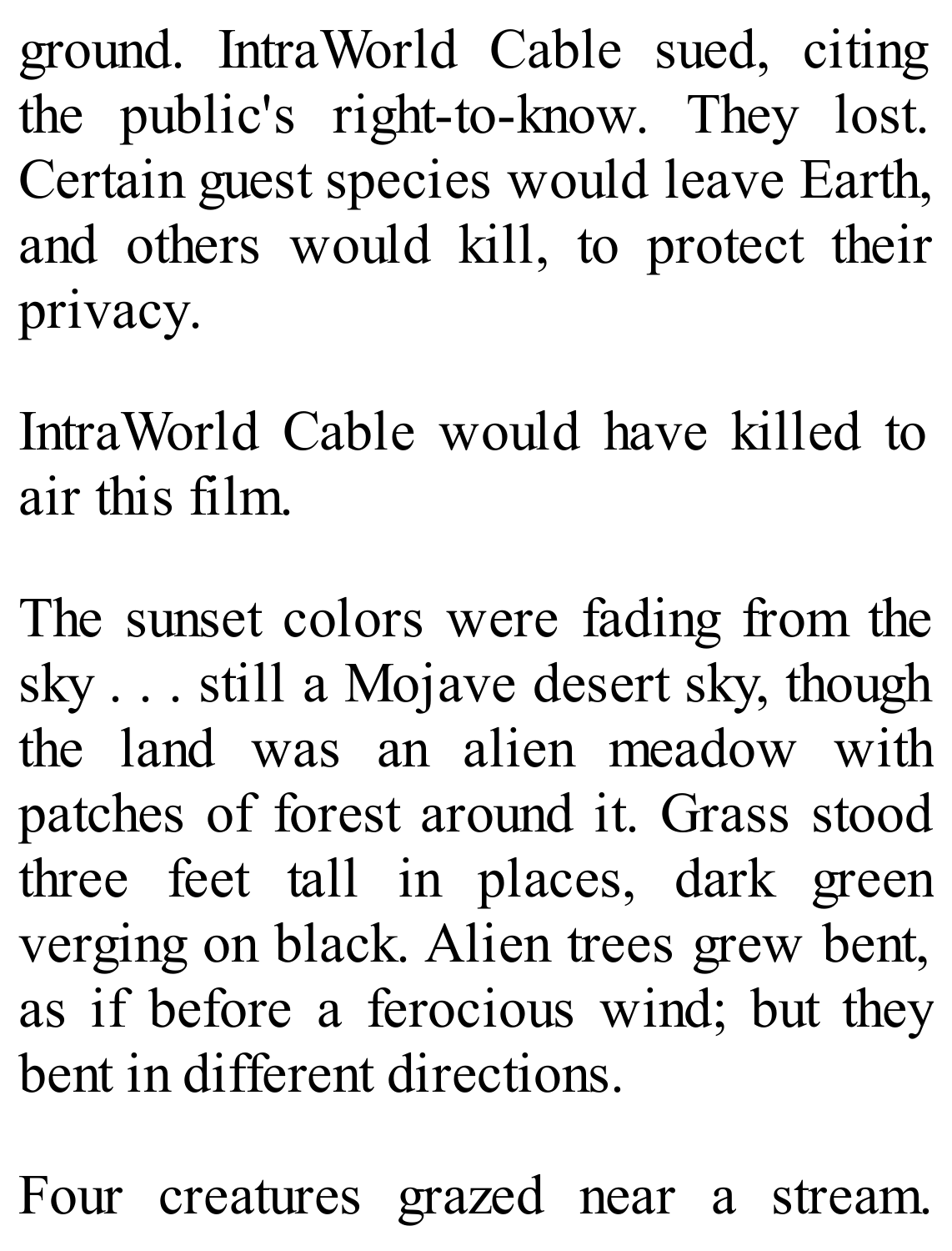ground. IntraWorld Cable sued, citing the public's right-to-know. They lost. Certain guest species would leave Earth, and others would kill, to protect their privacy.

IntraWorld Cable would have killed to air this film.

The sunset colors were fading from the sky . . . still a Mojave desert sky, though the land was an alien meadow with patches of forest around it. Grass stood three feet tall in places, dark green verging on black. Alien trees grew bent, as if before a ferocious wind; but they bent in different directions.

Four creatures grazed near a stream.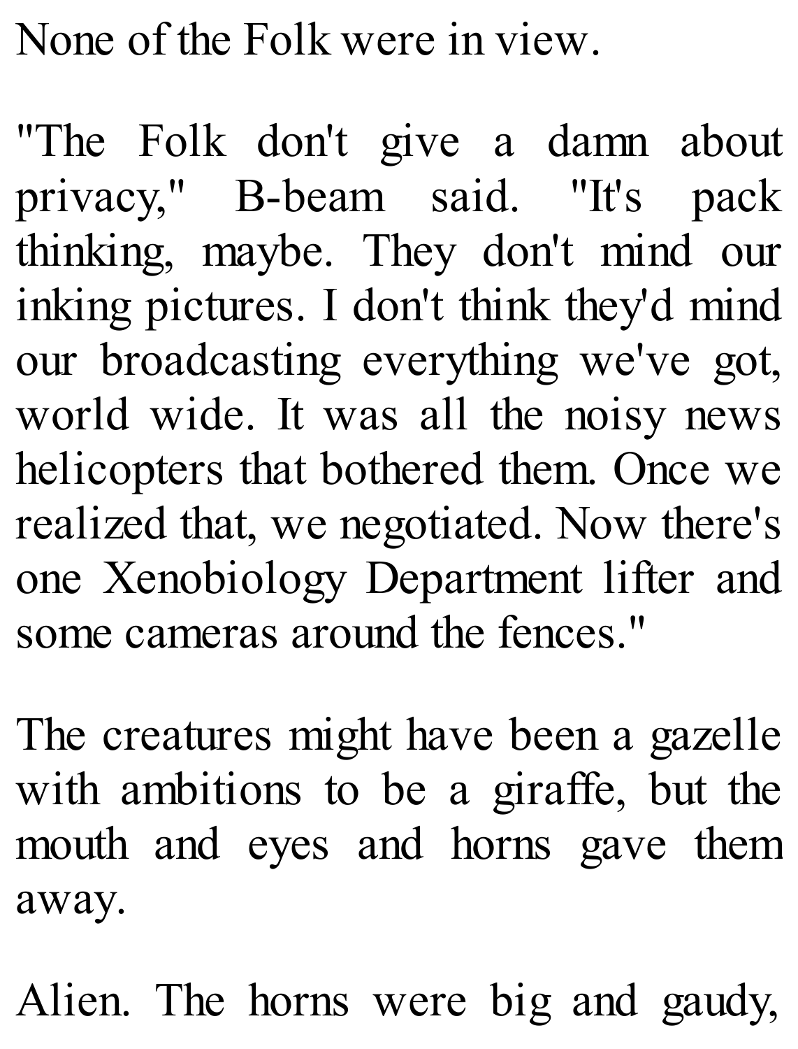None of the Folk were in view.

"The Folk don't give a damn about privacy," B-beam said. "It's pack thinking, maybe. They don't mind our inking pictures. I don't think they'd mind our broadcasting everything we've got, world wide. It was all the noisy news helicopters that bothered them. Once we realized that, we negotiated. Now there's one Xenobiology Department lifter and some cameras around the fences."

The creatures might have been a gazelle with ambitions to be a giraffe, but the mouth and eyes and horns gave them away.

Alien. The horns were big and gaudy,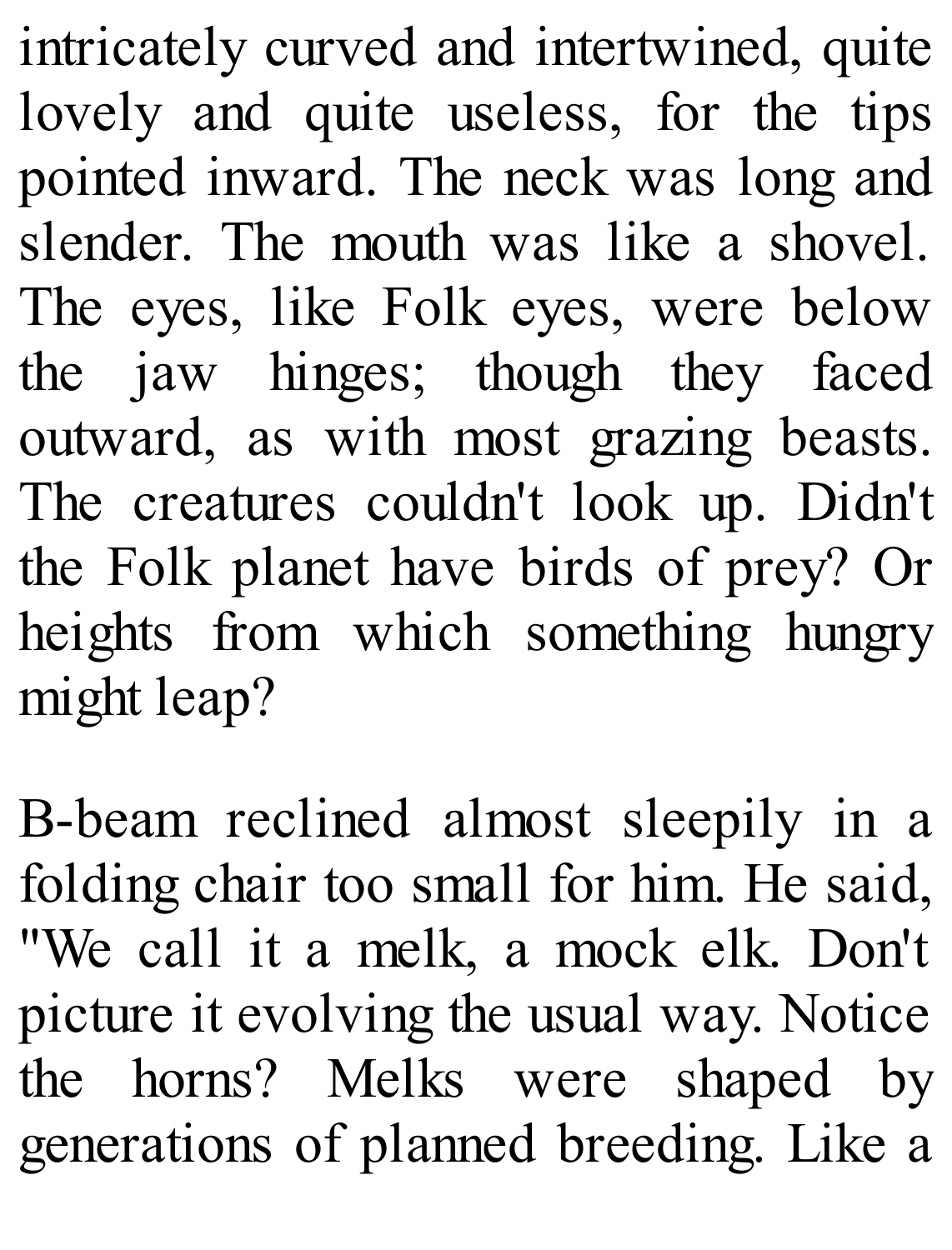intricately curved and intertwined, quite lovely and quite useless, for the tips pointed inward. The neck was long and slender. The mouth was like a shovel. The eyes, like Folk eyes, were below the jaw hinges; though they faced outward, as with most grazing beasts. The creatures couldn't look up. Didn't the Folk planet have birds of prey? Or heights from which something hungry might leap?

B-beam reclined almost sleepily in a folding chair too small for him. He said, "We call it a melk, a mock elk. Don't picture it evolving the usual way. Notice the horns? Melks were shaped by generations of planned breeding. Like a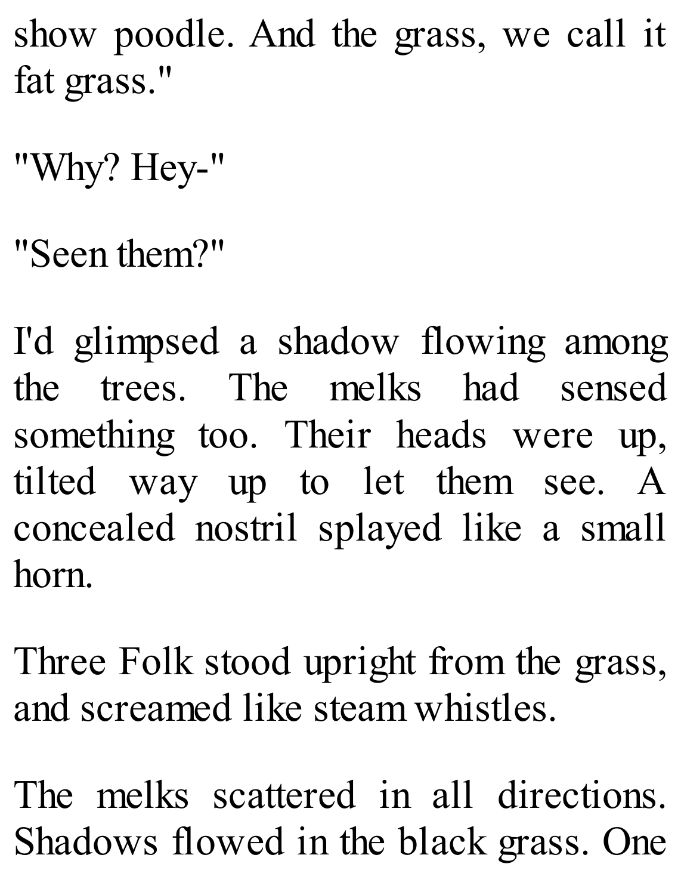show poodle. And the grass, we call it fat grass."

"Why? Hey-"

"Seen them?"

I'd glimpsed a shadow flowing among the trees. The melks had sensed something too. Their heads were up, tilted way up to let them see. A concealed nostril splayed like a small horn.

Three Folk stood upright from the grass, and screamed like steam whistles.

The melks scattered in all directions. Shadows flowed in the black grass. One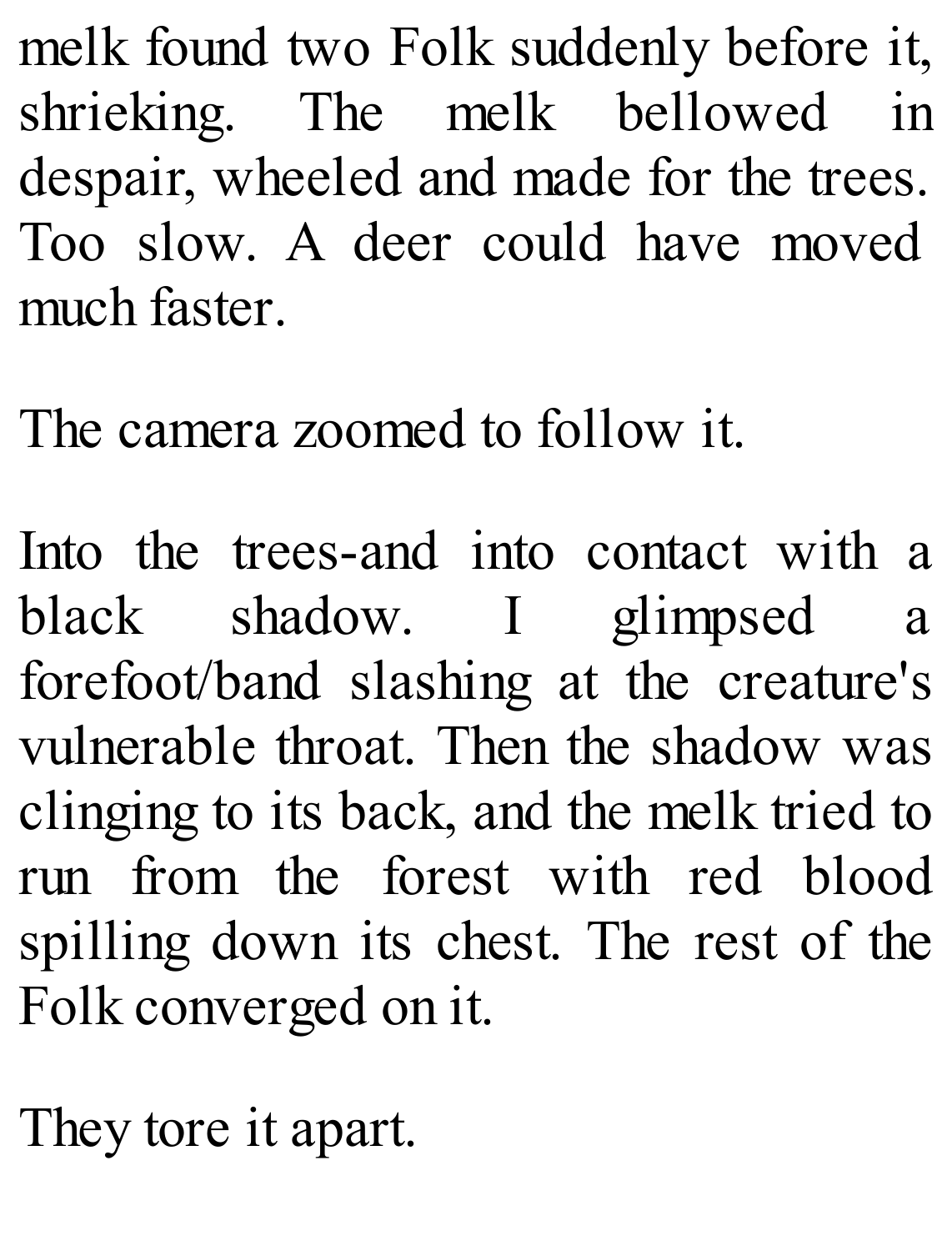melk found two Folk suddenly before it, shrieking. The melk bellowed in despair, wheeled and made for the trees. Too slow. A deer could have moved much faster.

The camera zoomed to follow it.

Into the trees-and into contact with a black shadow. I glimpsed a forefoot/band slashing at the creature's vulnerable throat. Then the shadow was clinging to its back, and the melk tried to run from the forest with red blood spilling down its chest. The rest of the Folk converged on it.

They tore it apart.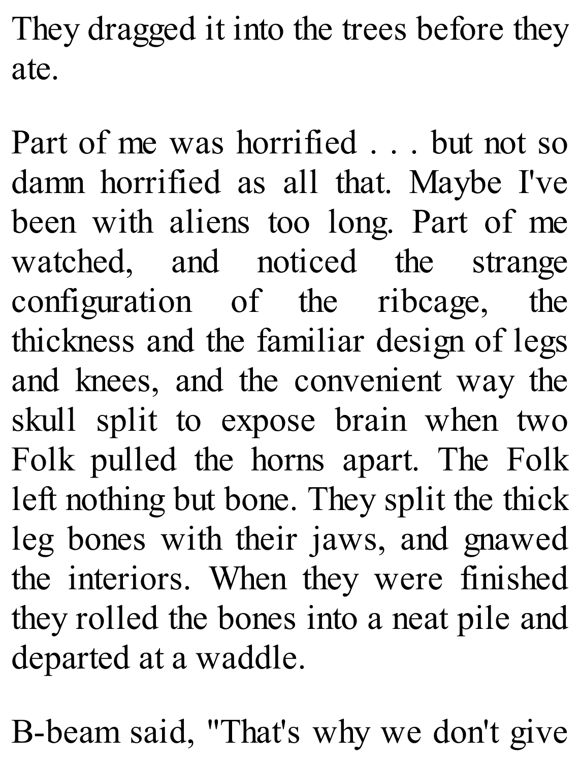They dragged it into the trees before they ate.

Part of me was horrified . . . but not so damn horrified as all that. Maybe I've been with aliens too long. Part of me watched, and noticed the strange configuration of the ribcage, the thickness and the familiar design of legs and knees, and the convenient way the skull split to expose brain when two Folk pulled the horns apart. The Folk left nothing but bone. They split the thick leg bones with their jaws, and gnawed the interiors. When they were finished they rolled the bones into a neat pile and departed at a waddle.

B-beam said, "That's why we don't give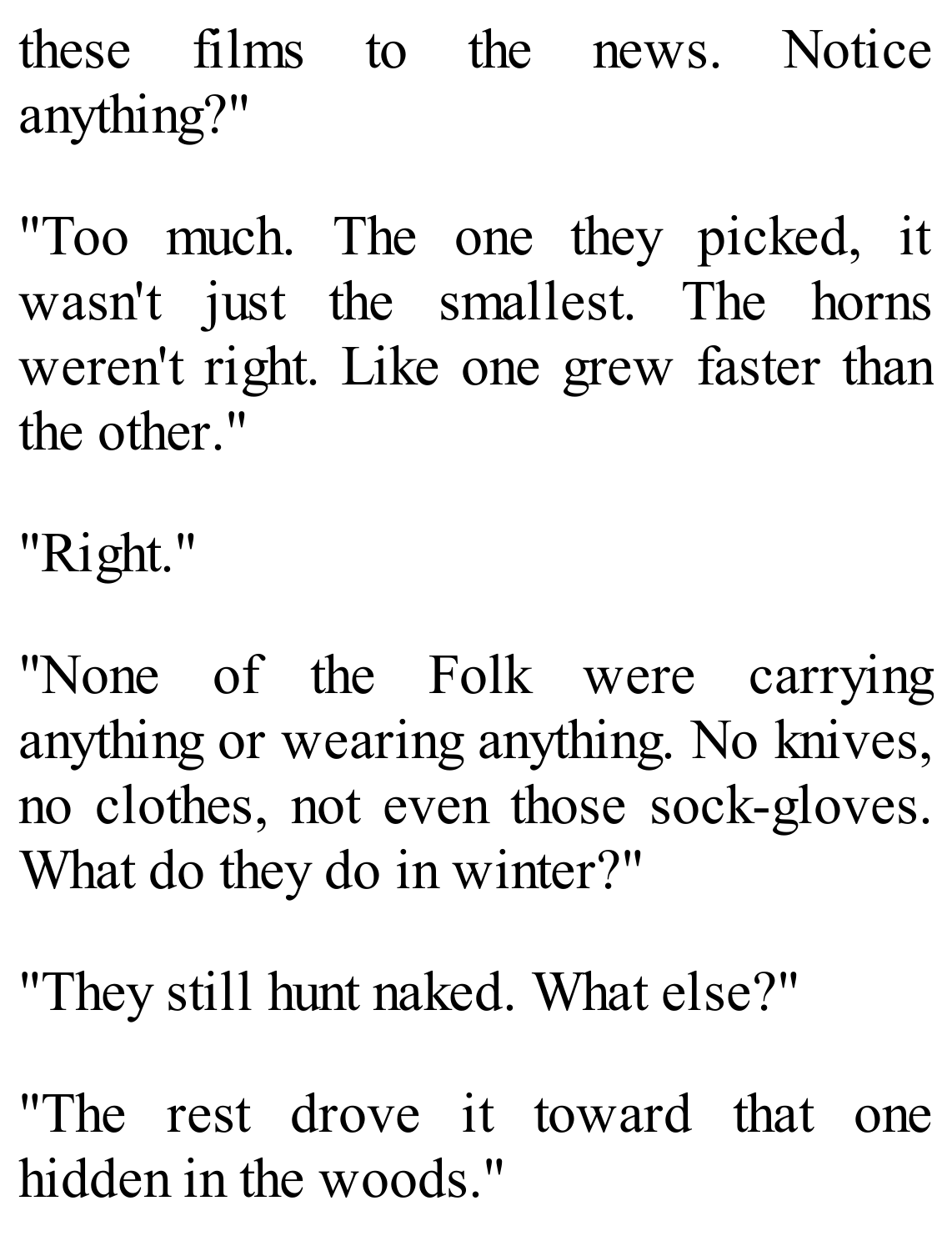these films to the news. Notice anything?"

"Too much. The one they picked, it wasn't just the smallest. The horns weren't right. Like one grew faster than the other."

"Right."

"None of the Folk were carrying anything or wearing anything. No knives, no clothes, not even those sock-gloves. What do they do in winter?"

"They still hunt naked. What else?"

"The rest drove it toward that one hidden in the woods."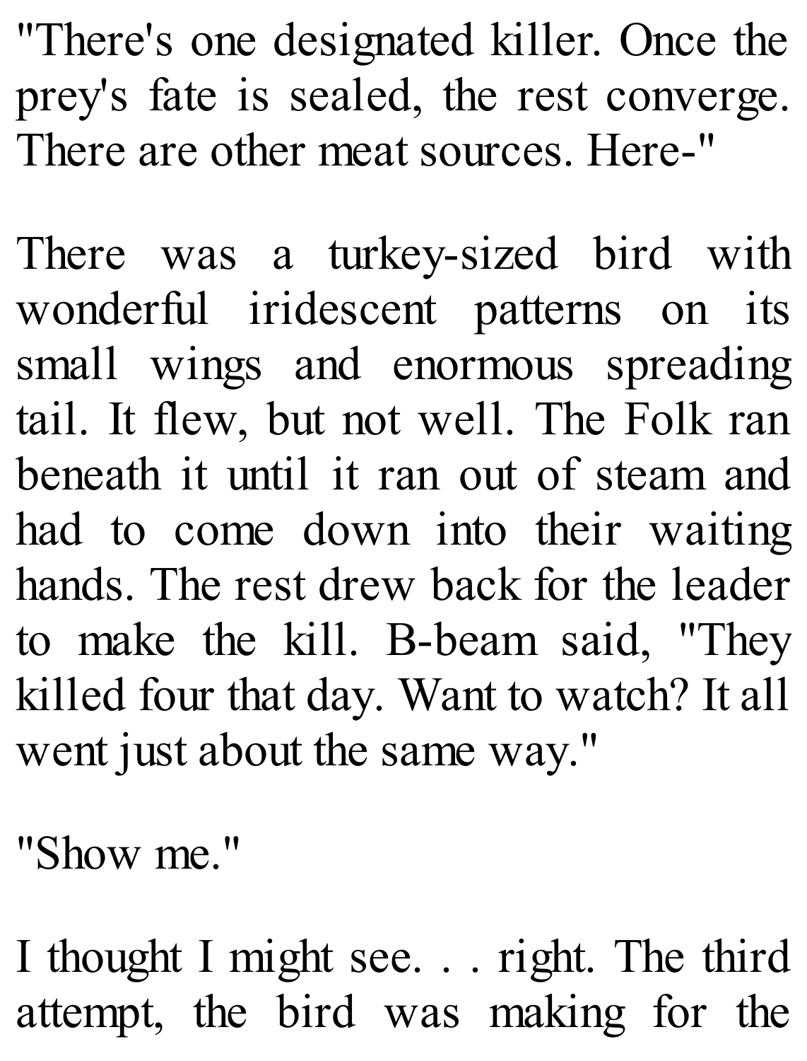"There's one designated killer. Once the prey's fate is sealed, the rest converge. There are other meat sources. Here-"

There was a turkey-sized bird with wonderful iridescent patterns on its small wings and enormous spreading tail. It flew, but not well. The Folk ran beneath it until it ran out of steam and had to come down into their waiting hands. The rest drew back for the leader to make the kill. B-beam said, "They killed four that day. Want to watch? It all went just about the same way."

"Show me."

I thought I might see. . . right. The third attempt, the bird was making for the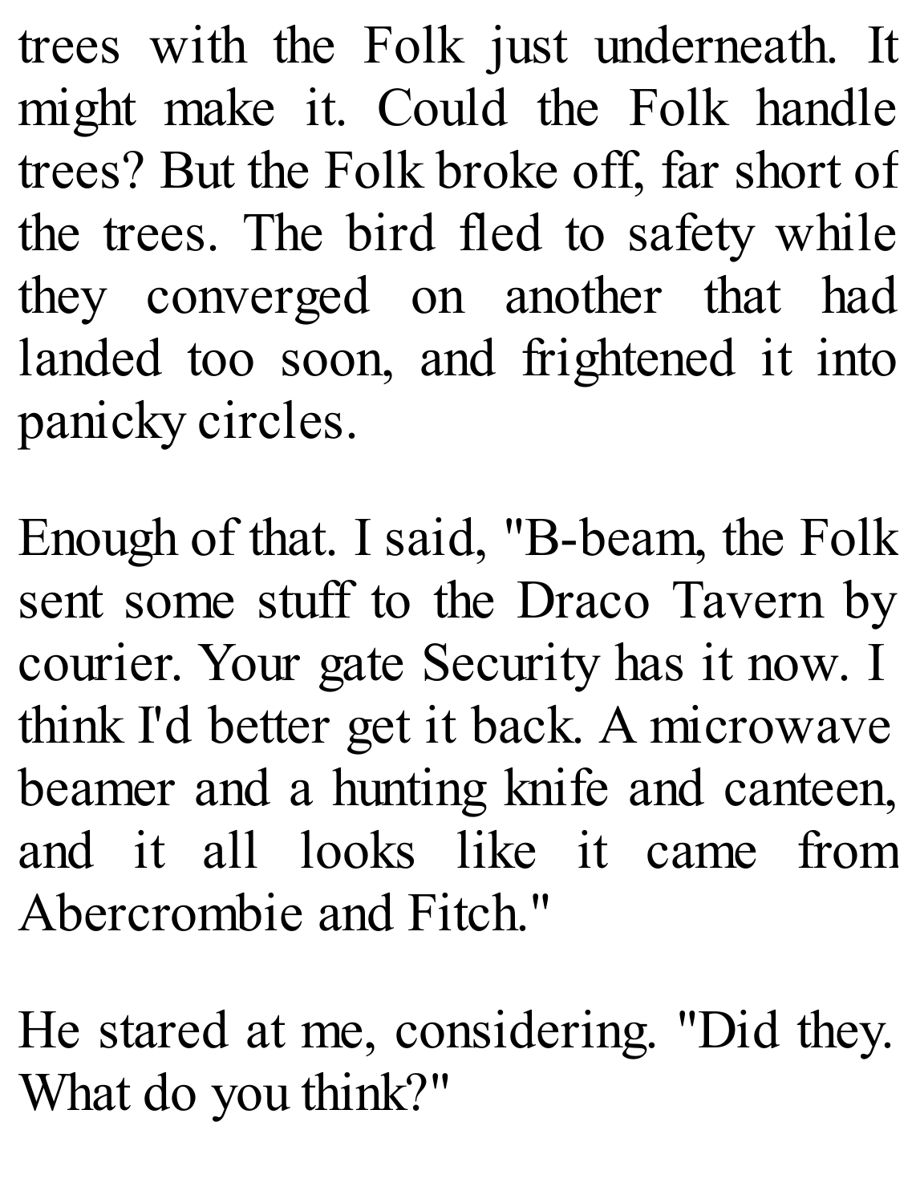trees with the Folk just underneath. It might make it. Could the Folk handle trees? But the Folk broke off, far short of the trees. The bird fled to safety while they converged on another that had landed too soon, and frightened it into panicky circles.

Enough of that. I said, "B-beam, the Folk sent some stuff to the Draco Tavern by courier. Your gate Security has it now. I think I'd better get it back. A microwave beamer and a hunting knife and canteen, and it all looks like it came from Abercrombie and Fitch."

He stared at me, considering. "Did they. What do you think?"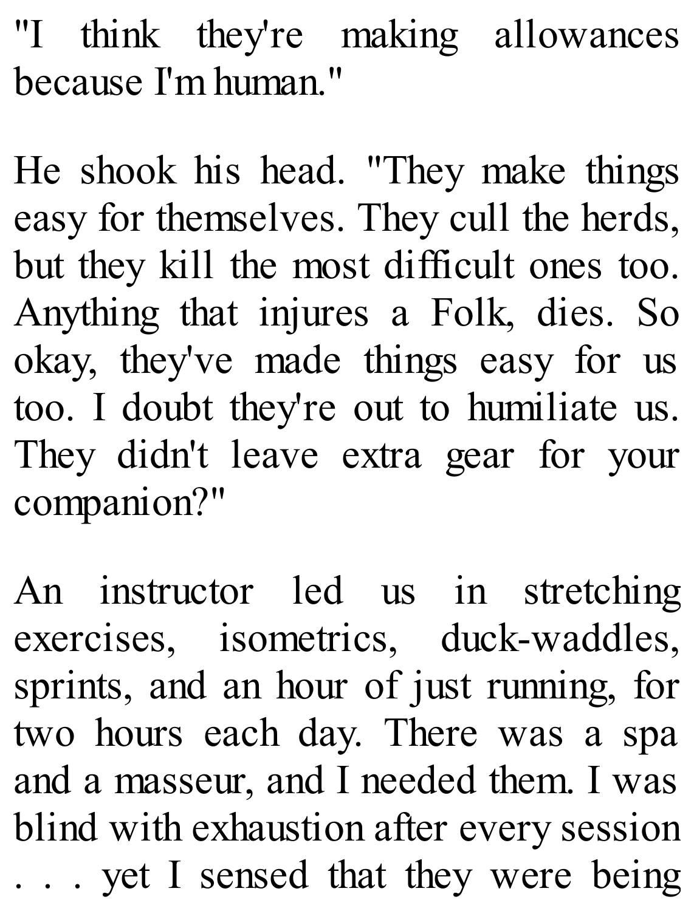"I think they're making allowances because I'm human."

He shook his head. "They make things easy for themselves. They cull the herds, but they kill the most difficult ones too. Anything that injures a Folk, dies. So okay, they've made things easy for us too. I doubt they're out to humiliate us. They didn't leave extra gear for your companion?"

An instructor led us in stretching exercises, isometrics, duck-waddles, sprints, and an hour of just running, for two hours each day. There was a spa and a masseur, and I needed them. I was blind with exhaustion after every session . . . yet I sensed that they were being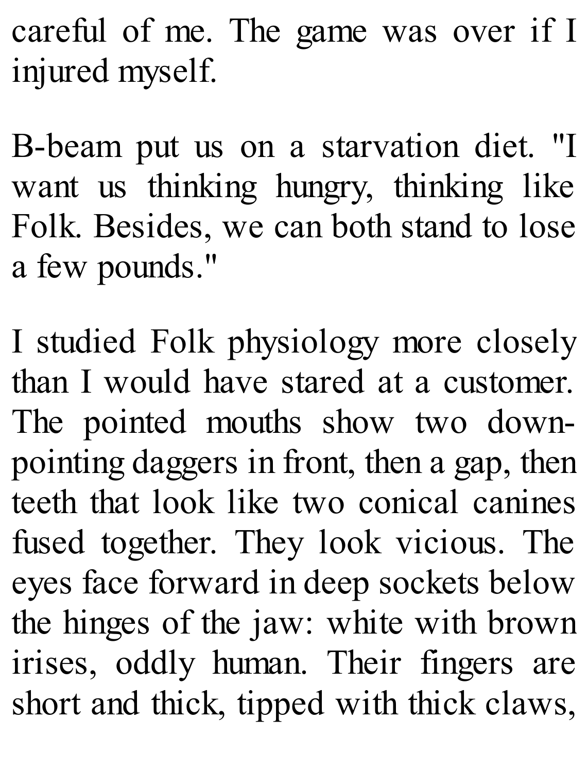careful of me. The game was over if I injured myself.

B-beam put us on a starvation diet. "I want us thinking hungry, thinking like Folk. Besides, we can both stand to lose a few pounds."

I studied Folk physiology more closely than I would have stared at a customer. The pointed mouths show two down-pointing daggers in front, then a gap, then teeth that look like two conical canines fused together. They look vicious. The eyes face forward in deep sockets below the hinges of the jaw: white with brown irises, oddly human. Their fingers are short and thick, tipped with thick claws,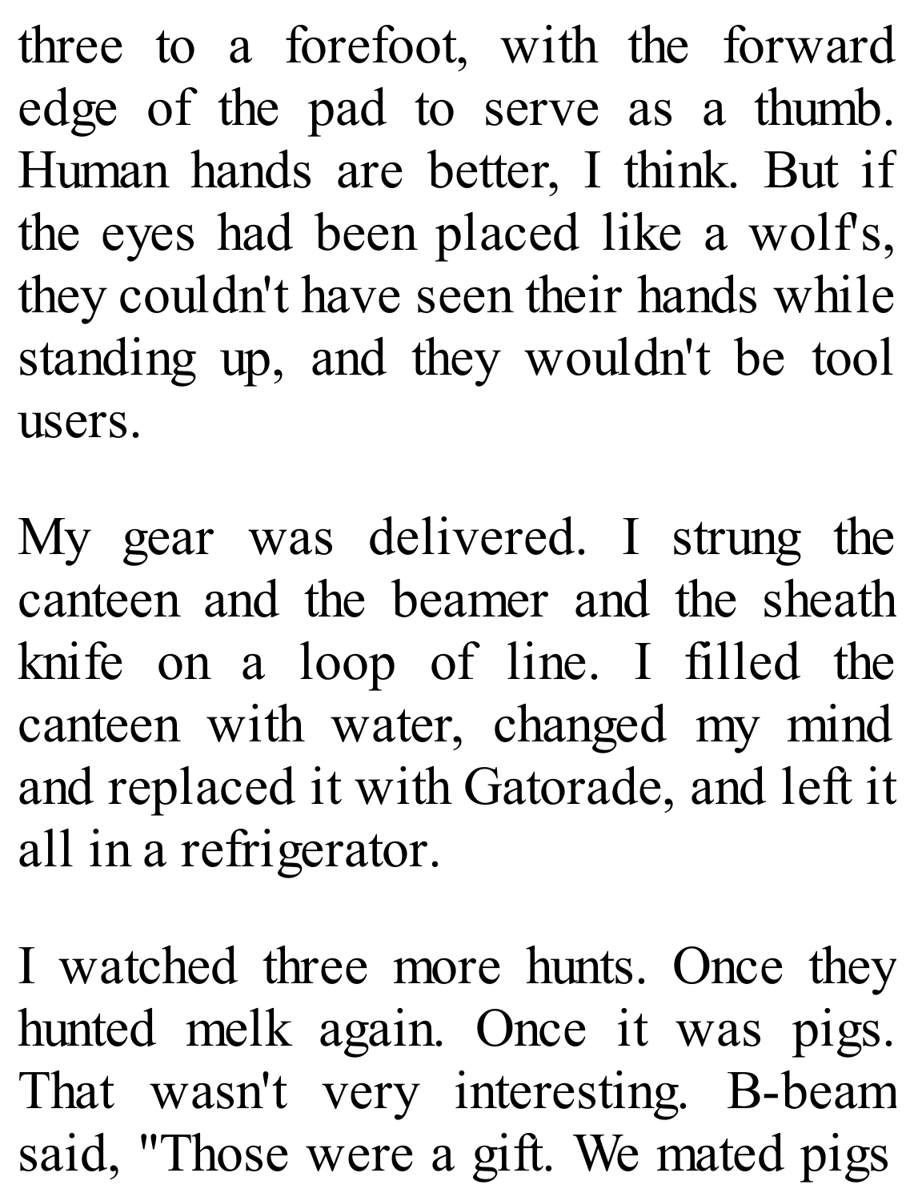three to a forefoot, with the forward edge of the pad to serve as a thumb. Human hands are better, I think. But if the eyes had been placed like a wolf's, they couldn't have seen their hands while standing up, and they wouldn't be tool users.

My gear was delivered. I strung the canteen and the beamer and the sheath knife on a loop of line. I filled the canteen with water, changed my mind and replaced it with Gatorade, and left it all in a refrigerator.

I watched three more hunts. Once they hunted melk again. Once it was pigs. That wasn't very interesting. B-beam said, "Those were a gift. We mated pigs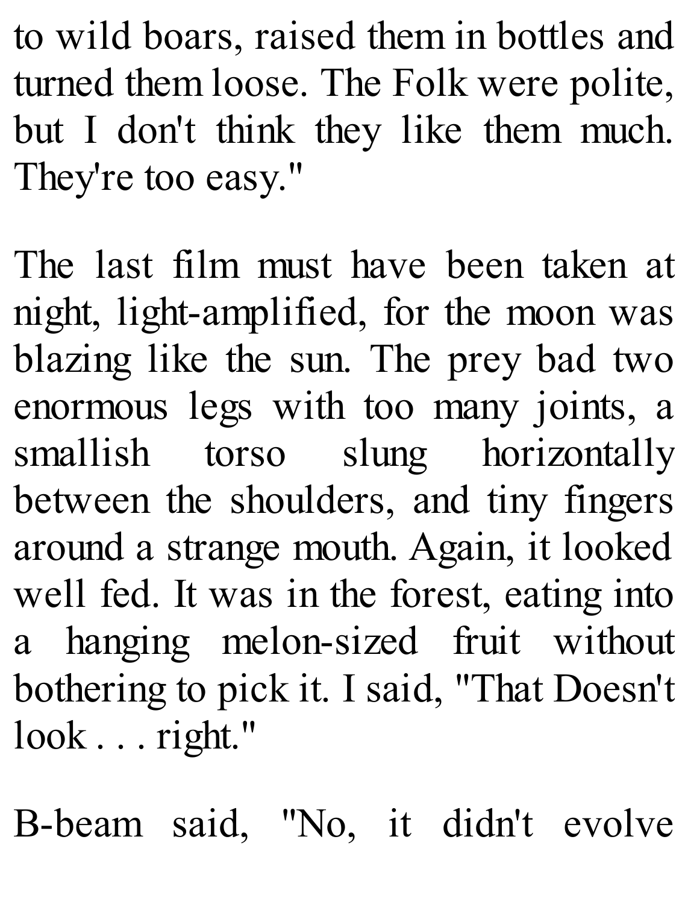to wild boars, raised them in bottles and turned them loose. The Folk were polite, but I don't think they like them much. They're too easy."

The last film must have been taken at night, light-amplified, for the moon was blazing like the sun. The prey bad two enormous legs with too many joints, a smallish torso slung horizontally between the shoulders, and tiny fingers around a strange mouth. Again, it looked well fed. It was in the forest, eating into a hanging melon-sized fruit without bothering to pick it. I said, "That Doesn't look . . . right."

B-beam said, "No, it didn't evolve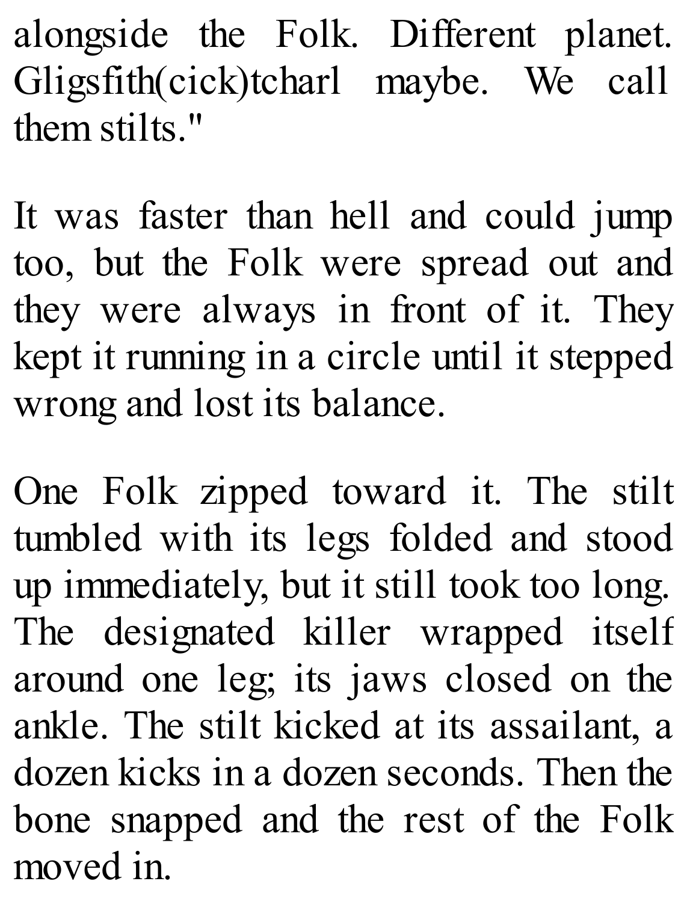alongside the Folk. Different planet. Gligsfith(cick)tcharl maybe. We call them stilts."

It was faster than hell and could jump too, but the Folk were spread out and they were always in front of it. They kept it running in a circle until it stepped wrong and lost its balance.

One Folk zipped toward it. The stilt tumbled with its legs folded and stood up immediately, but it still took too long. The designated killer wrapped itself around one leg; its jaws closed on the ankle. The stilt kicked at its assailant, a dozen kicks in a dozen seconds. Then the bone snapped and the rest of the Folk moved in.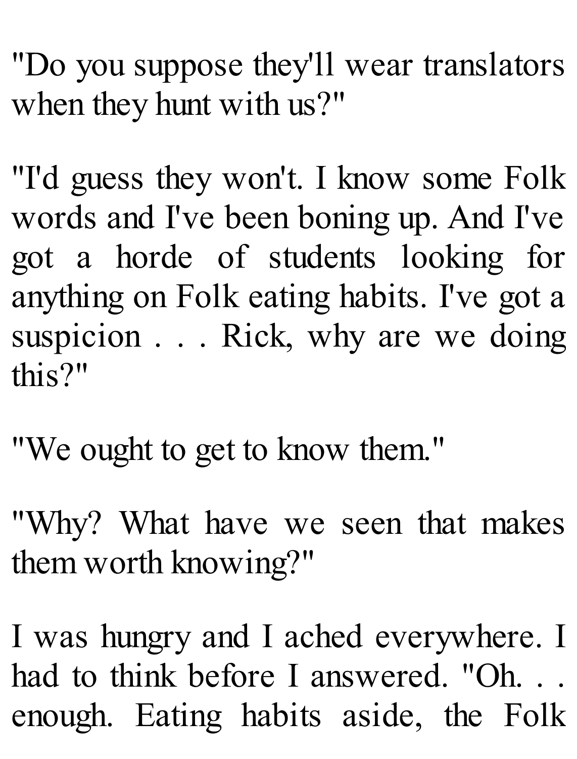"Do you suppose they'll wear translators when they hunt with us?"

"I'd guess they won't. I know some Folk words and I've been boning up. And I've got a horde of students looking for anything on Folk eating habits. I've got a suspicion . . . Rick, why are we doing this?"

"We ought to get to know them."

"Why? What have we seen that makes them worth knowing?"

I was hungry and I ached everywhere. I had to think before I answered. "Oh. . . enough. Eating habits aside, the Folk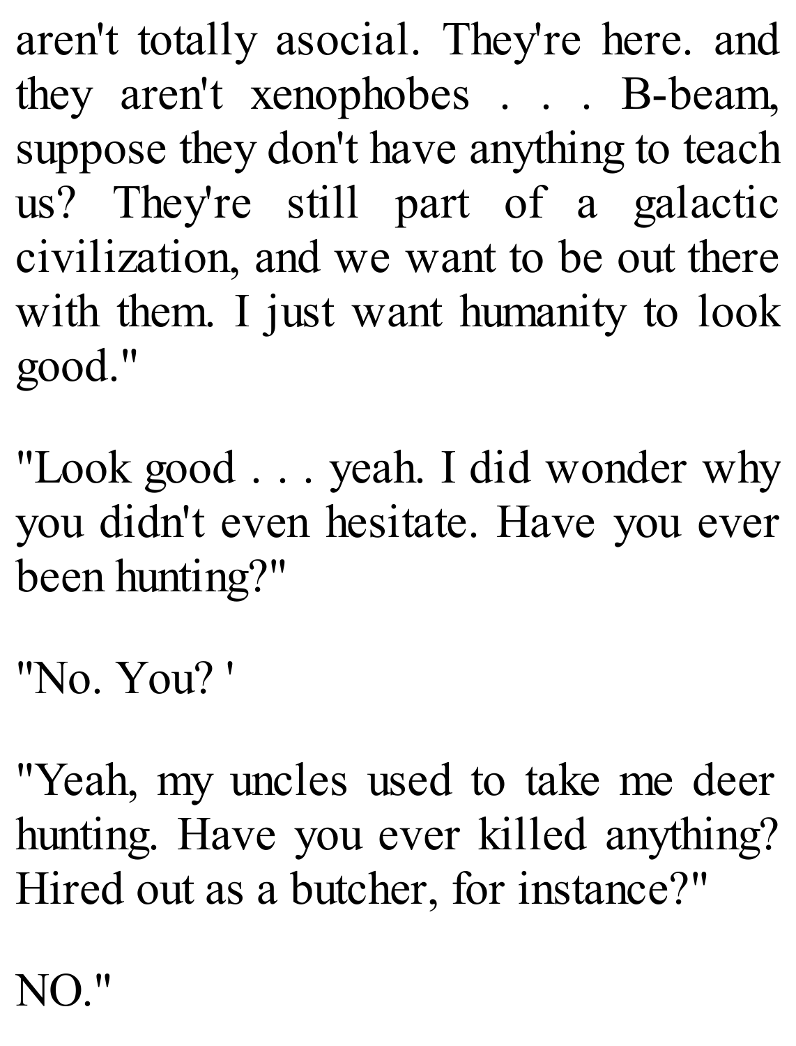aren't totally asocial. They're here. and they aren't xenophobes . . . B-beam, suppose they don't have anything to teach us? They're still part of a galactic civilization, and we want to be out there with them. I just want humanity to look good."

"Look good . . . yeah. I did wonder why you didn't even hesitate. Have you ever been hunting?"

"No. You? '

"Yeah, my uncles used to take me deer hunting. Have you ever killed anything? Hired out as a butcher, for instance?"

NO."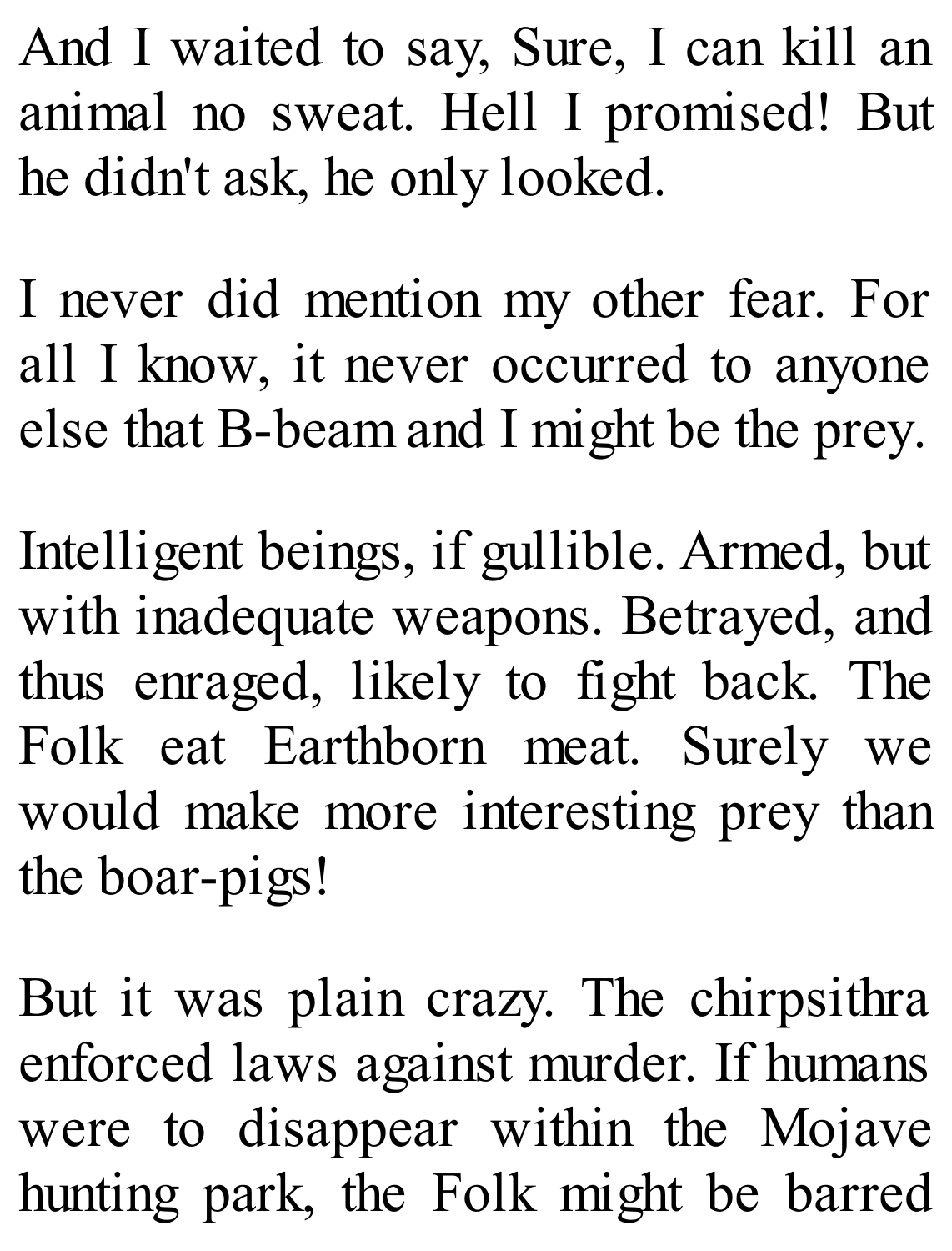And I waited to say, Sure, I can kill an animal no sweat. Hell I promised! But he didn't ask, he only looked.

I never did mention my other fear. For all I know, it never occurred to anyone else that B-beam and I might be the prey.

Intelligent beings, if gullible. Armed, but with inadequate weapons. Betrayed, and thus enraged, likely to fight back. The Folk eat Earthborn meat. Surely we would make more interesting prey than the boar-pigs!

But it was plain crazy. The chirpsithra enforced laws against murder. If humans were to disappear within the Mojave hunting park, the Folk might be barred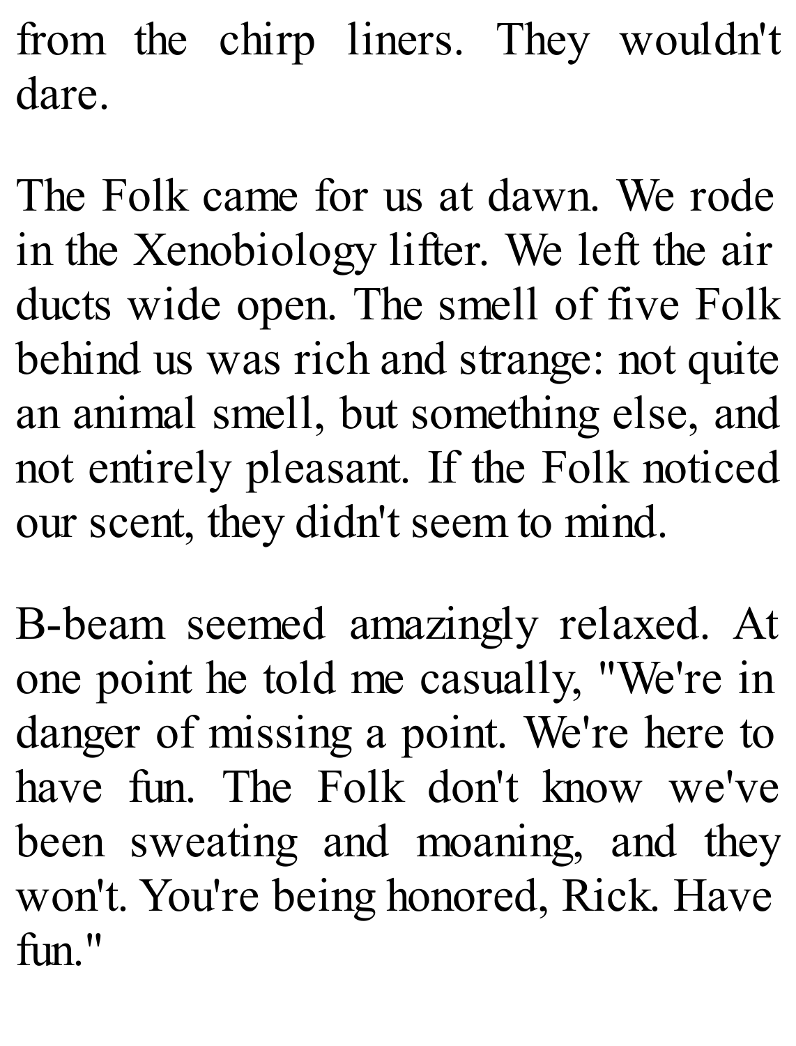from the chirp liners. They wouldn't dare.

The Folk came for us at dawn. We rode in the Xenobiology lifter. We left the air ducts wide open. The smell of five Folk behind us was rich and strange: not quite an animal smell, but something else, and not entirely pleasant. If the Folk noticed our scent, they didn't seem to mind.

B-beam seemed amazingly relaxed. At one point he told me casually, "We're in danger of missing a point. We're here to have fun. The Folk don't know we've been sweating and moaning, and they won't. You're being honored, Rick. Have fun."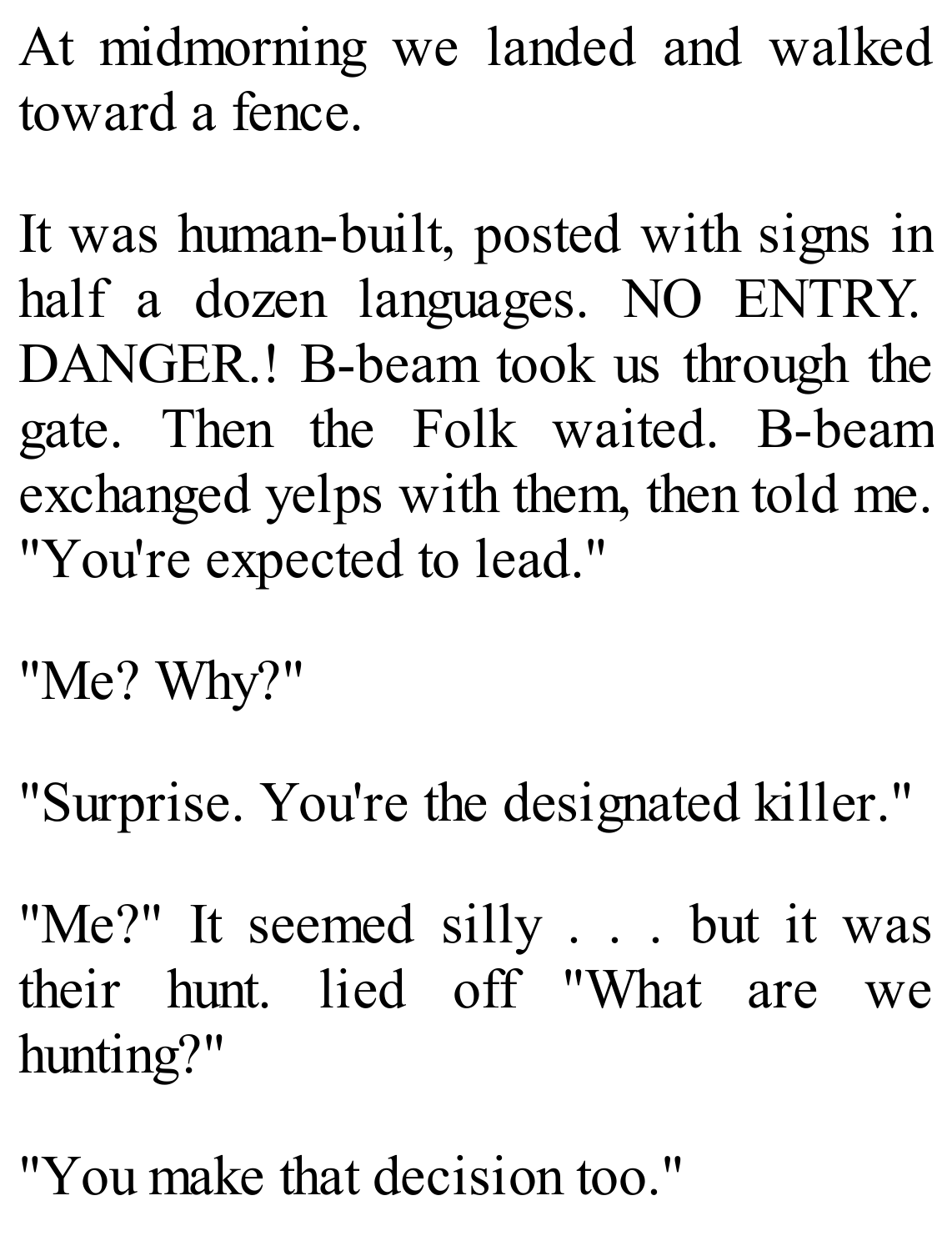At midmorning we landed and walked toward a fence.

It was human-built, posted with signs in half a dozen languages. NO ENTRY. DANGER.! B-beam took us through the gate. Then the Folk waited. B-beam exchanged yelps with them, then told me. "You're expected to lead."

"Me? Why?"

"Surprise. You're the designated killer."

"Me?" It seemed silly . . . but it was their hunt. lied off "What are we hunting?"

"You make that decision too."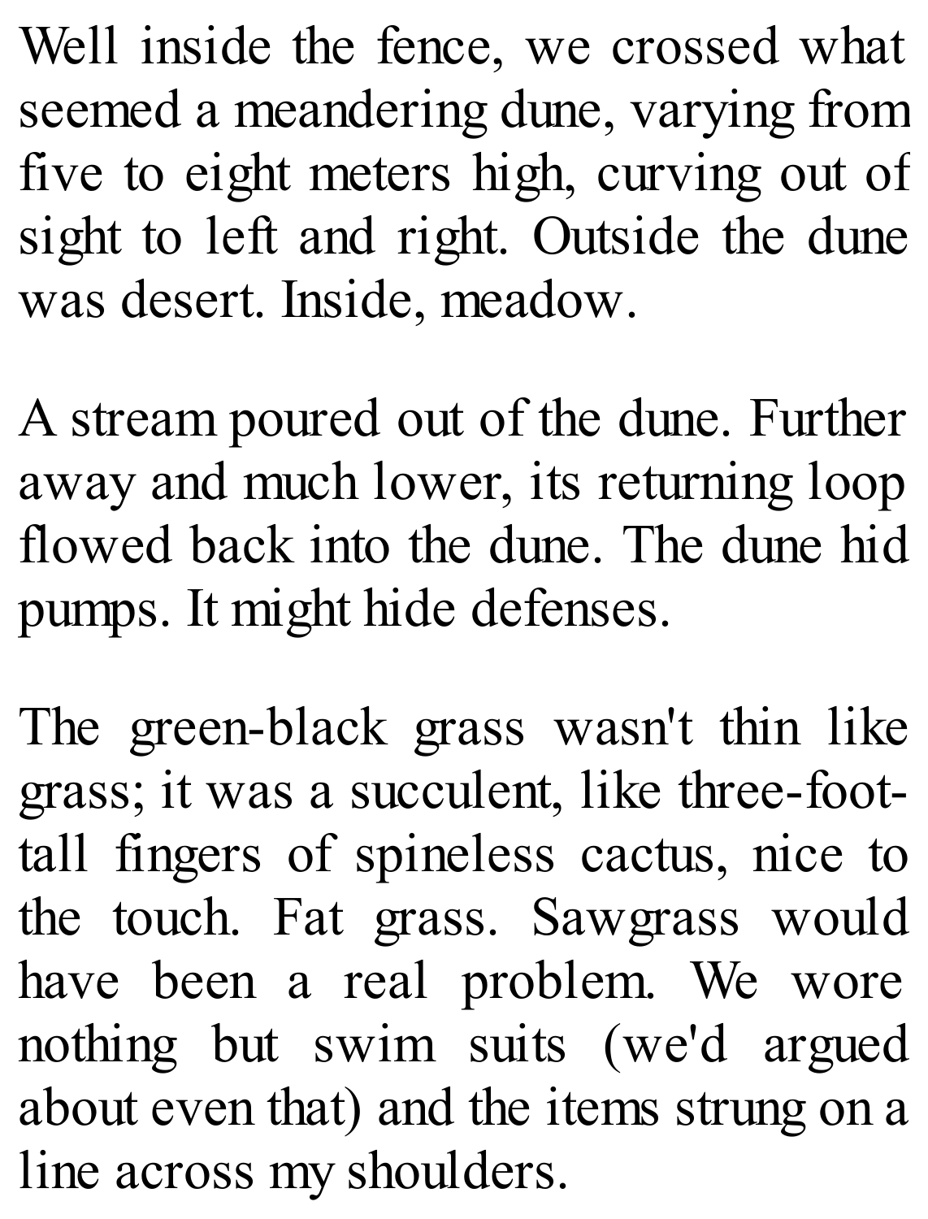Well inside the fence, we crossed what seemed a meandering dune, varying from five to eight meters high, curving out of sight to left and right. Outside the dune was desert. Inside, meadow.

A stream poured out of the dune. Further away and much lower, its returning loop flowed back into the dune. The dune hid pumps. It might hide defenses.

The green-black grass wasn't thin like grass; it was a succulent, like three-foot-tall fingers of spineless cactus, nice to the touch. Fat grass. Sawgrass would have been a real problem. We wore nothing but swim suits (we'd argued about even that) and the items strung on a line across my shoulders.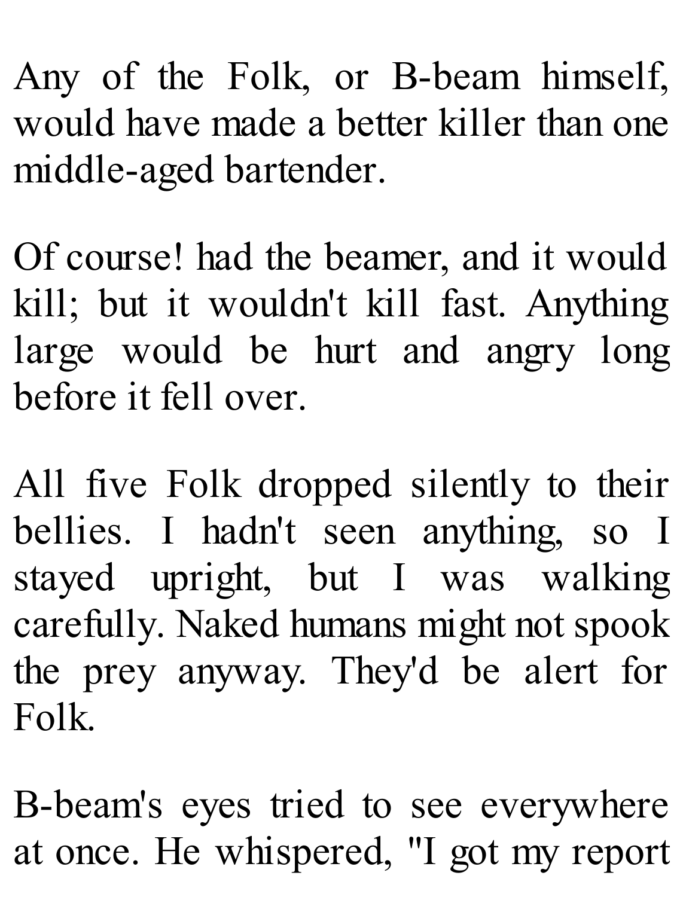Any of the Folk, or B-beam himself, would have made a better killer than one middle-aged bartender.

Of course! had the beamer, and it would kill; but it wouldn't kill fast. Anything large would be hurt and angry long before it fell over.

All five Folk dropped silently to their bellies. I hadn't seen anything, so I stayed upright, but I was walking carefully. Naked humans might not spook the prey anyway. They'd be alert for Folk.

B-beam's eyes tried to see everywhere at once. He whispered, "I got my report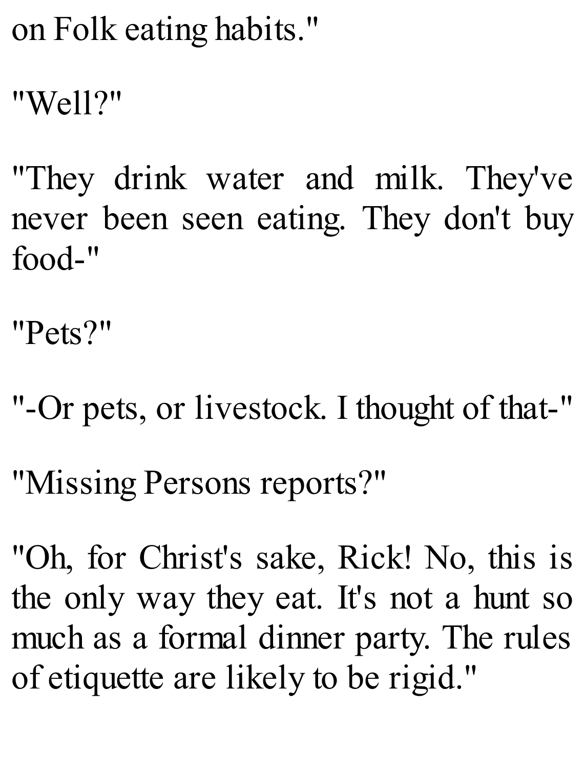on Folk eating habits."

"Well?"

"They drink water and milk. They've never been seen eating. They don't buy food-"

"Pets?"

"-Or pets, or livestock. I thought of that-"

"Missing Persons reports?"

"Oh, for Christ's sake, Rick! No, this is the only way they eat. It's not a hunt so much as a formal dinner party. The rules of etiquette are likely to be rigid."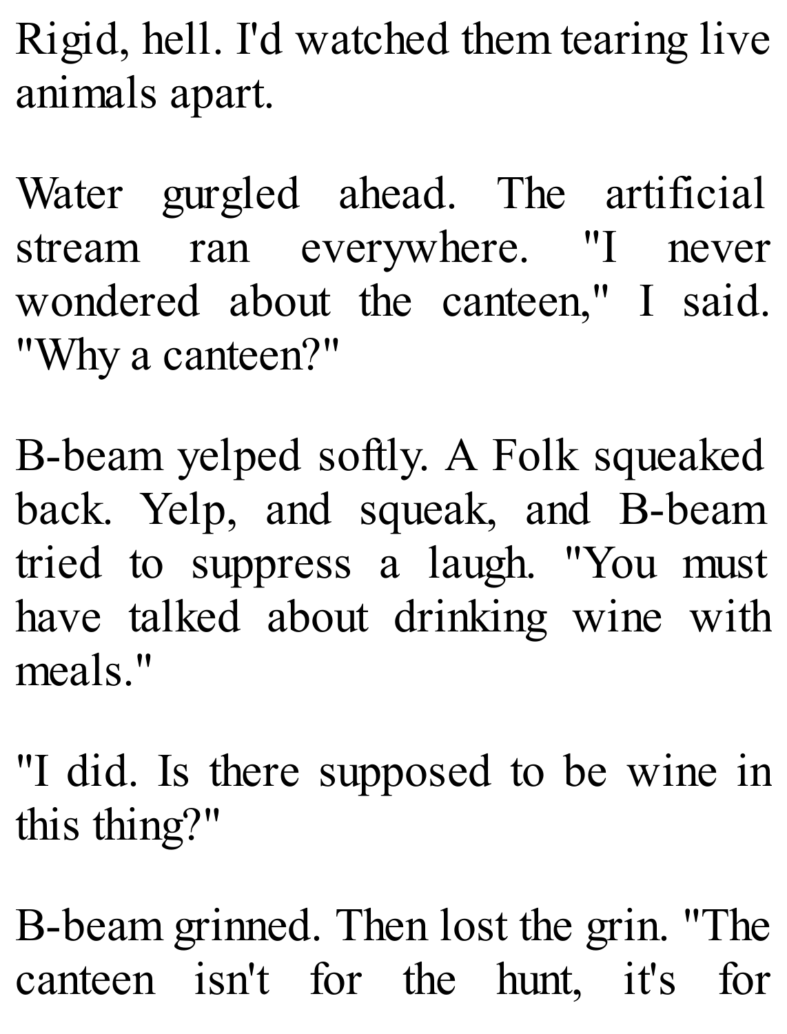Rigid, hell. I'd watched them tearing live animals apart.

Water gurgled ahead. The artificial stream ran everywhere. "I never wondered about the canteen," I said. "Why a canteen?"

B-beam yelped softly. A Folk squeaked back. Yelp, and squeak, and B-beam tried to suppress a laugh. "You must have talked about drinking wine with meals."

"I did. Is there supposed to be wine in this thing?"

B-beam grinned. Then lost the grin. "The canteen isn't for the hunt, it's for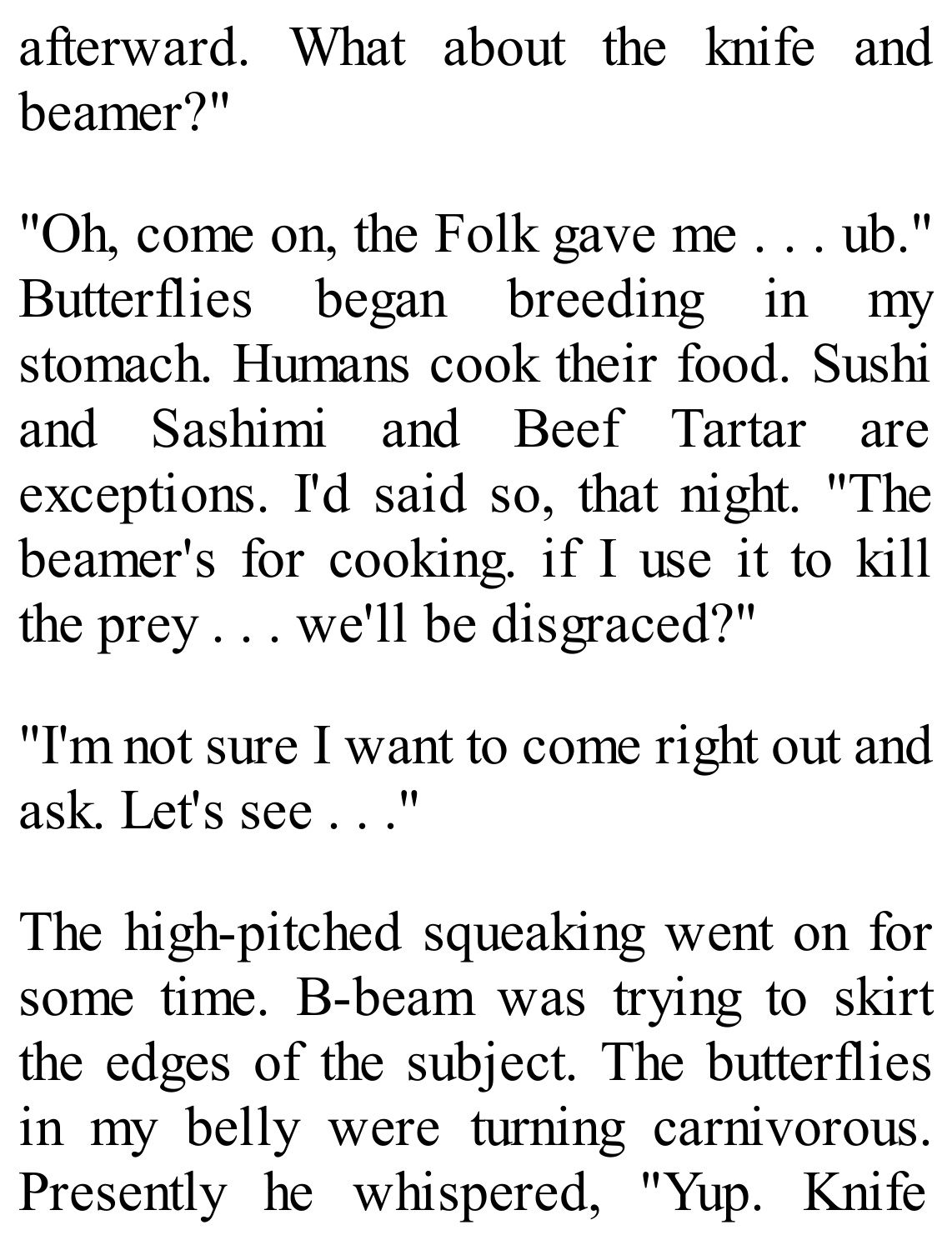afterward. What about the knife and beamer?"

"Oh, come on, the Folk gave me . . . ub." Butterflies began breeding in my stomach. Humans cook their food. Sushi and Sashimi and Beef Tartar are exceptions. I'd said so, that night. "The beamer's for cooking. if I use it to kill the prey . . . we'll be disgraced?"

"I'm not sure I want to come right out and ask. Let's see . . ."

The high-pitched squeaking went on for some time. B-beam was trying to skirt the edges of the subject. The butterflies in my belly were turning carnivorous. Presently he whispered, "Yup. Knife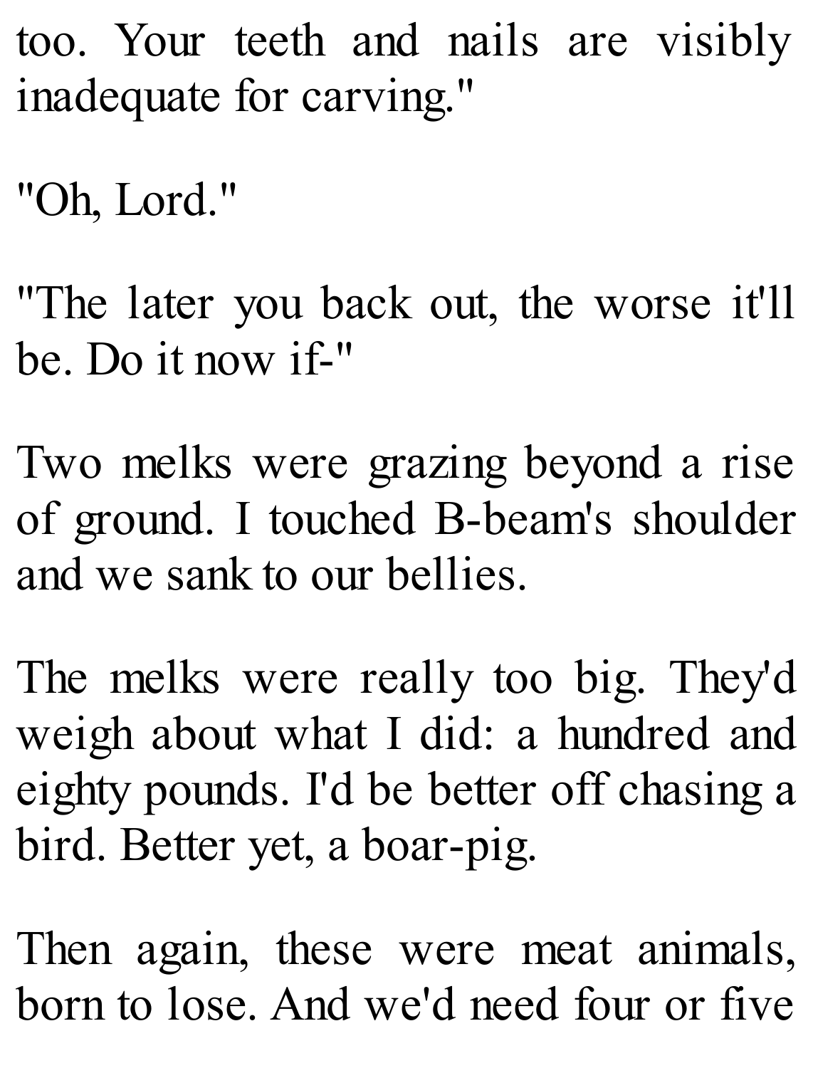too. Your teeth and nails are visibly inadequate for carving."

"Oh, Lord."

"The later you back out, the worse it'll be. Do it now if-"

Two melks were grazing beyond a rise of ground. I touched B-beam's shoulder and we sank to our bellies.

The melks were really too big. They'd weigh about what I did: a hundred and eighty pounds. I'd be better off chasing a bird. Better yet, a boar-pig.

Then again, these were meat animals, born to lose. And we'd need four or five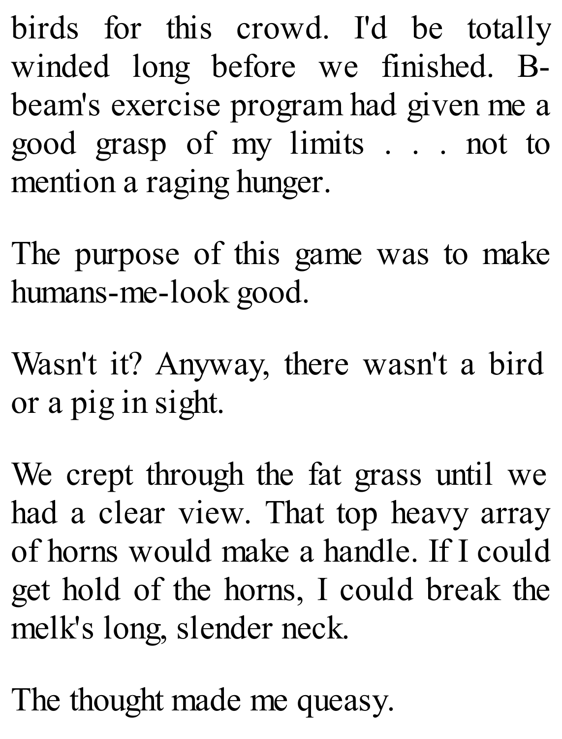birds for this crowd. I'd be totally winded long before we finished. B-beam's exercise program had given me a good grasp of my limits . . . not to mention a raging hunger.

The purpose of this game was to make humans-me-look good.

Wasn't it? Anyway, there wasn't a bird or a pig in sight.

We crept through the fat grass until we had a clear view. That top heavy array of horns would make a handle. If I could get hold of the horns, I could break the melk's long, slender neck.

The thought made me queasy.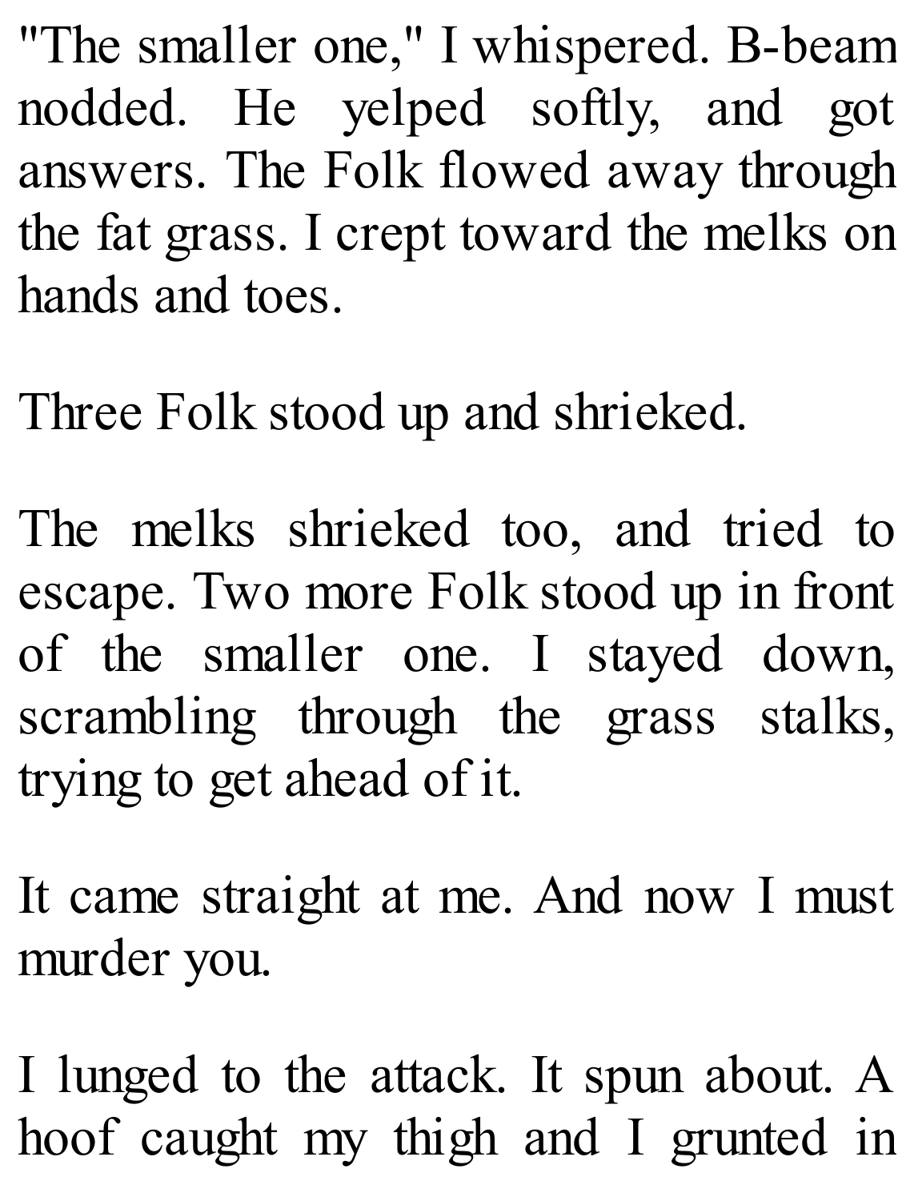"The smaller one," I whispered. B-beam nodded. He yelped softly, and got answers. The Folk flowed away through the fat grass. I crept toward the melks on hands and toes.

Three Folk stood up and shrieked.

The melks shrieked too, and tried to escape. Two more Folk stood up in front of the smaller one. I stayed down, scrambling through the grass stalks, trying to get ahead of it.

It came straight at me. And now I must murder you.

I lunged to the attack. It spun about. A hoof caught my thigh and I grunted in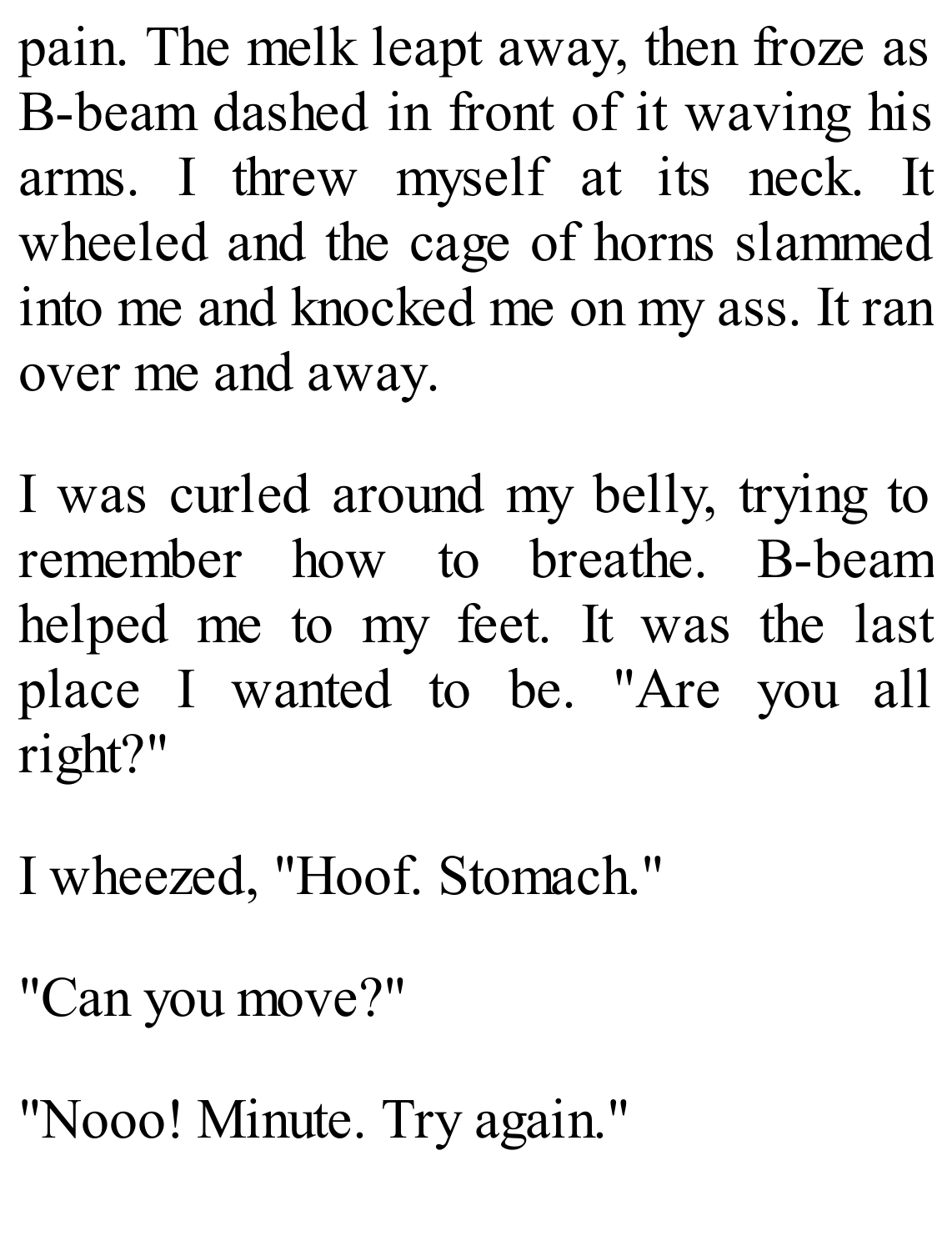pain. The melk leapt away, then froze as B-beam dashed in front of it waving his arms. I threw myself at its neck. It wheeled and the cage of horns slammed into me and knocked me on my ass. It ran over me and away.

I was curled around my belly, trying to remember how to breathe. B-beam helped me to my feet. It was the last place I wanted to be. "Are you all right?"

I wheezed, "Hoof. Stomach."

"Can you move?"

"Nooo! Minute. Try again."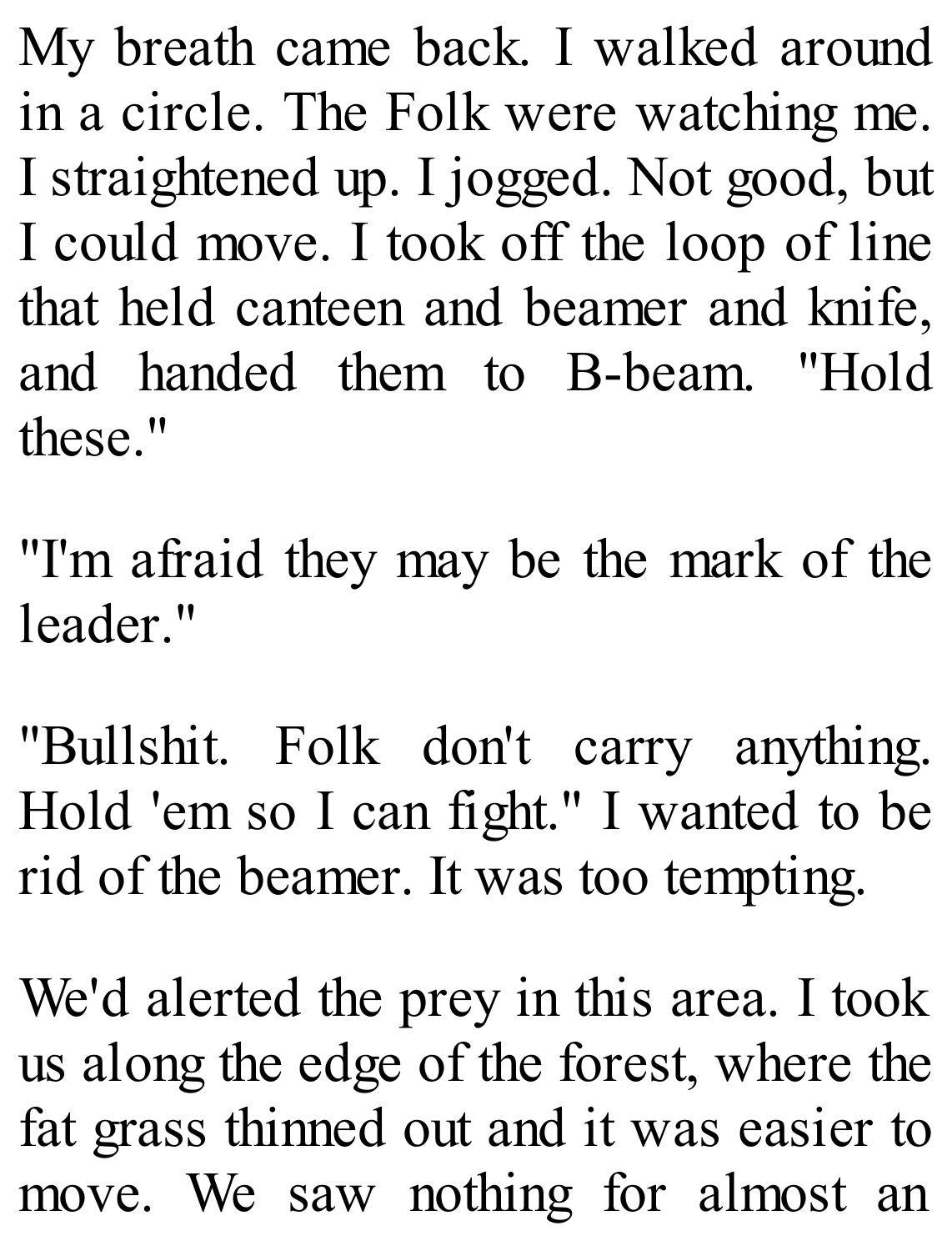My breath came back. I walked around in a circle. The Folk were watching me. I straightened up. I jogged. Not good, but I could move. I took off the loop of line that held canteen and beamer and knife, and handed them to B-beam. "Hold these."

"I'm afraid they may be the mark of the leader."

"Bullshit. Folk don't carry anything. Hold 'em so I can fight." I wanted to be rid of the beamer. It was too tempting.

We'd alerted the prey in this area. I took us along the edge of the forest, where the fat grass thinned out and it was easier to move. We saw nothing for almost an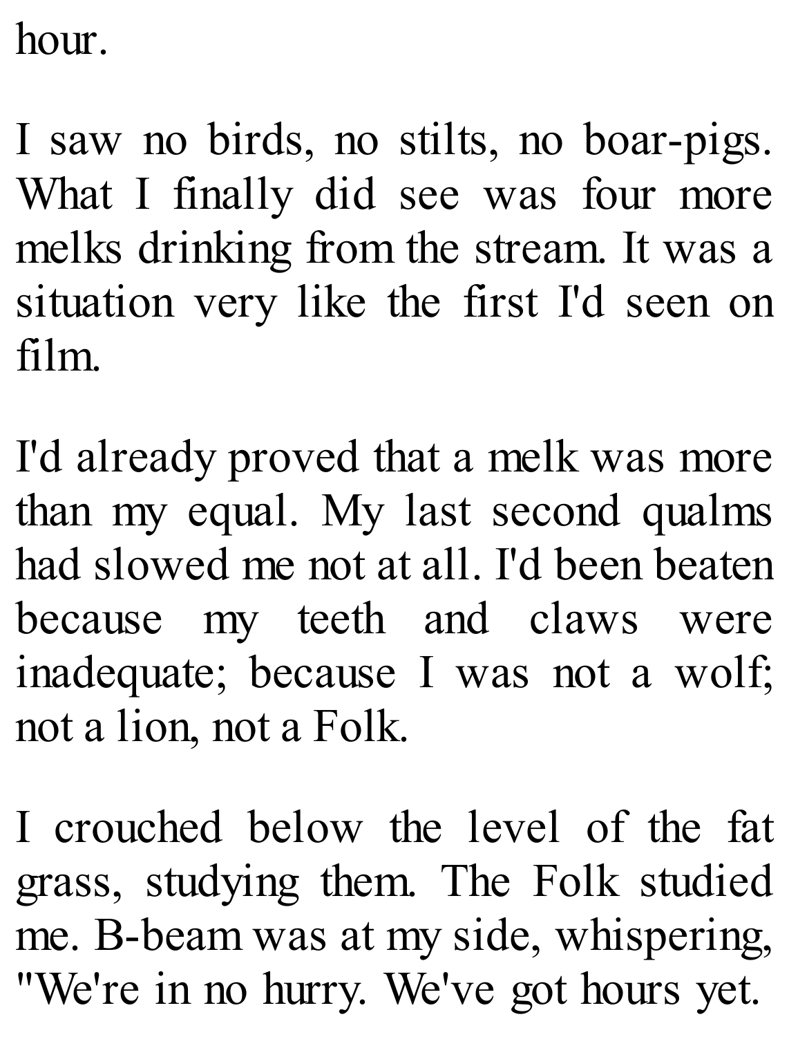hour.

I saw no birds, no stilts, no boar-pigs. What I finally did see was four more melks drinking from the stream. It was a situation very like the first I'd seen on film.

I'd already proved that a melk was more than my equal. My last second qualms had slowed me not at all. I'd been beaten because my teeth and claws were inadequate; because I was not a wolf; not a lion, not a Folk.

I crouched below the level of the fat grass, studying them. The Folk studied me. B-beam was at my side, whispering, "We're in no hurry. We've got hours yet.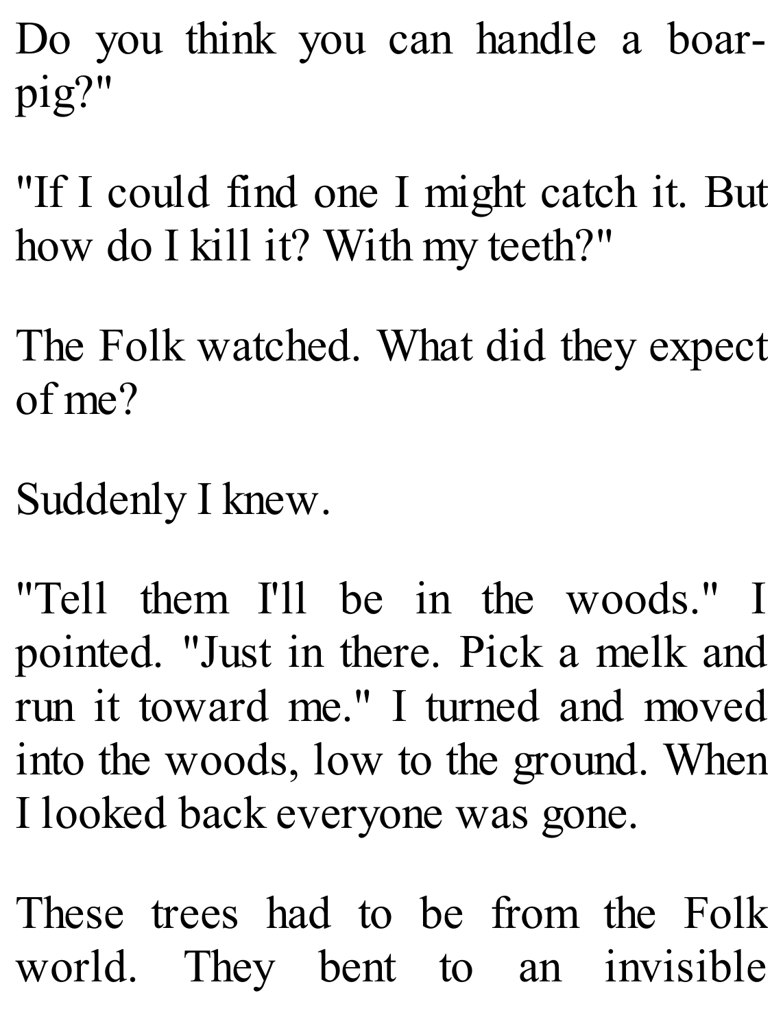Do you think you can handle a boar-pig?"

"If I could find one I might catch it. But how do I kill it? With my teeth?"

The Folk watched. What did they expect of me?

Suddenly I knew.

"Tell them I'll be in the woods." I pointed. "Just in there. Pick a melk and run it toward me." I turned and moved into the woods, low to the ground. When I looked back everyone was gone.

These trees had to be from the Folk world. They bent to an invisible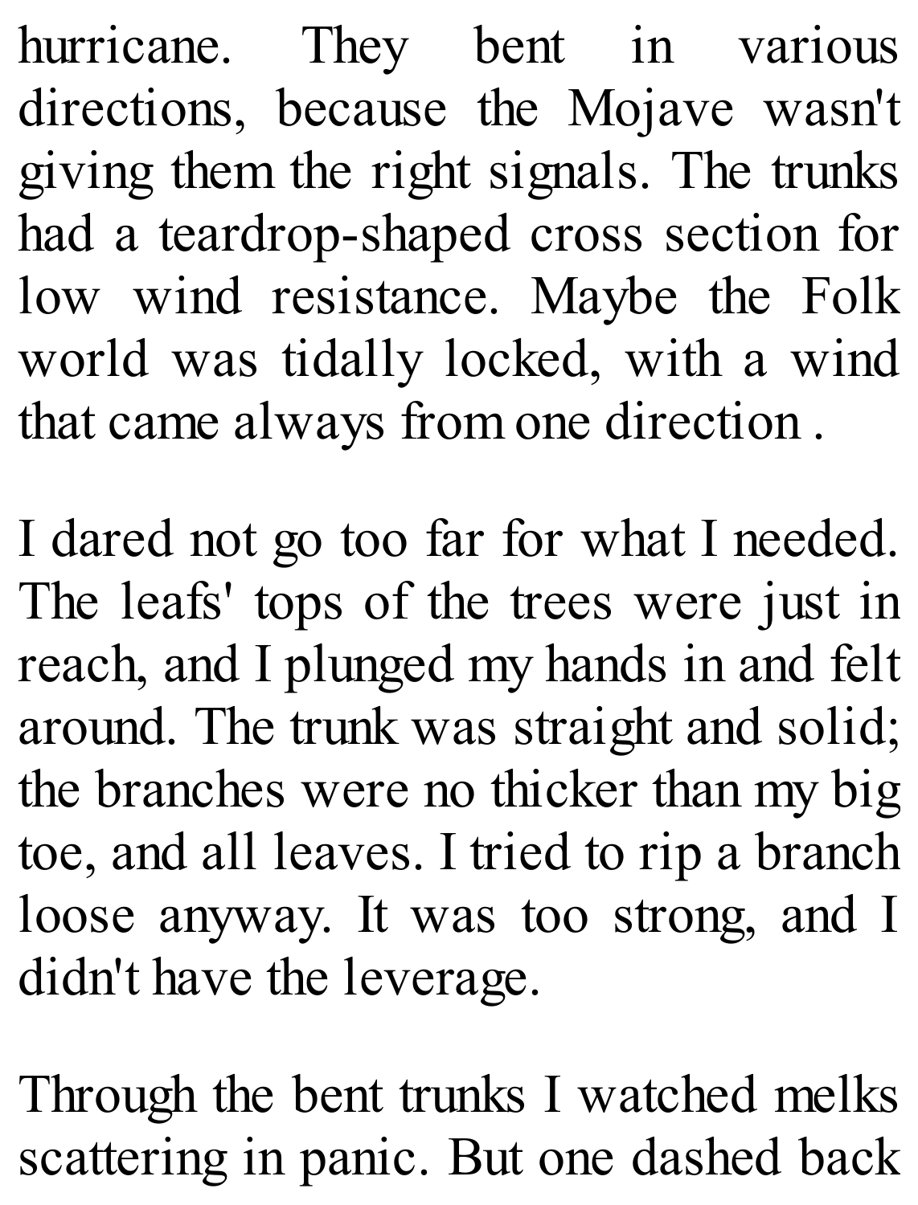hurricane. They bent in various directions, because the Mojave wasn't giving them the right signals. The trunks had a teardrop-shaped cross section for low wind resistance. Maybe the Folk world was tidally locked, with a wind that came always from one direction .

I dared not go too far for what I needed. The leafs' tops of the trees were just in reach, and I plunged my hands in and felt around. The trunk was straight and solid; the branches were no thicker than my big toe, and all leaves. I tried to rip a branch loose anyway. It was too strong, and I didn't have the leverage.

Through the bent trunks I watched melks scattering in panic. But one dashed back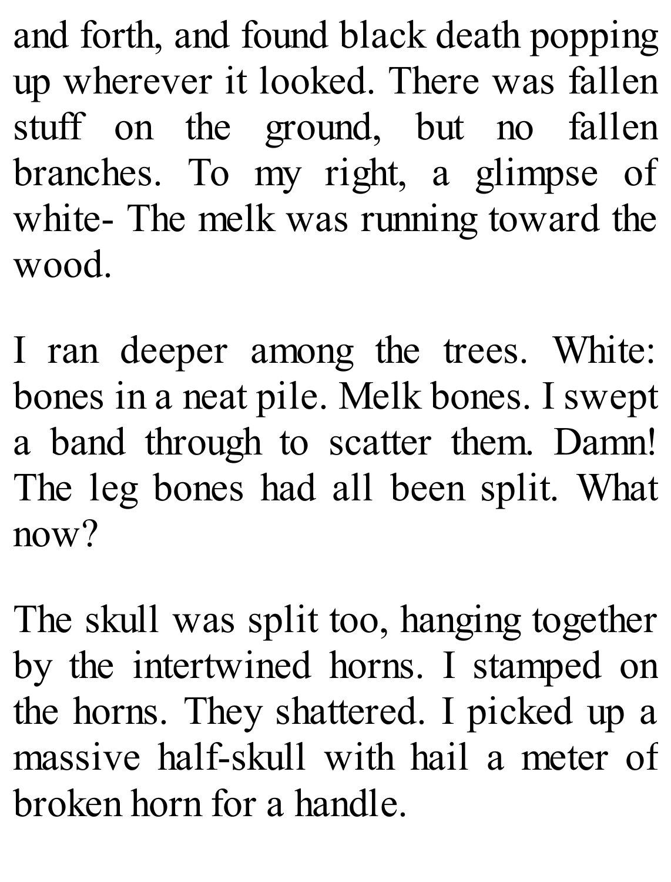and forth, and found black death popping up wherever it looked. There was fallen stuff on the ground, but no fallen branches. To my right, a glimpse of white- The melk was running toward the wood.

I ran deeper among the trees. White: bones in a neat pile. Melk bones. I swept a band through to scatter them. Damn! The leg bones had all been split. What now?

The skull was split too, hanging together by the intertwined horns. I stamped on the horns. They shattered. I picked up a massive half-skull with hail a meter of broken horn for a handle.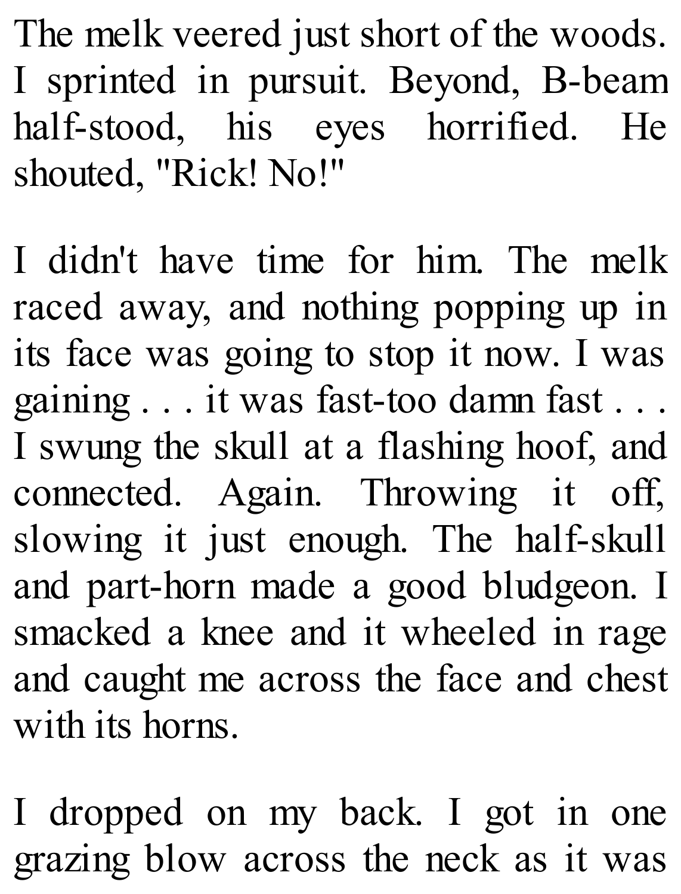The melk veered just short of the woods. I sprinted in pursuit. Beyond, B-beam half-stood, his eyes horrified. He shouted, "Rick! No!"

I didn't have time for him. The melk raced away, and nothing popping up in its face was going to stop it now. I was gaining . . . it was fast-too damn fast . . . I swung the skull at a flashing hoof, and connected. Again. Throwing it off, slowing it just enough. The half-skull and part-horn made a good bludgeon. I smacked a knee and it wheeled in rage and caught me across the face and chest with its horns.

I dropped on my back. I got in one grazing blow across the neck as it was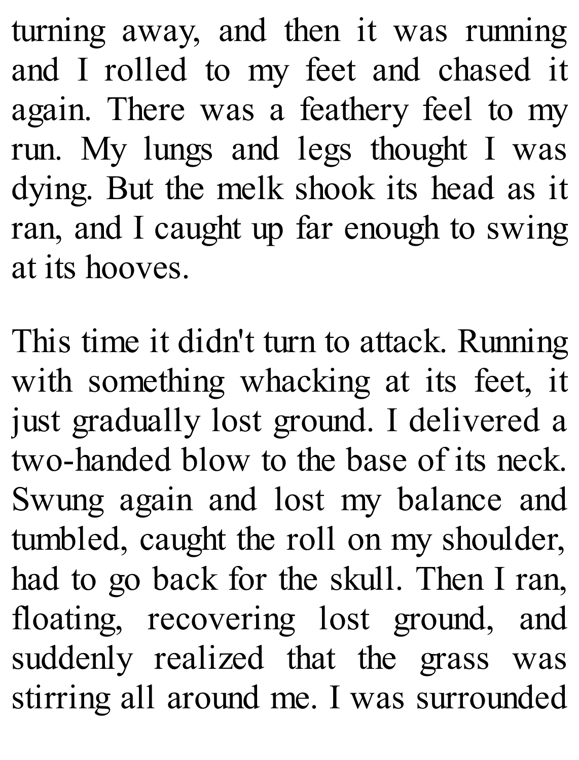turning away, and then it was running and I rolled to my feet and chased it again. There was a feathery feel to my run. My lungs and legs thought I was dying. But the melk shook its head as it ran, and I caught up far enough to swing at its hooves.

This time it didn't turn to attack. Running with something whacking at its feet, it just gradually lost ground. I delivered a two-handed blow to the base of its neck. Swung again and lost my balance and tumbled, caught the roll on my shoulder, had to go back for the skull. Then I ran, floating, recovering lost ground, and suddenly realized that the grass was stirring all around me. I was surrounded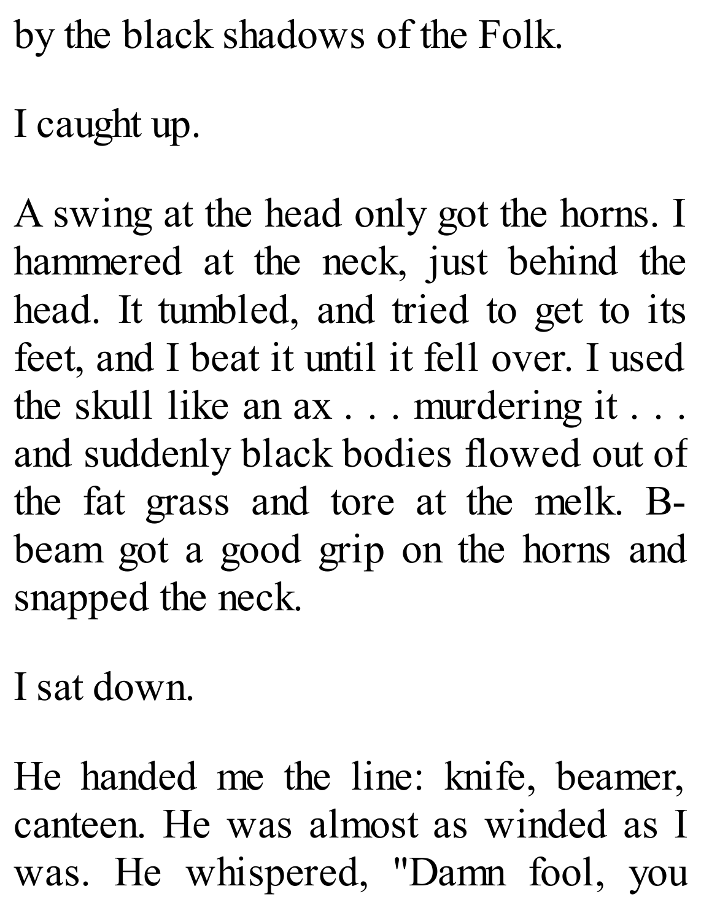by the black shadows of the Folk.

I caught up.

A swing at the head only got the horns. I hammered at the neck, just behind the head. It tumbled, and tried to get to its feet, and I beat it until it fell over. I used the skull like an ax . . . murdering it . . . and suddenly black bodies flowed out of the fat grass and tore at the melk. B-beam got a good grip on the horns and snapped the neck.

I sat down.

He handed me the line: knife, beamer, canteen. He was almost as winded as I was. He whispered, "Damn fool, you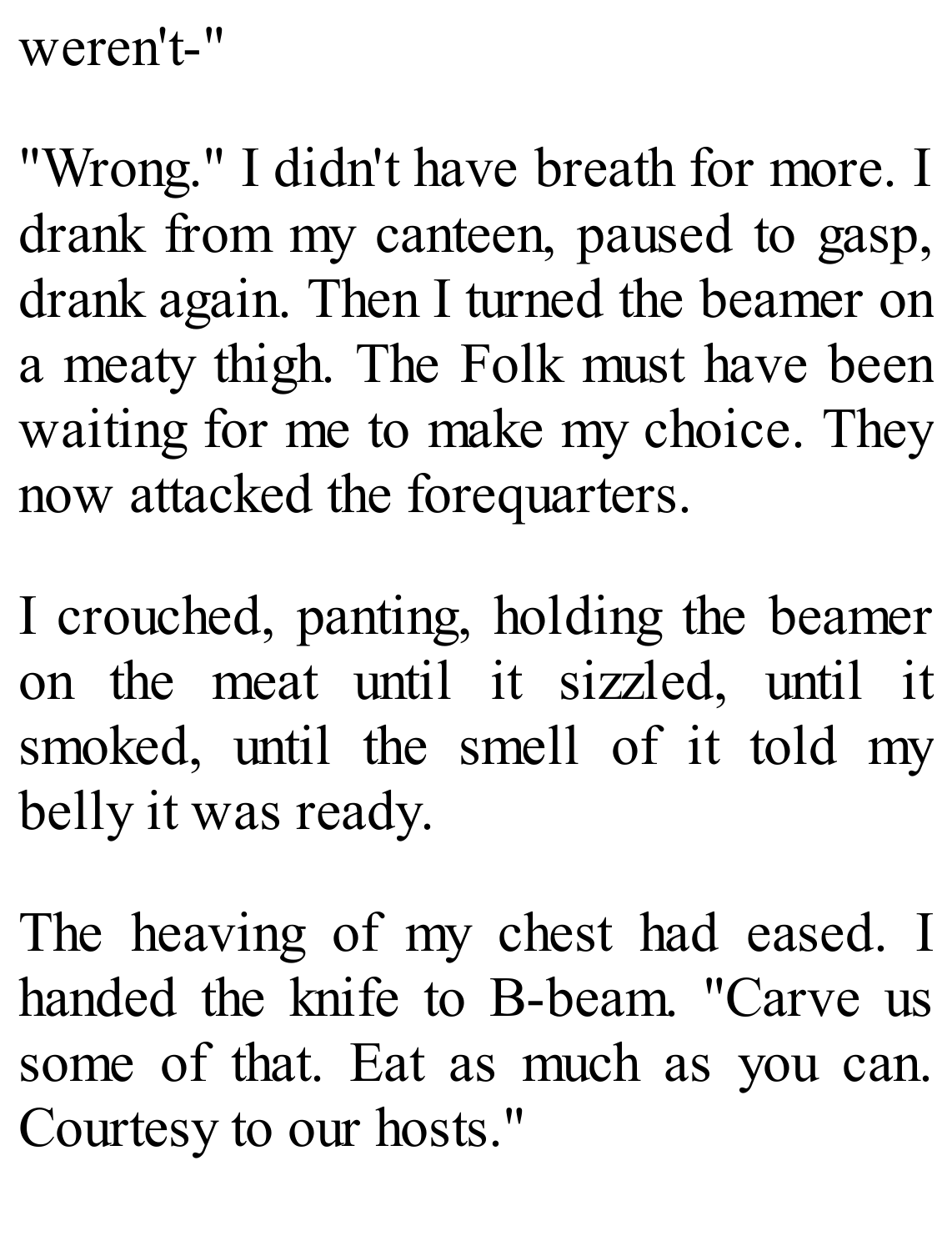weren't-"

"Wrong." I didn't have breath for more. I drank from my canteen, paused to gasp, drank again. Then I turned the beamer on a meaty thigh. The Folk must have been waiting for me to make my choice. They now attacked the forequarters.

I crouched, panting, holding the beamer on the meat until it sizzled, until it smoked, until the smell of it told my belly it was ready.

The heaving of my chest had eased. I handed the knife to B-beam. "Carve us some of that. Eat as much as you can. Courtesy to our hosts."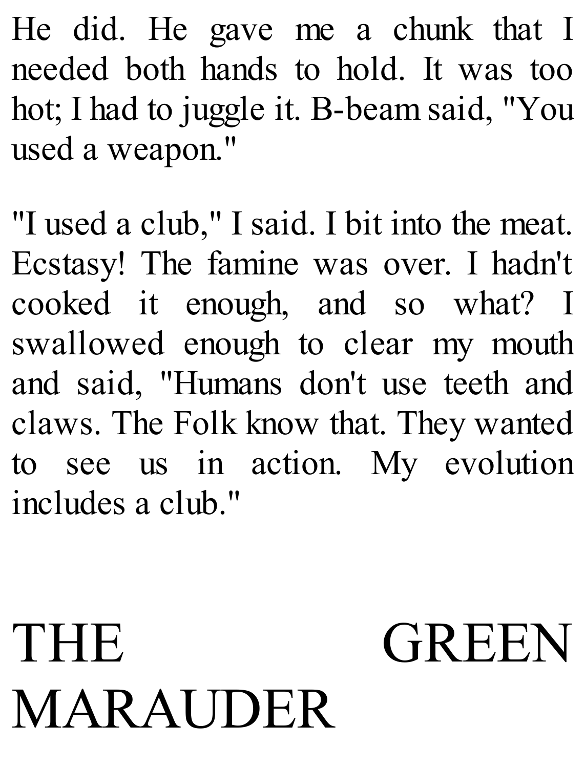He did. He gave me a chunk that I needed both hands to hold. It was too hot; I had to juggle it. B-beam said, "You used a weapon."

"I used a club," I said. I bit into the meat. Ecstasy! The famine was over. I hadn't cooked it enough, and so what? I swallowed enough to clear my mouth and said, "Humans don't use teeth and claws. The Folk know that. They wanted to see us in action. My evolution includes a club."

# THE GREEN MARAUDER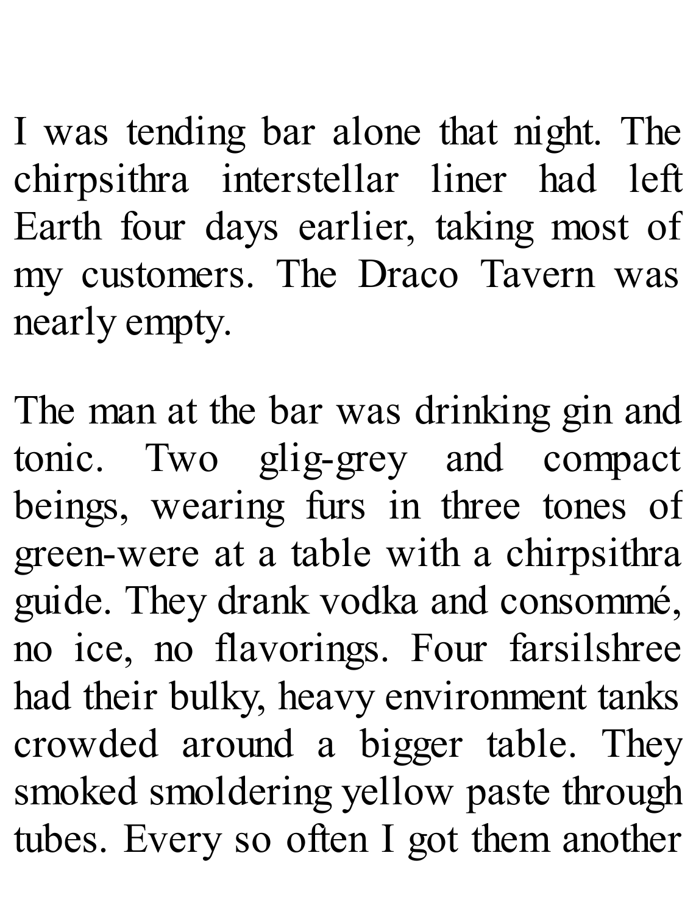I was tending bar alone that night. The chirpsithra interstellar liner had left Earth four days earlier, taking most of my customers. The Draco Tavern was nearly empty.

The man at the bar was drinking gin and tonic. Two glig-grey and compact beings, wearing furs in three tones of green-were at a table with a chirpsithra guide. They drank vodka and consommé, no ice, no flavorings. Four farsilshree had their bulky, heavy environment tanks crowded around a bigger table. They smoked smoldering yellow paste through tubes. Every so often I got them another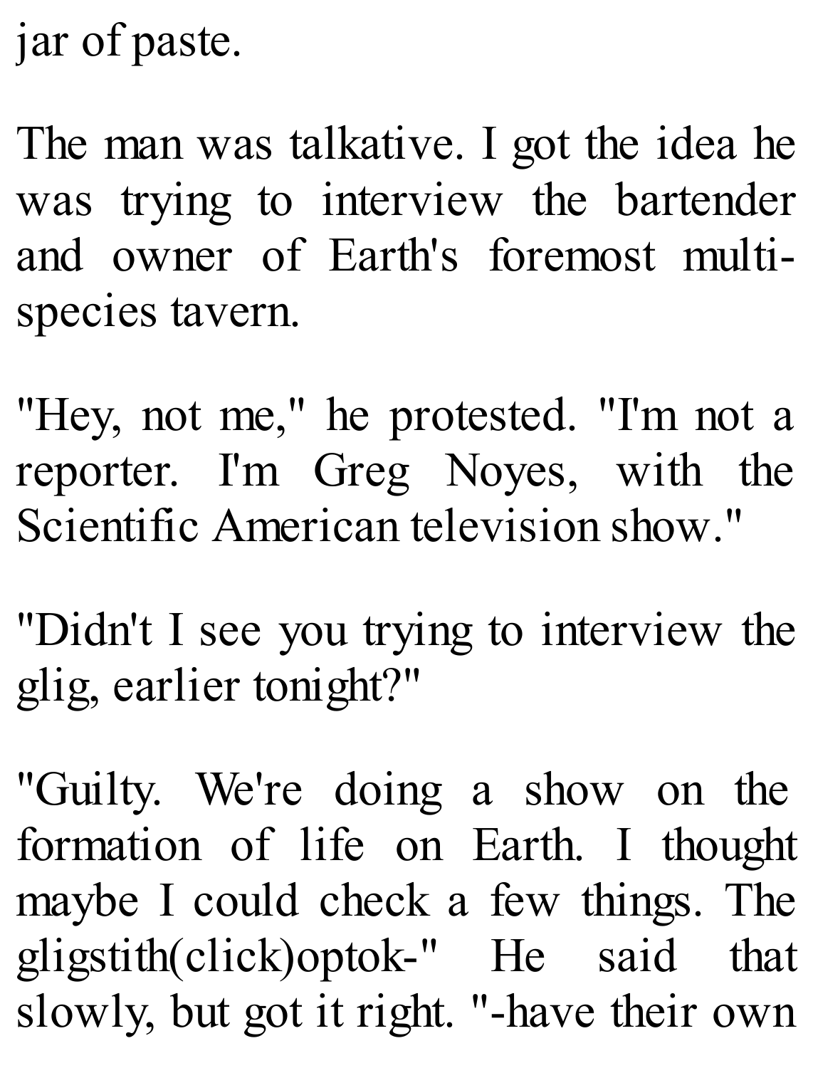jar of paste.

The man was talkative. I got the idea he was trying to interview the bartender and owner of Earth's foremost multi-species tavern.

"Hey, not me," he protested. "I'm not a reporter. I'm Greg Noyes, with the Scientific American television show."

"Didn't I see you trying to interview the glig, earlier tonight?"

"Guilty. We're doing a show on the formation of life on Earth. I thought maybe I could check a few things. The gligstith(click)optok-" He said that slowly, but got it right. "-have their own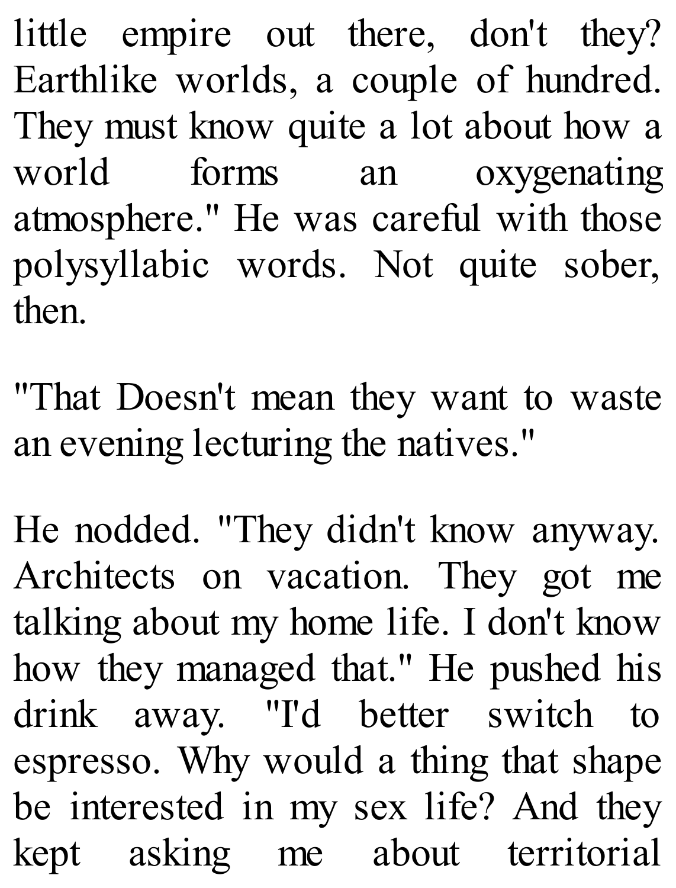little empire out there, don't they? Earthlike worlds, a couple of hundred. They must know quite a lot about how a world forms an oxygenating atmosphere." He was careful with those polysyllabic words. Not quite sober, then.

"That Doesn't mean they want to waste an evening lecturing the natives."

He nodded. "They didn't know anyway. Architects on vacation. They got me talking about my home life. I don't know how they managed that." He pushed his drink away. "I'd better switch to espresso. Why would a thing that shape be interested in my sex life? And they kept asking me about territorial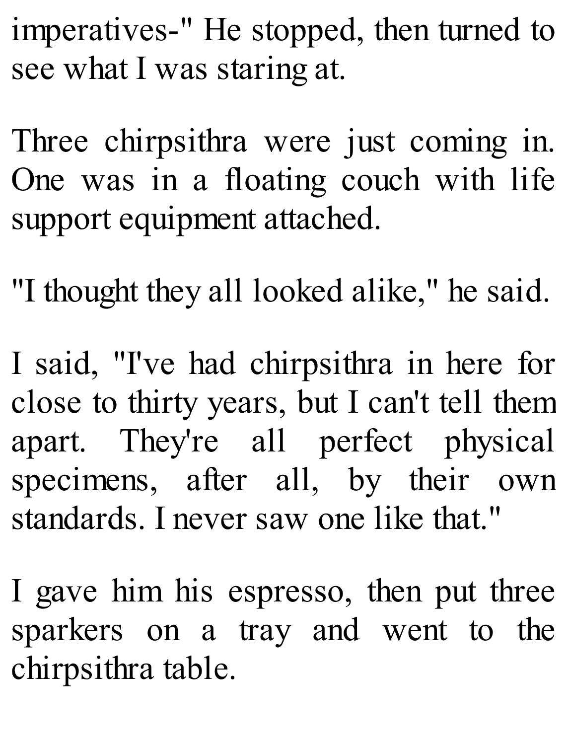imperatives-" He stopped, then turned to see what I was staring at.

Three chirpsithra were just coming in. One was in a floating couch with life support equipment attached.

"I thought they all looked alike," he said.

I said, "I've had chirpsithra in here for close to thirty years, but I can't tell them apart. They're all perfect physical specimens, after all, by their own standards. I never saw one like that."

I gave him his espresso, then put three sparkers on a tray and went to the chirpsithra table.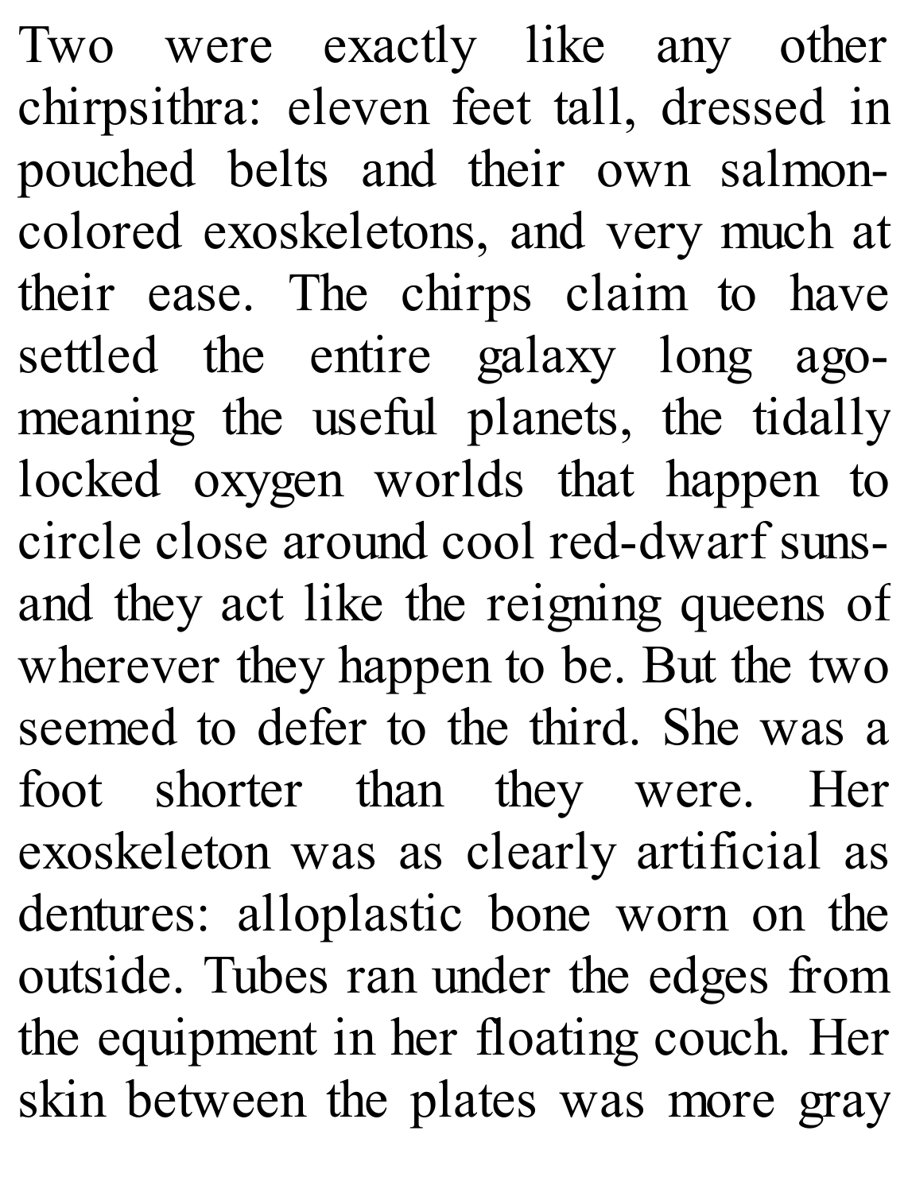Two were exactly like any other chirpsithra: eleven feet tall, dressed in pouched belts and their own salmon-colored exoskeletons, and very much at their ease. The chirps claim to have settled the entire galaxy long ago-meaning the useful planets, the tidally locked oxygen worlds that happen to circle close around cool red-dwarf suns-and they act like the reigning queens of wherever they happen to be. But the two seemed to defer to the third. She was a foot shorter than they were. Her exoskeleton was as clearly artificial as dentures: alloplastic bone worn on the outside. Tubes ran under the edges from the equipment in her floating couch. Her skin between the plates was more gray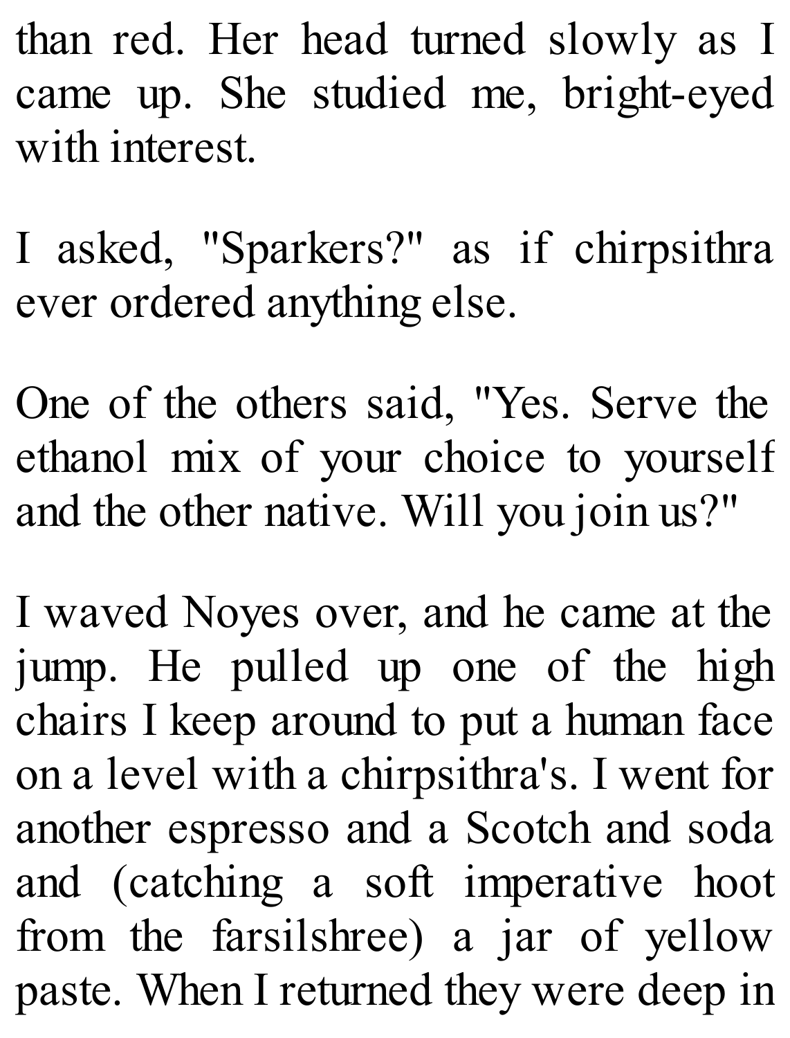than red. Her head turned slowly as I came up. She studied me, bright-eyed with interest.

I asked, "Sparkers?" as if chirpsithra ever ordered anything else.

One of the others said, "Yes. Serve the ethanol mix of your choice to yourself and the other native. Will you join us?"

I waved Noyes over, and he came at the jump. He pulled up one of the high chairs I keep around to put a human face on a level with a chirpsithra's. I went for another espresso and a Scotch and soda and (catching a soft imperative hoot from the farsilshree) a jar of yellow paste. When I returned they were deep in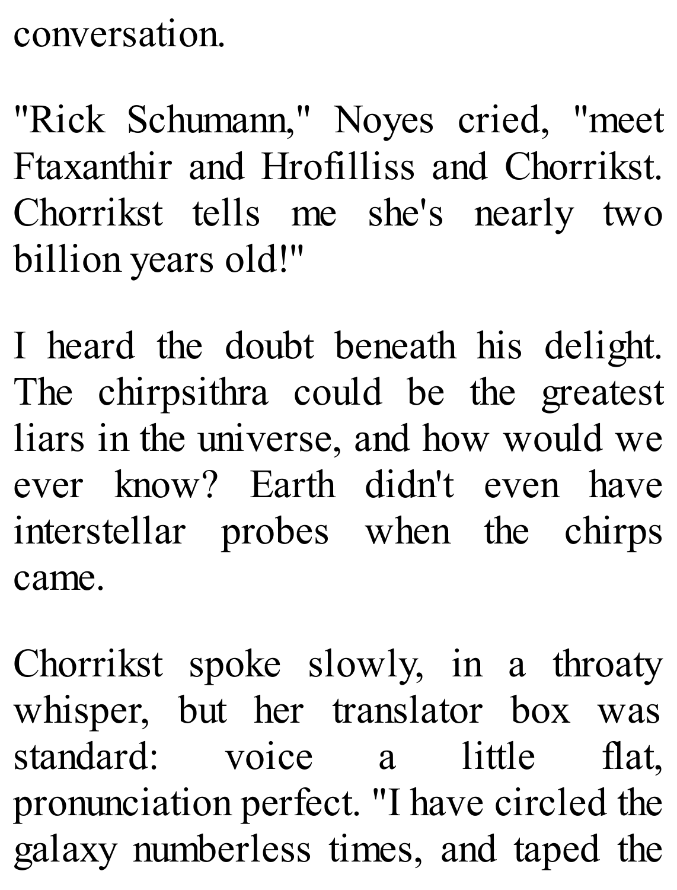conversation.

"Rick Schumann," Noyes cried, "meet Ftaxanthir and Hrofilliss and Chorrikst. Chorrikst tells me she's nearly two billion years old!"

I heard the doubt beneath his delight. The chirpsithra could be the greatest liars in the universe, and how would we ever know? Earth didn't even have interstellar probes when the chirps came.

Chorrikst spoke slowly, in a throaty whisper, but her translator box was standard: voice a little flat, pronunciation perfect. "I have circled the galaxy numberless times, and taped the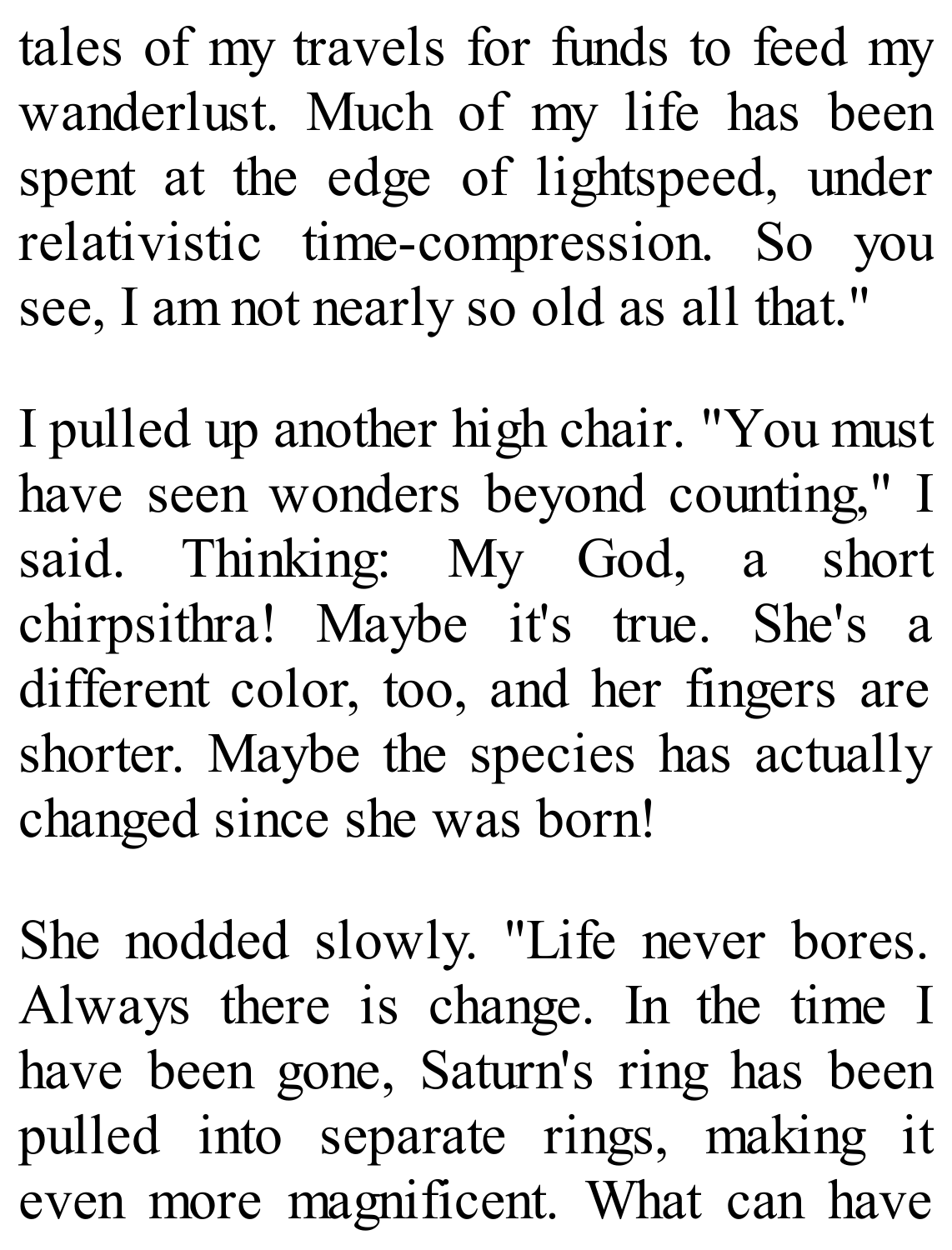tales of my travels for funds to feed my wanderlust. Much of my life has been spent at the edge of lightspeed, under relativistic time-compression. So you see, I am not nearly so old as all that."

I pulled up another high chair. "You must have seen wonders beyond counting," I said. Thinking: My God, a short chirpsithra! Maybe it's true. She's a different color, too, and her fingers are shorter. Maybe the species has actually changed since she was born!

She nodded slowly. "Life never bores. Always there is change. In the time I have been gone, Saturn's ring has been pulled into separate rings, making it even more magnificent. What can have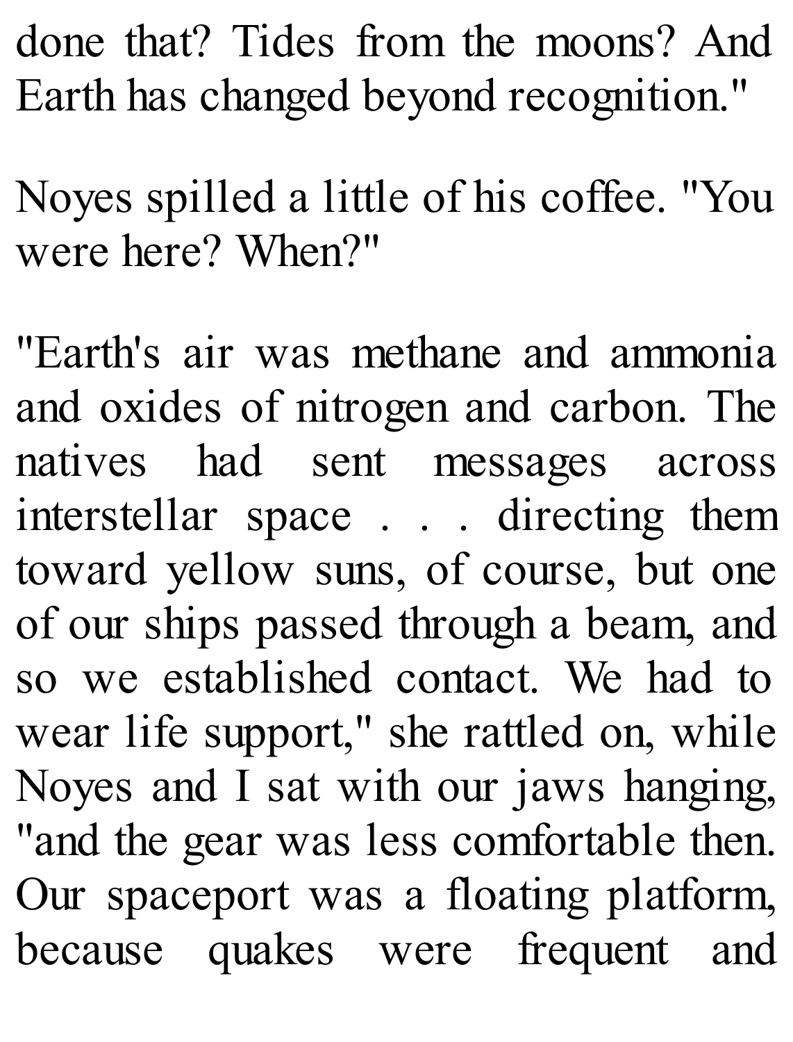done that? Tides from the moons? And Earth has changed beyond recognition."

Noyes spilled a little of his coffee. "You were here? When?"

"Earth's air was methane and ammonia and oxides of nitrogen and carbon. The natives had sent messages across interstellar space . . . directing them toward yellow suns, of course, but one of our ships passed through a beam, and so we established contact. We had to wear life support," she rattled on, while Noyes and I sat with our jaws hanging, "and the gear was less comfortable then. Our spaceport was a floating platform, because quakes were frequent and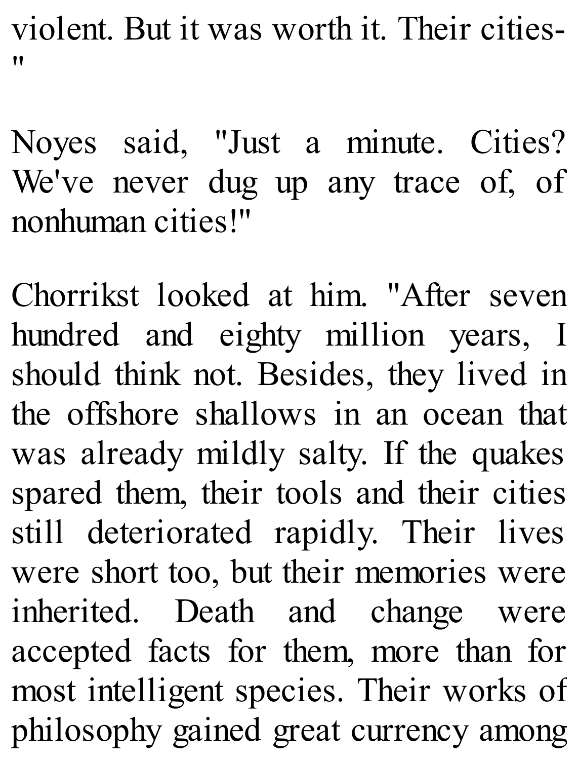violent. But it was worth it. Their cities-"

Noyes said, "Just a minute. Cities? We've never dug up any trace of, of nonhuman cities!"

Chorrikst looked at him. "After seven hundred and eighty million years, I should think not. Besides, they lived in the offshore shallows in an ocean that was already mildly salty. If the quakes spared them, their tools and their cities still deteriorated rapidly. Their lives were short too, but their memories were inherited. Death and change were accepted facts for them, more than for most intelligent species. Their works of philosophy gained great currency among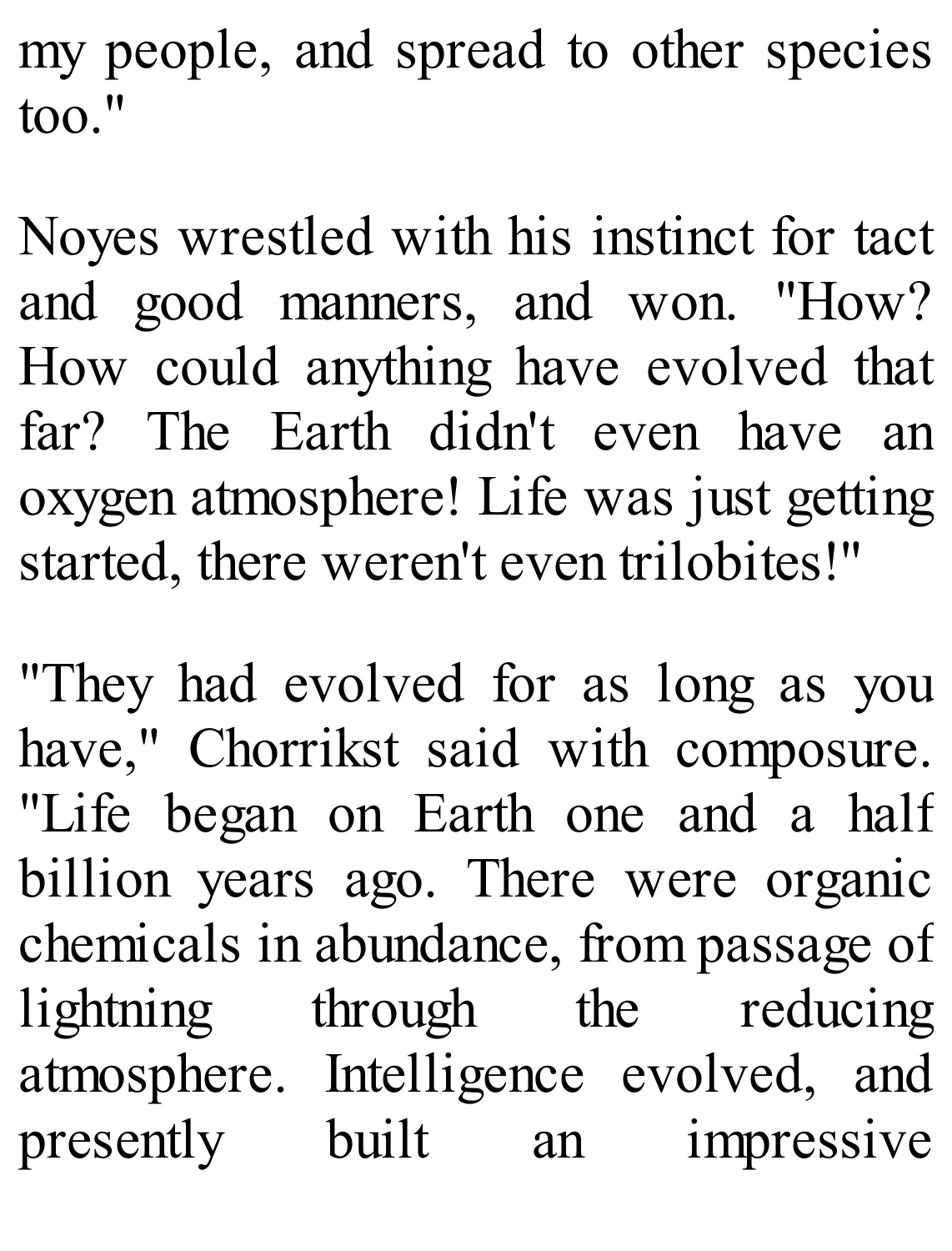my people, and spread to other species too."

Noyes wrestled with his instinct for tact and good manners, and won. "How? How could anything have evolved that far? The Earth didn't even have an oxygen atmosphere! Life was just getting started, there weren't even trilobites!"

"They had evolved for as long as you have," Chorrikst said with composure. "Life began on Earth one and a half billion years ago. There were organic chemicals in abundance, from passage of lightning through the reducing atmosphere. Intelligence evolved, and presently built an impressive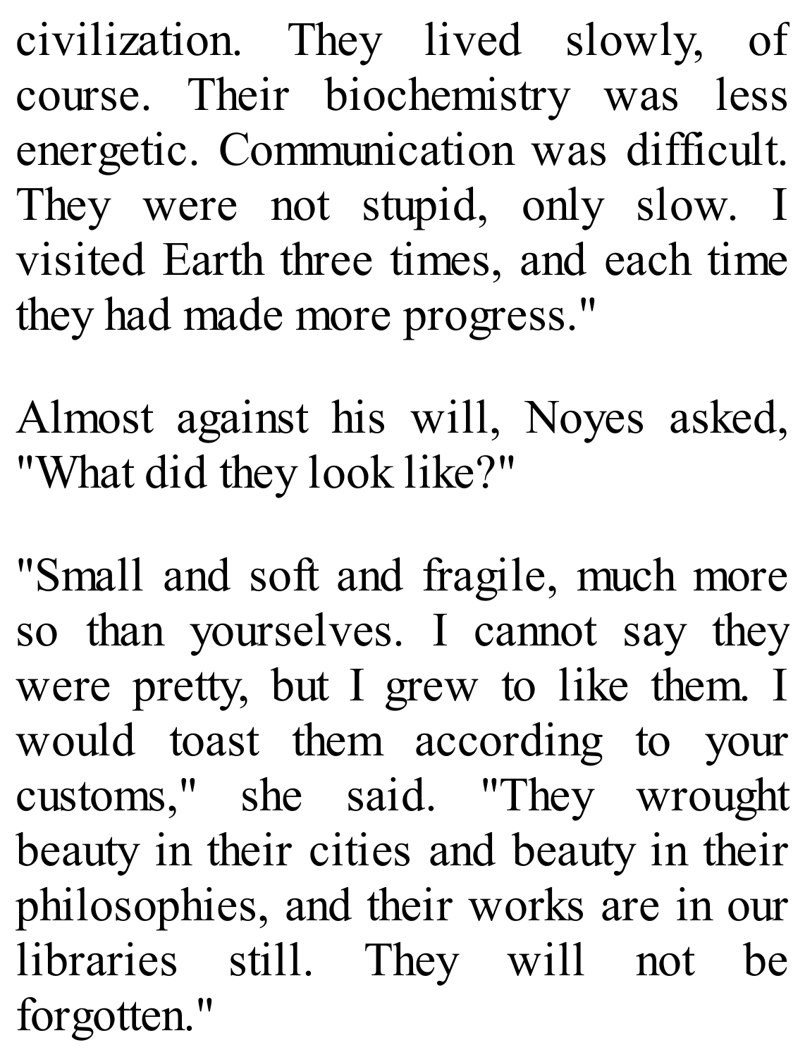civilization. They lived slowly, of course. Their biochemistry was less energetic. Communication was difficult. They were not stupid, only slow. I visited Earth three times, and each time they had made more progress."

Almost against his will, Noyes asked, "What did they look like?"

"Small and soft and fragile, much more so than yourselves. I cannot say they were pretty, but I grew to like them. I would toast them according to your customs," she said. "They wrought beauty in their cities and beauty in their philosophies, and their works are in our libraries still. They will not be forgotten."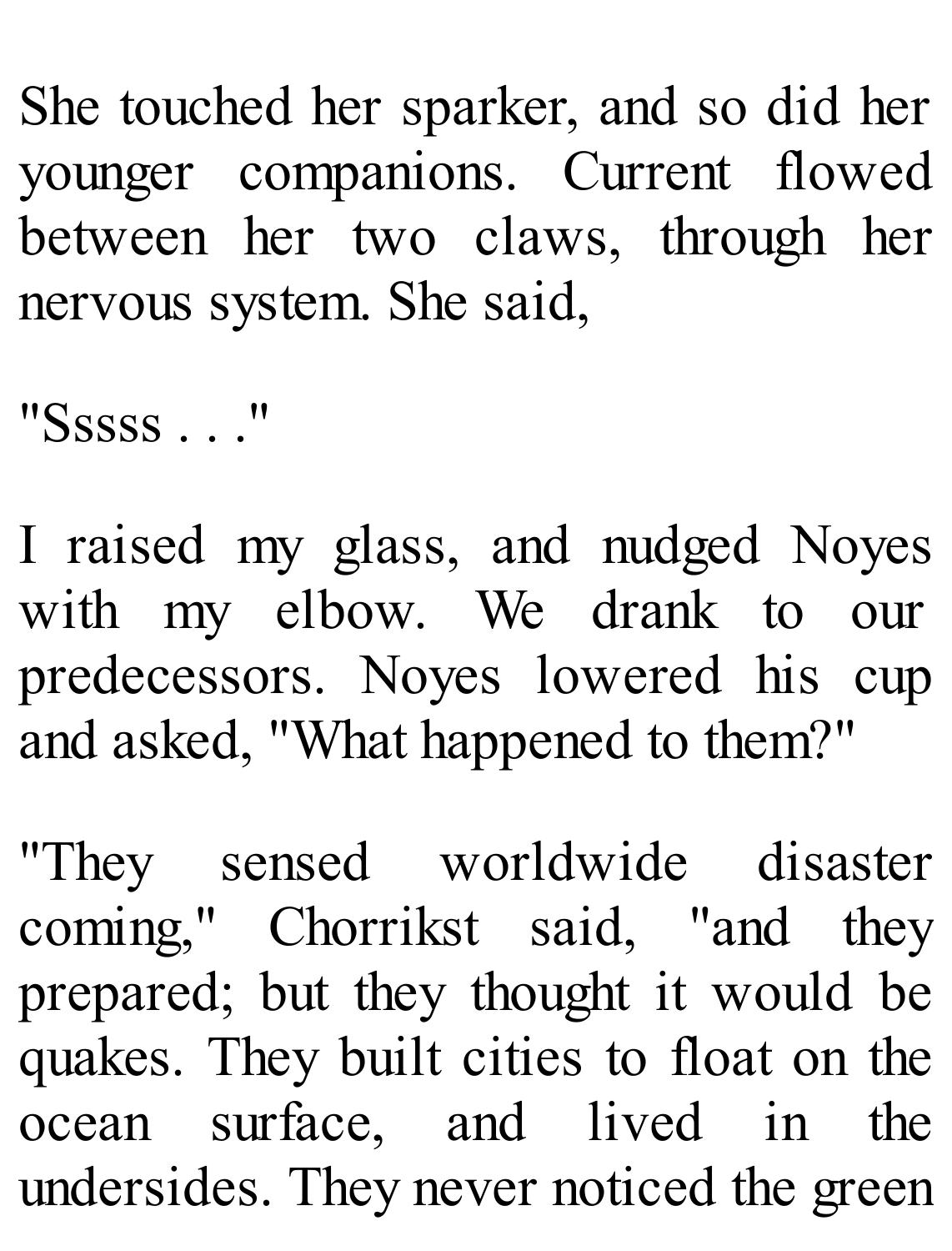She touched her sparker, and so did her younger companions. Current flowed between her two claws, through her nervous system. She said,

"Sssss . . ."

I raised my glass, and nudged Noyes with my elbow. We drank to our predecessors. Noyes lowered his cup and asked, "What happened to them?"

"They sensed worldwide disaster coming," Chorrikst said, "and they prepared; but they thought it would be quakes. They built cities to float on the ocean surface, and lived in the undersides. They never noticed the green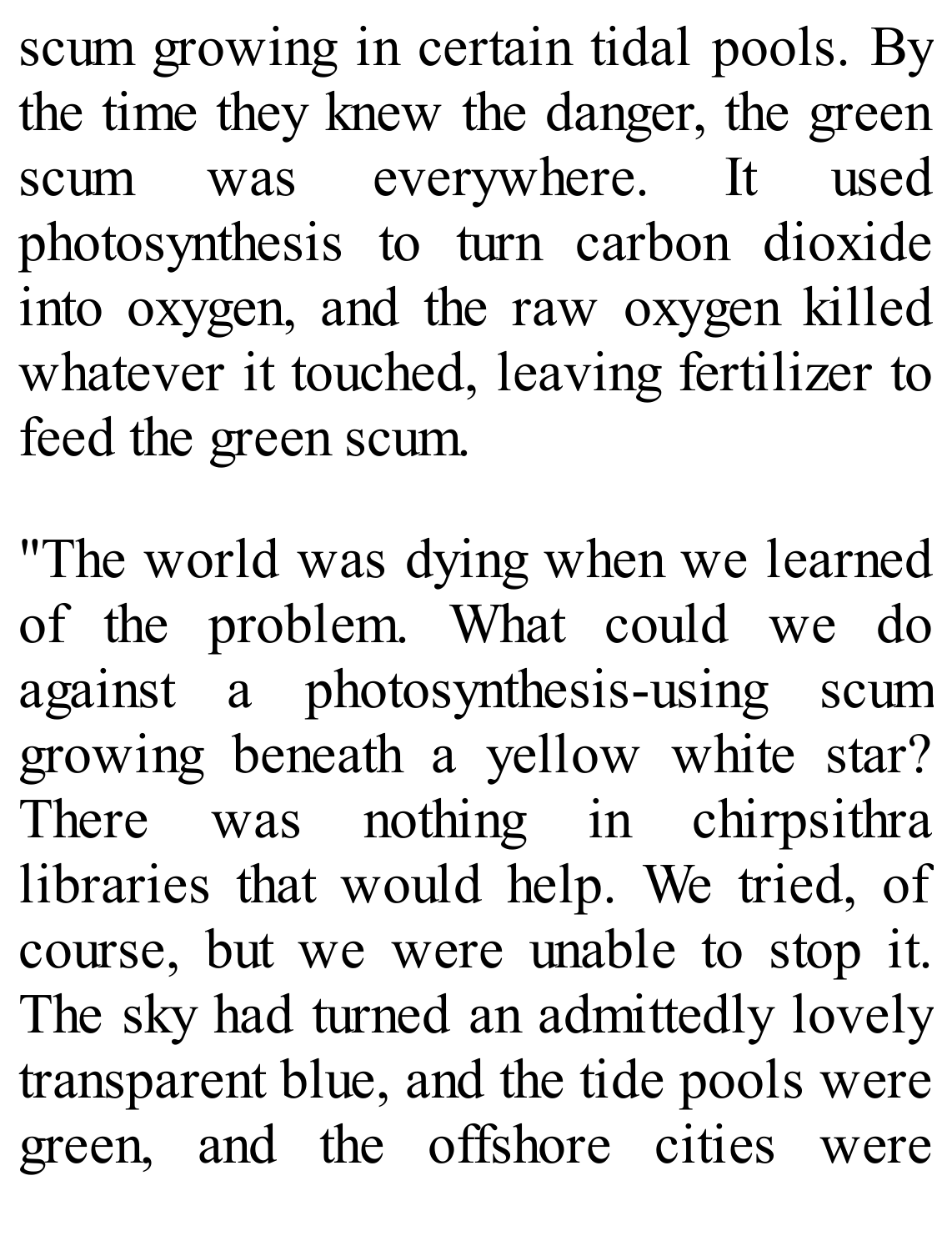scum growing in certain tidal pools. By the time they knew the danger, the green scum was everywhere. It used photosynthesis to turn carbon dioxide into oxygen, and the raw oxygen killed whatever it touched, leaving fertilizer to feed the green scum.

"The world was dying when we learned of the problem. What could we do against a photosynthesis-using scum growing beneath a yellow white star? There was nothing in chirpsithra libraries that would help. We tried, of course, but we were unable to stop it. The sky had turned an admittedly lovely transparent blue, and the tide pools were green, and the offshore cities were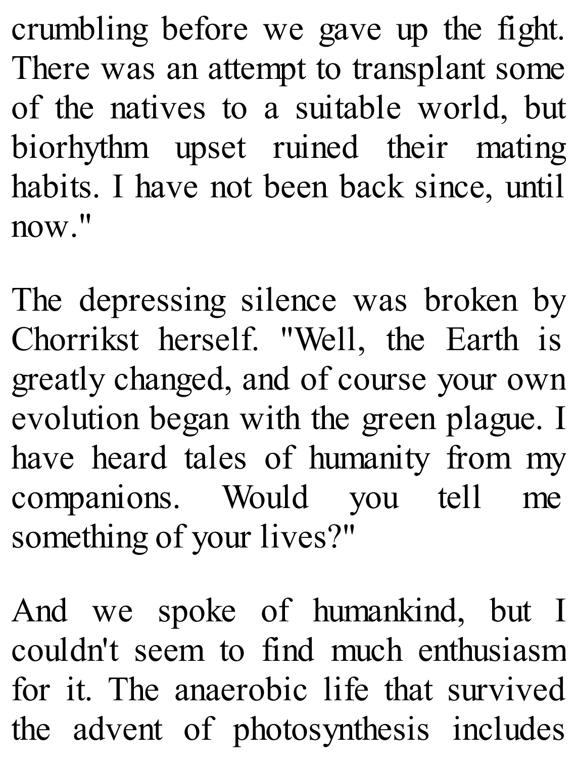crumbling before we gave up the fight. There was an attempt to transplant some of the natives to a suitable world, but biorhythm upset ruined their mating habits. I have not been back since, until now."

The depressing silence was broken by Chorrikst herself. "Well, the Earth is greatly changed, and of course your own evolution began with the green plague. I have heard tales of humanity from my companions. Would you tell me something of your lives?"

And we spoke of humankind, but I couldn't seem to find much enthusiasm for it. The anaerobic life that survived the advent of photosynthesis includes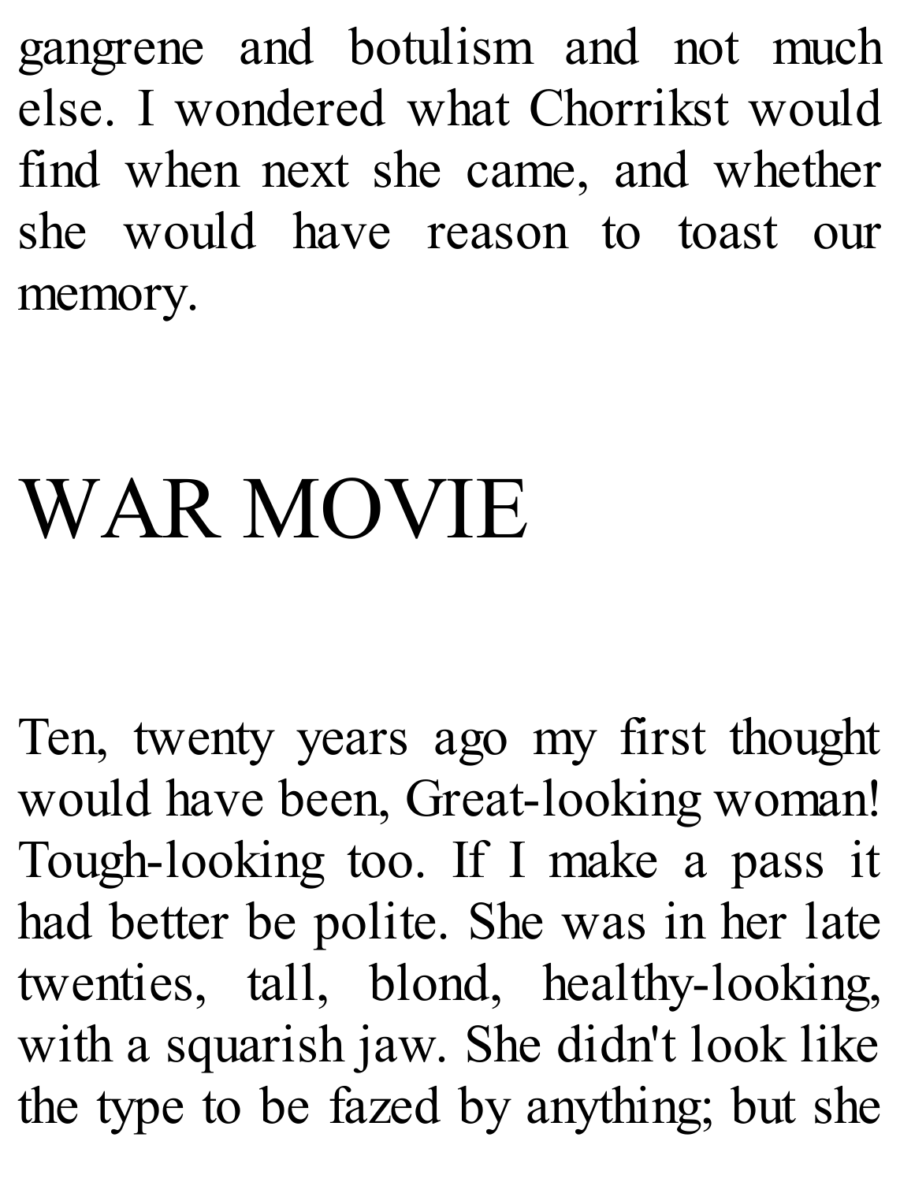gangrene and botulism and not much else. I wondered what Chorrikst would find when next she came, and whether she would have reason to toast our memory.

# WAR MOVIE

Ten, twenty years ago my first thought would have been, Great-looking woman! Tough-looking too. If I make a pass it had better be polite. She was in her late twenties, tall, blond, healthy-looking, with a squarish jaw. She didn't look like the type to be fazed by anything; but she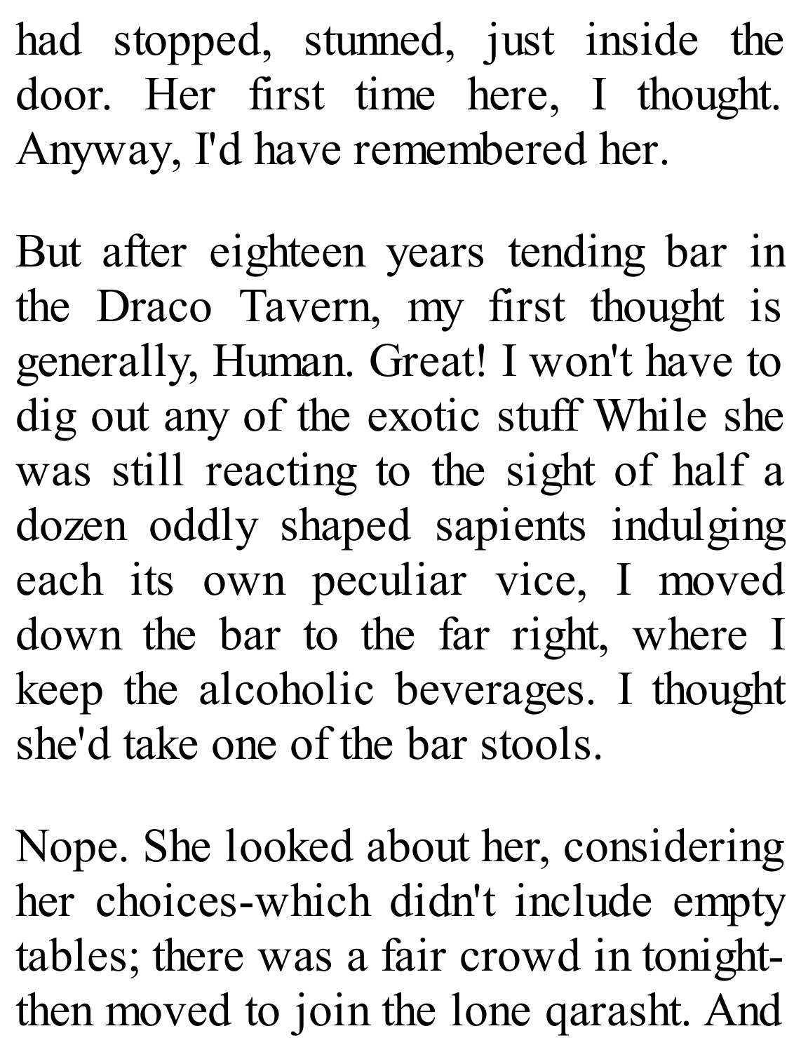had stopped, stunned, just inside the door. Her first time here, I thought. Anyway, I'd have remembered her.

But after eighteen years tending bar in the Draco Tavern, my first thought is generally, Human. Great! I won't have to dig out any of the exotic stuff While she was still reacting to the sight of half a dozen oddly shaped sapients indulging each its own peculiar vice, I moved down the bar to the far right, where I keep the alcoholic beverages. I thought she'd take one of the bar stools.

Nope. She looked about her, considering her choices-which didn't include empty tables; there was a fair crowd in tonight-then moved to join the lone qarasht. And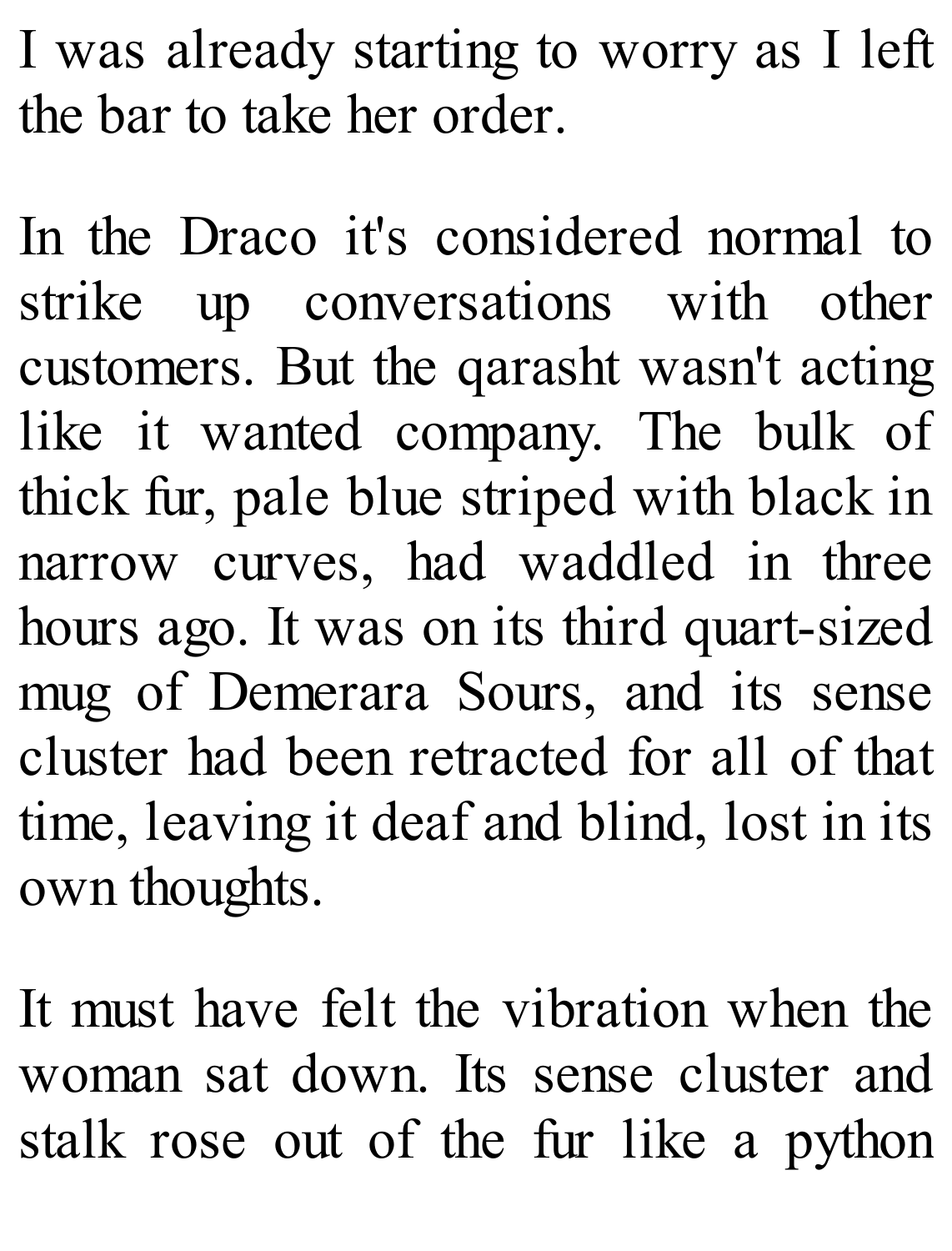I was already starting to worry as I left the bar to take her order.

In the Draco it's considered normal to strike up conversations with other customers. But the qarasht wasn't acting like it wanted company. The bulk of thick fur, pale blue striped with black in narrow curves, had waddled in three hours ago. It was on its third quart-sized mug of Demerara Sours, and its sense cluster had been retracted for all of that time, leaving it deaf and blind, lost in its own thoughts.

It must have felt the vibration when the woman sat down. Its sense cluster and stalk rose out of the fur like a python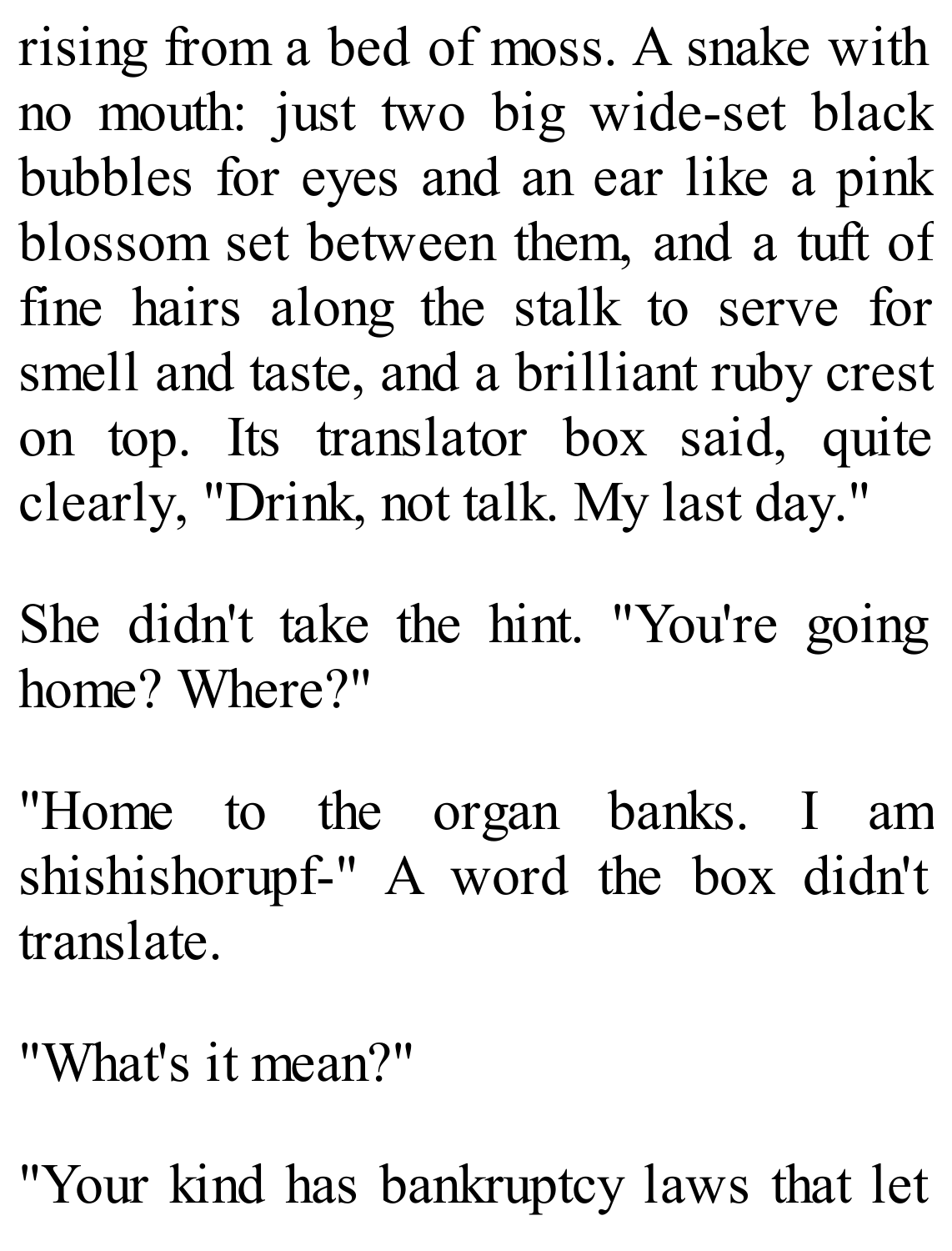rising from a bed of moss. A snake with no mouth: just two big wide-set black bubbles for eyes and an ear like a pink blossom set between them, and a tuft of fine hairs along the stalk to serve for smell and taste, and a brilliant ruby crest on top. Its translator box said, quite clearly, "Drink, not talk. My last day."

She didn't take the hint. "You're going home? Where?"

"Home to the organ banks. I am shishishorupf-" A word the box didn't translate.

"What's it mean?"

"Your kind has bankruptcy laws that let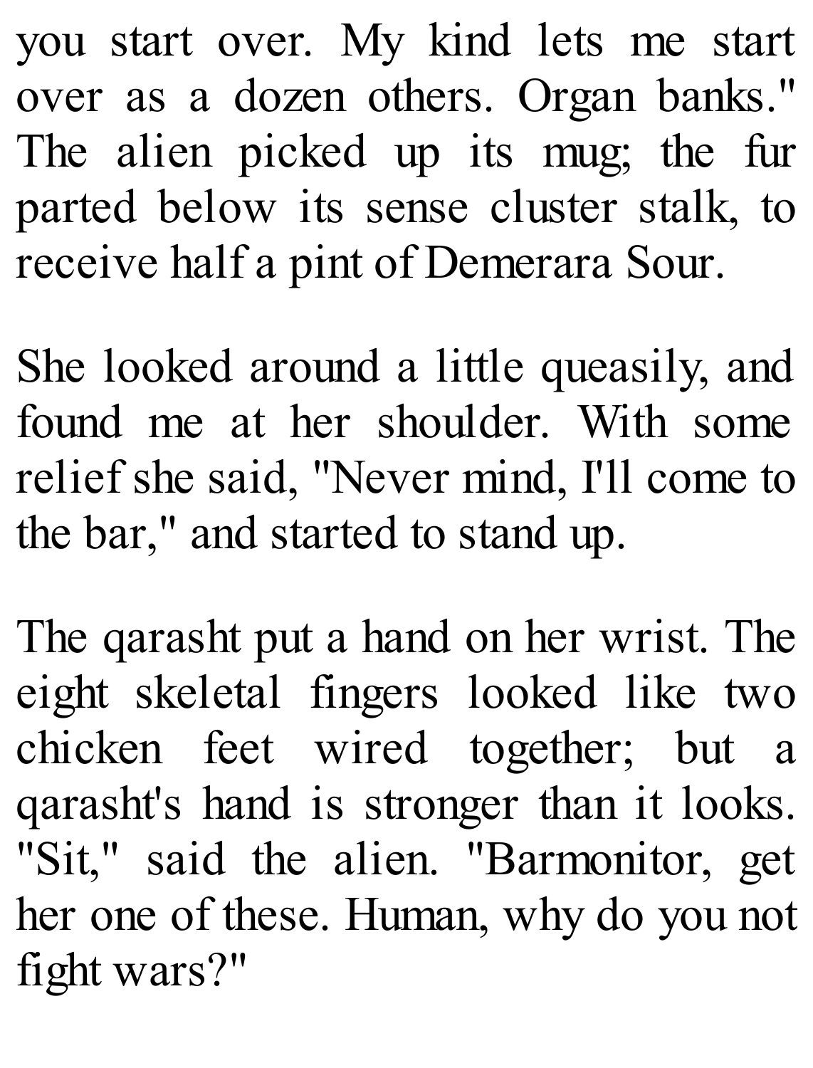you start over. My kind lets me start over as a dozen others. Organ banks." The alien picked up its mug; the fur parted below its sense cluster stalk, to receive half a pint of Demerara Sour.

She looked around a little queasily, and found me at her shoulder. With some relief she said, "Never mind, I'll come to the bar," and started to stand up.

The qarasht put a hand on her wrist. The eight skeletal fingers looked like two chicken feet wired together; but a qarasht's hand is stronger than it looks. "Sit," said the alien. "Barmonitor, get her one of these. Human, why do you not fight wars?"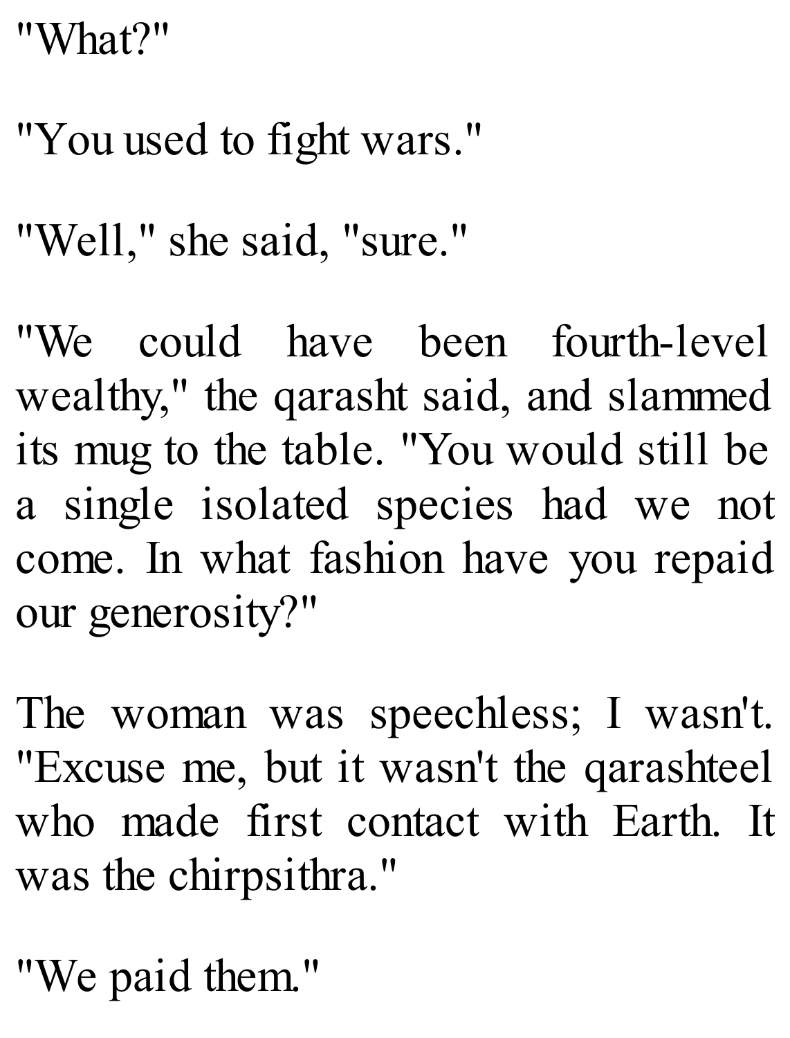"What?"

"You used to fight wars."

"Well," she said, "sure."

"We could have been fourth-level wealthy," the qarasht said, and slammed its mug to the table. "You would still be a single isolated species had we not come. In what fashion have you repaid our generosity?"

The woman was speechless; I wasn't. "Excuse me, but it wasn't the qarashteel who made first contact with Earth. It was the chirpsithra."

"We paid them."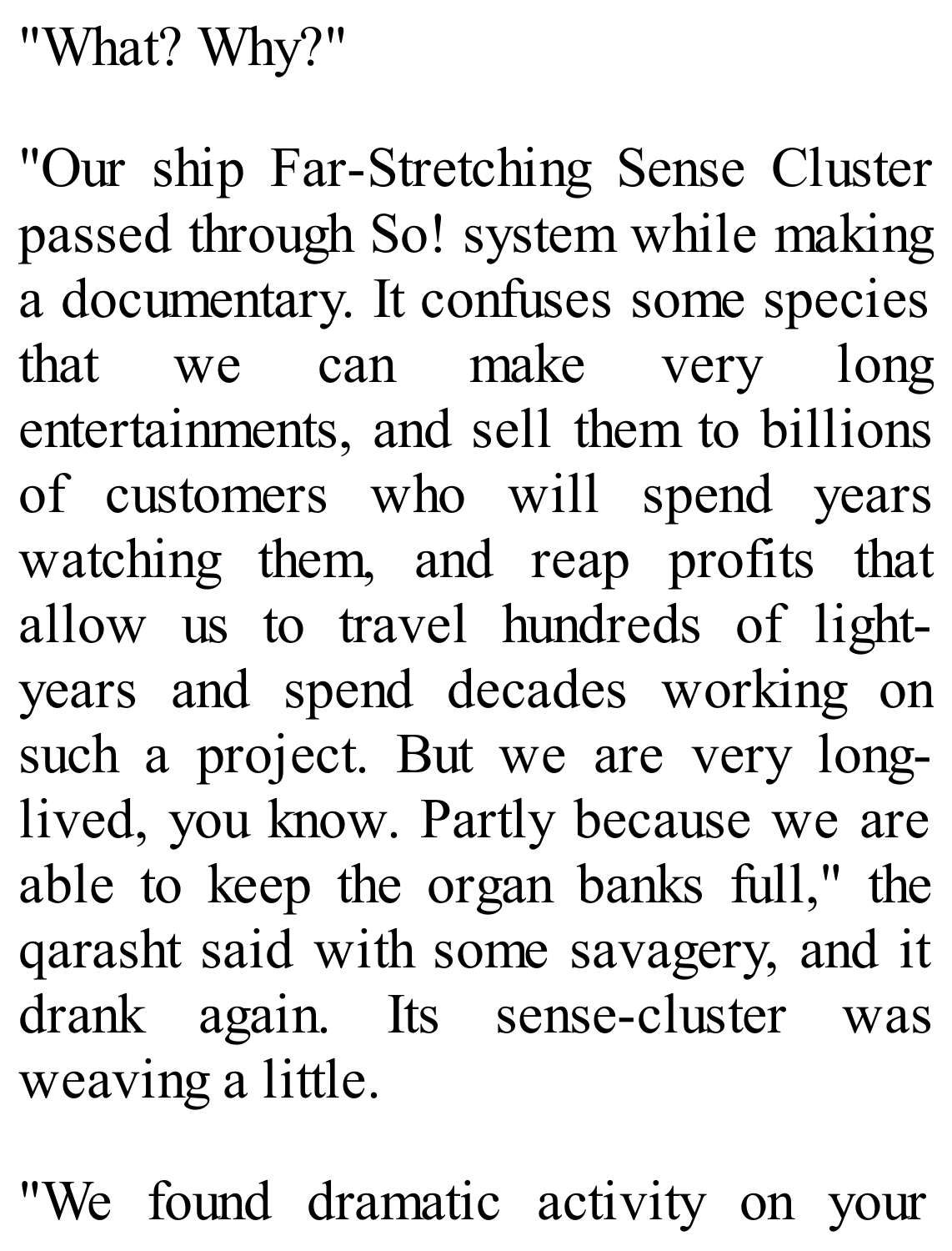"What? Why?"

"Our ship Far-Stretching Sense Cluster passed through So! system while making a documentary. It confuses some species that we can make very long entertainments, and sell them to billions of customers who will spend years watching them, and reap profits that allow us to travel hundreds of light-years and spend decades working on such a project. But we are very long-lived, you know. Partly because we are able to keep the organ banks full," the qarasht said with some savagery, and it drank again. Its sense-cluster was weaving a little.

"We found dramatic activity on your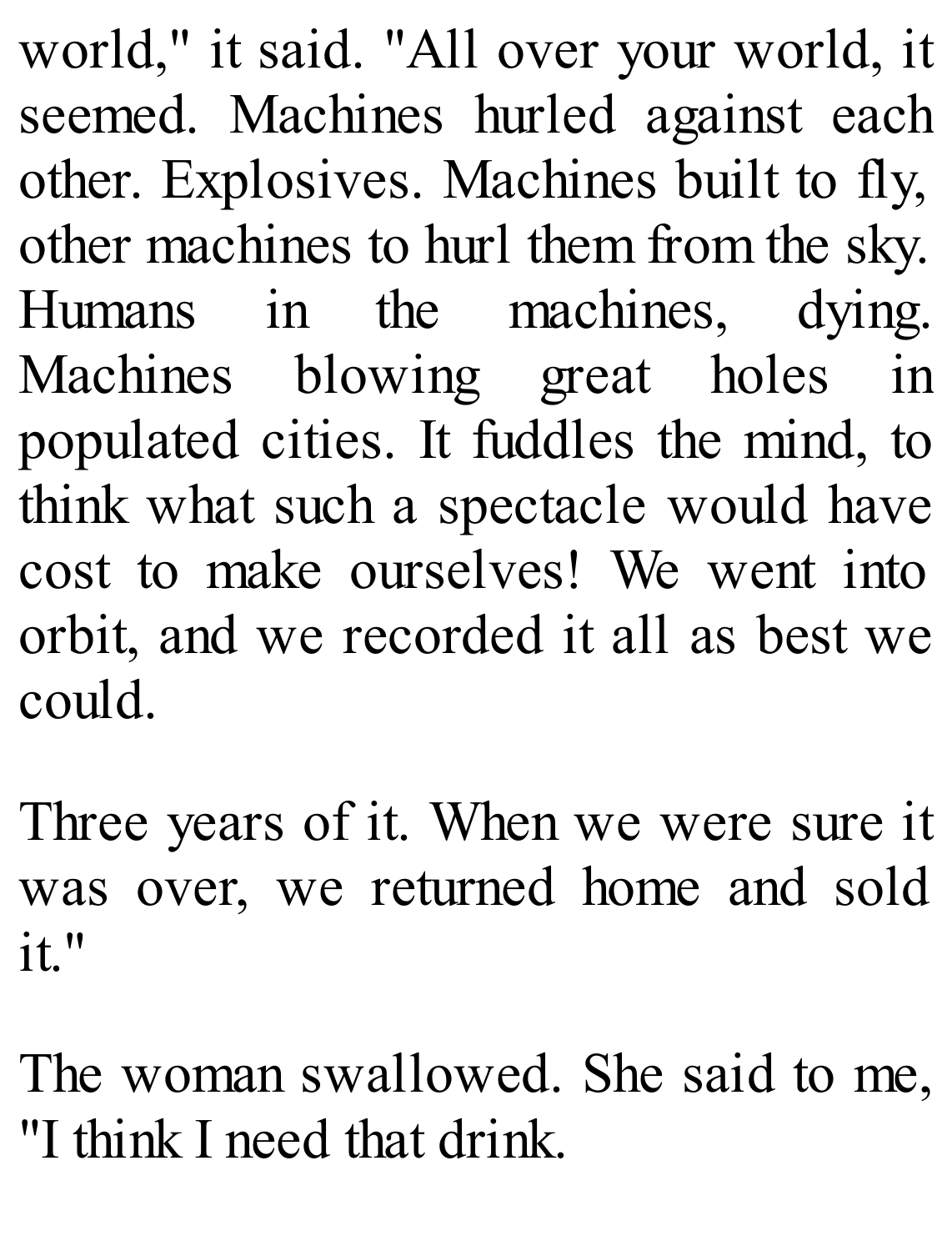world," it said. "All over your world, it seemed. Machines hurled against each other. Explosives. Machines built to fly, other machines to hurl them from the sky. Humans in the machines, dying. Machines blowing great holes in populated cities. It fuddles the mind, to think what such a spectacle would have cost to make ourselves! We went into orbit, and we recorded it all as best we could.

Three years of it. When we were sure it was over, we returned home and sold it."

The woman swallowed. She said to me, "I think I need that drink.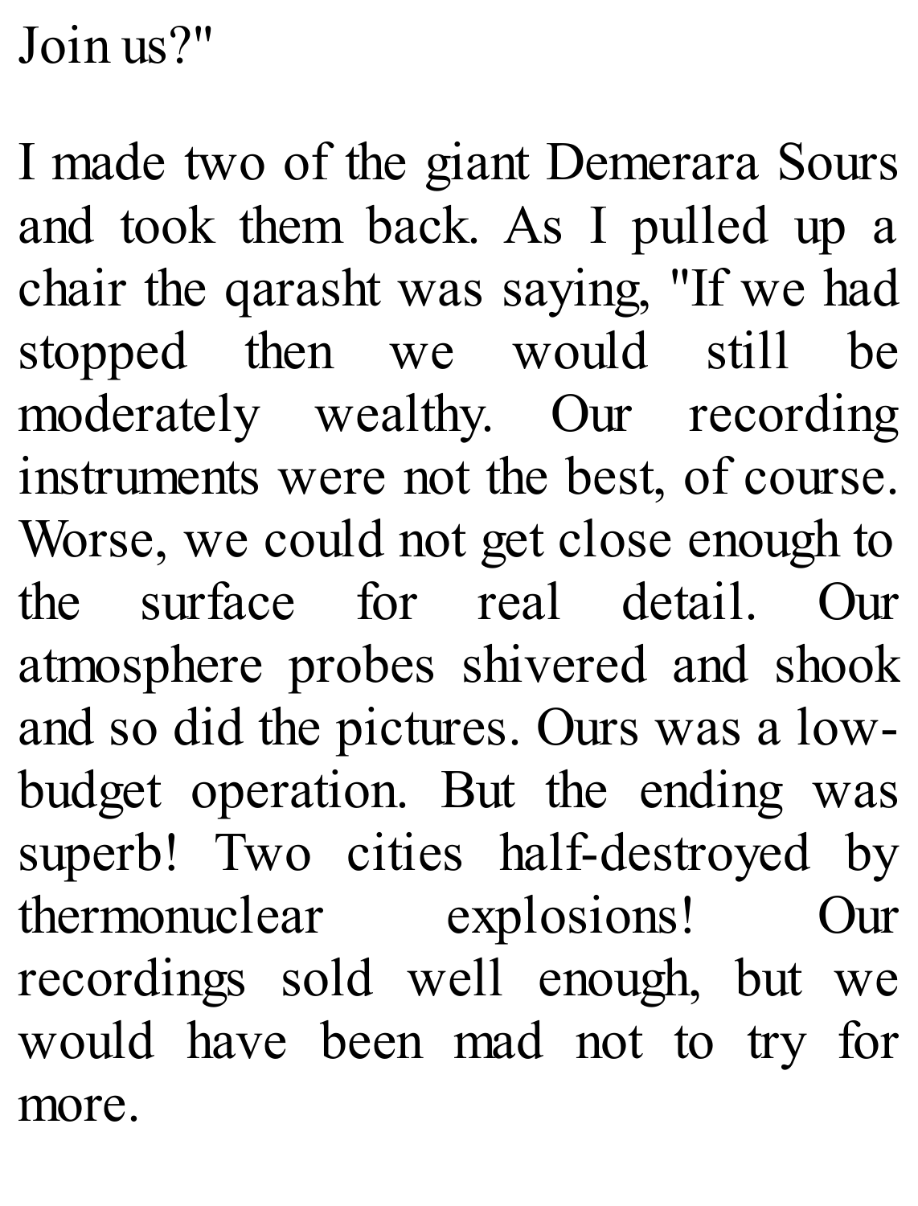Join us?"

I made two of the giant Demerara Sours and took them back. As I pulled up a chair the qarasht was saying, "If we had stopped then we would still be moderately wealthy. Our recording instruments were not the best, of course. Worse, we could not get close enough to the surface for real detail. Our atmosphere probes shivered and shook and so did the pictures. Ours was a low-budget operation. But the ending was superb! Two cities half-destroyed by thermonuclear explosions! Our recordings sold well enough, but we would have been mad not to try for more.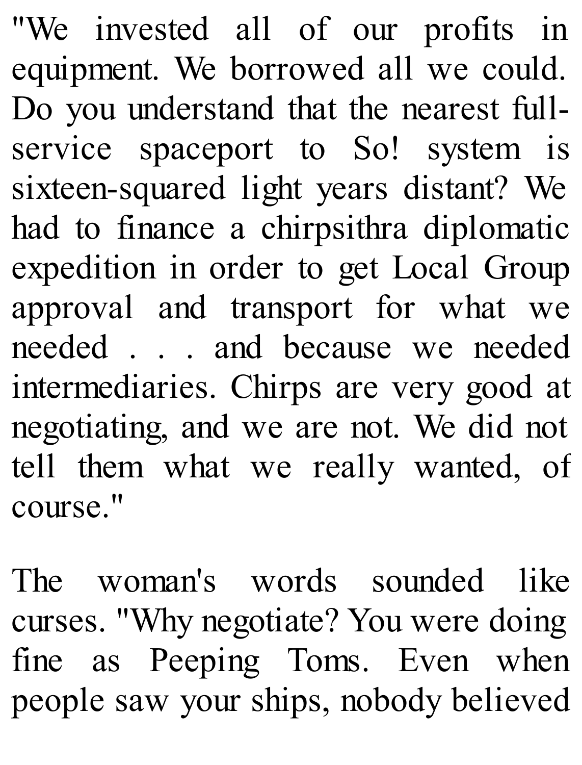"We invested all of our profits in equipment. We borrowed all we could. Do you understand that the nearest full-service spaceport to So! system is sixteen-squared light years distant? We had to finance a chirpsithra diplomatic expedition in order to get Local Group approval and transport for what we needed . . . and because we needed intermediaries. Chirps are very good at negotiating, and we are not. We did not tell them what we really wanted, of course."

The woman's words sounded like curses. "Why negotiate? You were doing fine as Peeping Toms. Even when people saw your ships, nobody believed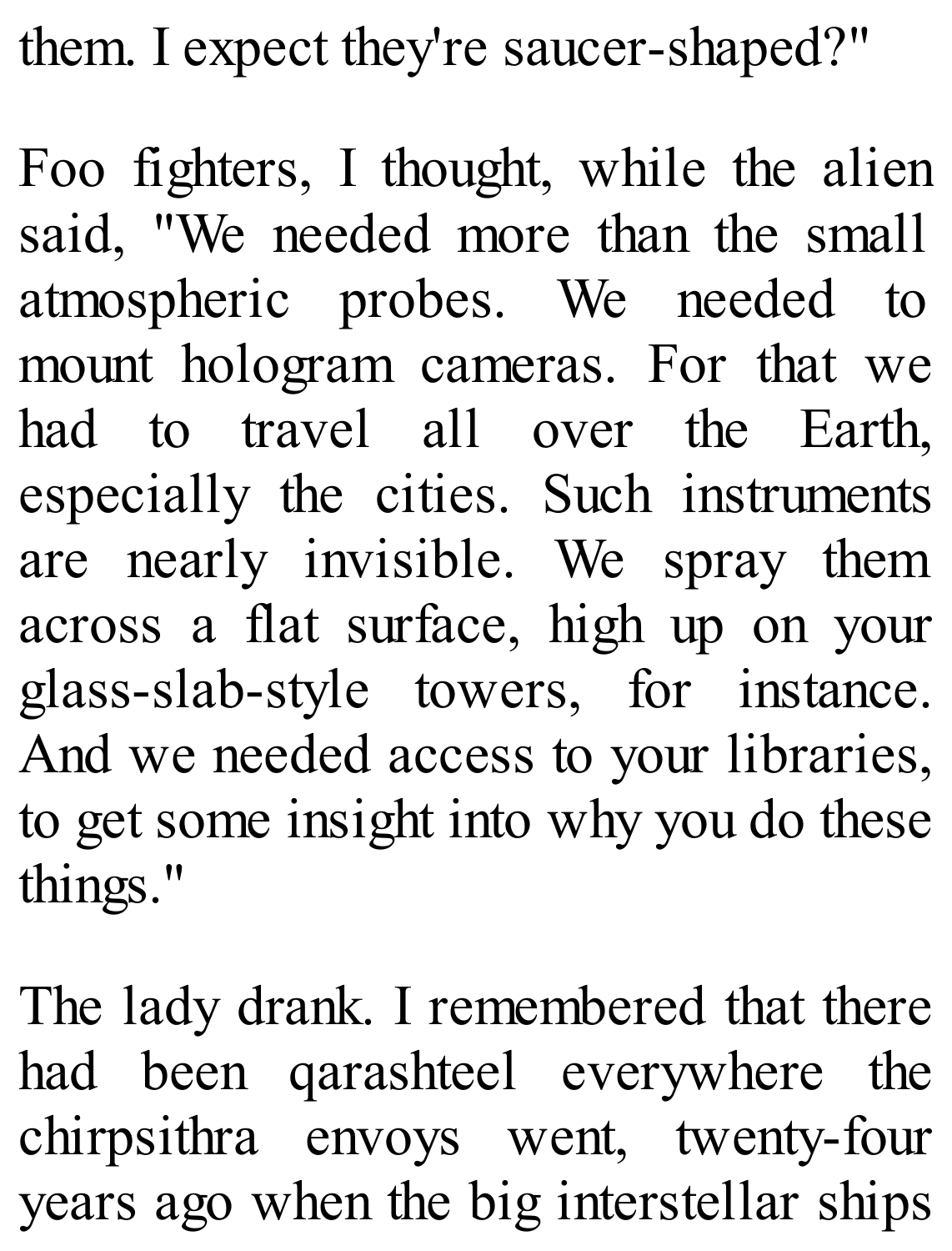them. I expect they're saucer-shaped?"

Foo fighters, I thought, while the alien said, "We needed more than the small atmospheric probes. We needed to mount hologram cameras. For that we had to travel all over the Earth, especially the cities. Such instruments are nearly invisible. We spray them across a flat surface, high up on your glass-slab-style towers, for instance. And we needed access to your libraries, to get some insight into why you do these things."

The lady drank. I remembered that there had been qarashteel everywhere the chirpsithra envoys went, twenty-four years ago when the big interstellar ships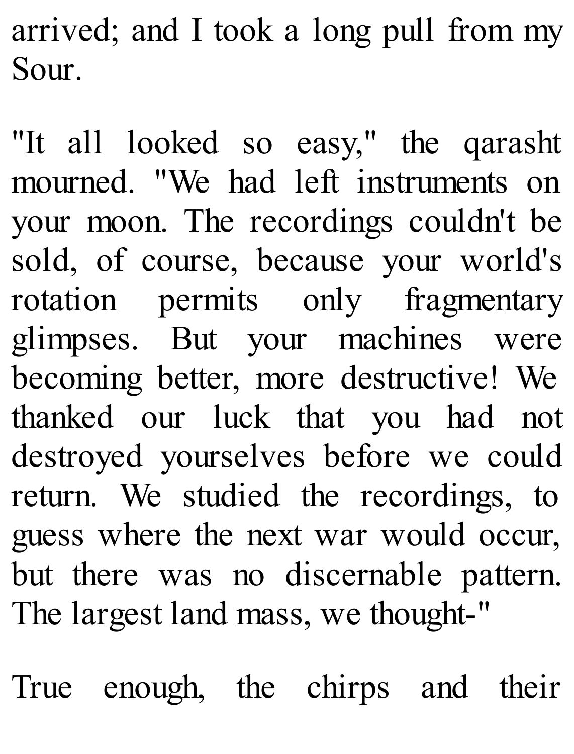arrived; and I took a long pull from my Sour.

"It all looked so easy," the qarasht mourned. "We had left instruments on your moon. The recordings couldn't be sold, of course, because your world's rotation permits only fragmentary glimpses. But your machines were becoming better, more destructive! We thanked our luck that you had not destroyed yourselves before we could return. We studied the recordings, to guess where the next war would occur, but there was no discernable pattern. The largest land mass, we thought-"

True enough, the chirps and their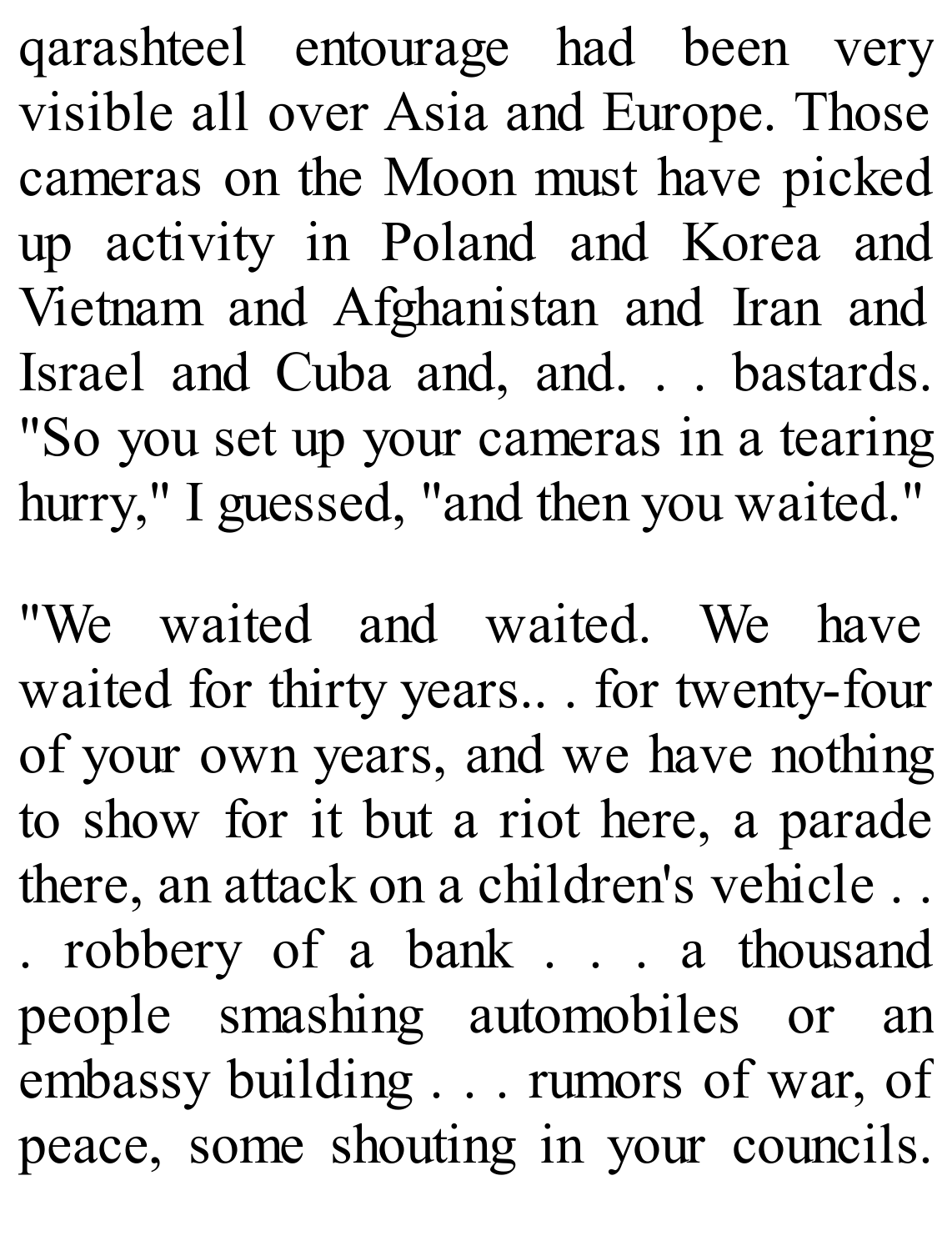qarashteel entourage had been very visible all over Asia and Europe. Those cameras on the Moon must have picked up activity in Poland and Korea and Vietnam and Afghanistan and Iran and Israel and Cuba and, and. . . bastards. "So you set up your cameras in a tearing hurry," I guessed, "and then you waited."

"We waited and waited. We have waited for thirty years.. . for twenty-four of your own years, and we have nothing to show for it but a riot here, a parade there, an attack on a children's vehicle . . . robbery of a bank . . . a thousand people smashing automobiles or an embassy building . . . rumors of war, of peace, some shouting in your councils.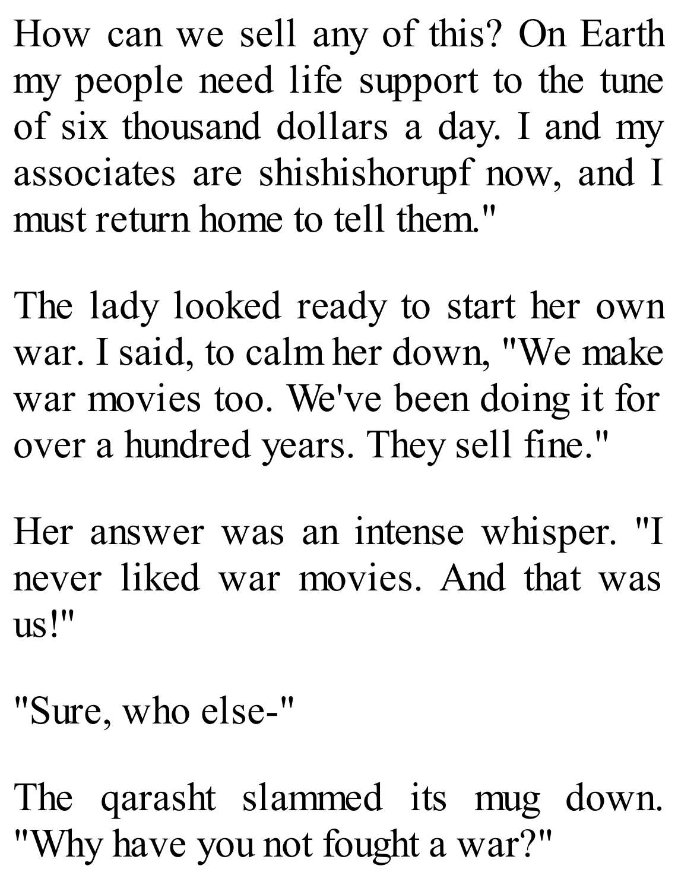How can we sell any of this? On Earth my people need life support to the tune of six thousand dollars a day. I and my associates are shishishorupf now, and I must return home to tell them."

The lady looked ready to start her own war. I said, to calm her down, "We make war movies too. We've been doing it for over a hundred years. They sell fine."

Her answer was an intense whisper. "I never liked war movies. And that was us!"

"Sure, who else-"

The qarasht slammed its mug down. "Why have you not fought a war?"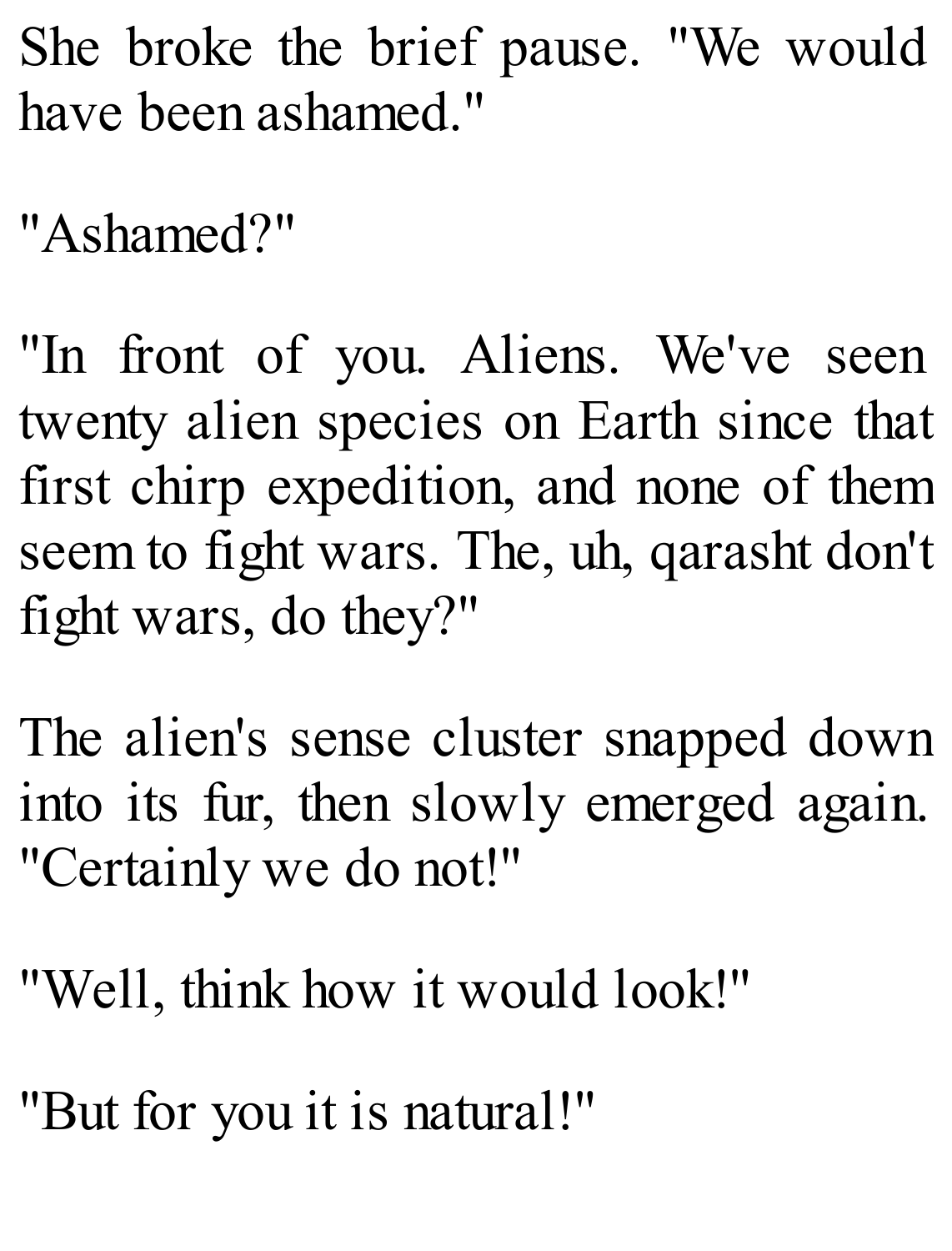She broke the brief pause. "We would have been ashamed."

"Ashamed?"

"In front of you. Aliens. We've seen twenty alien species on Earth since that first chirp expedition, and none of them seem to fight wars. The, uh, qarasht don't fight wars, do they?"

The alien's sense cluster snapped down into its fur, then slowly emerged again. "Certainly we do not!"

"Well, think how it would look!"

"But for you it is natural!"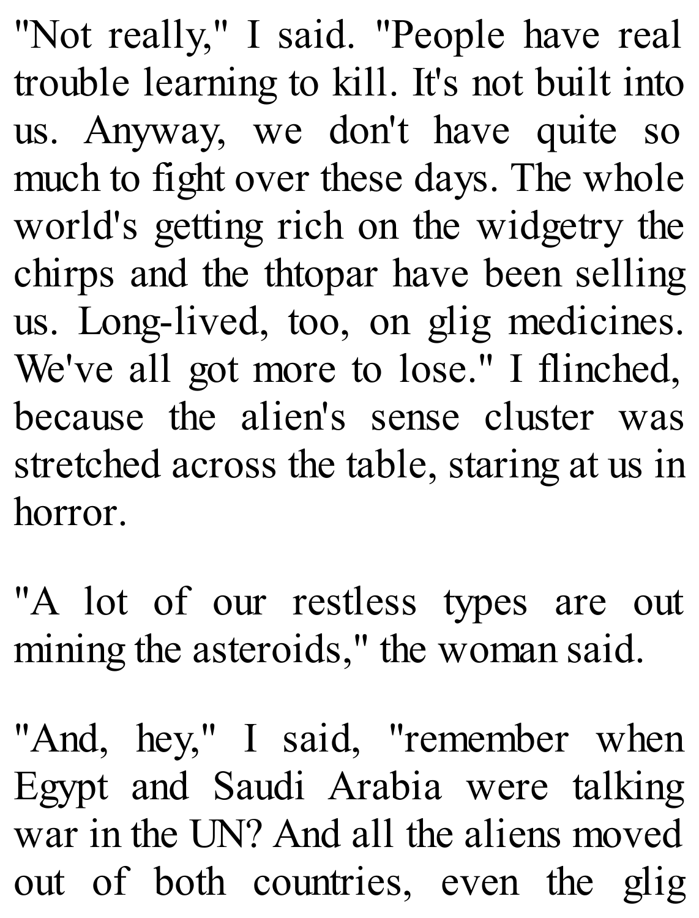"Not really," I said. "People have real trouble learning to kill. It's not built into us. Anyway, we don't have quite so much to fight over these days. The whole world's getting rich on the widgetry the chirps and the thtopar have been selling us. Long-lived, too, on glig medicines. We've all got more to lose." I flinched, because the alien's sense cluster was stretched across the table, staring at us in horror.

"A lot of our restless types are out mining the asteroids," the woman said.

"And, hey," I said, "remember when Egypt and Saudi Arabia were talking war in the UN? And all the aliens moved out of both countries, even the glig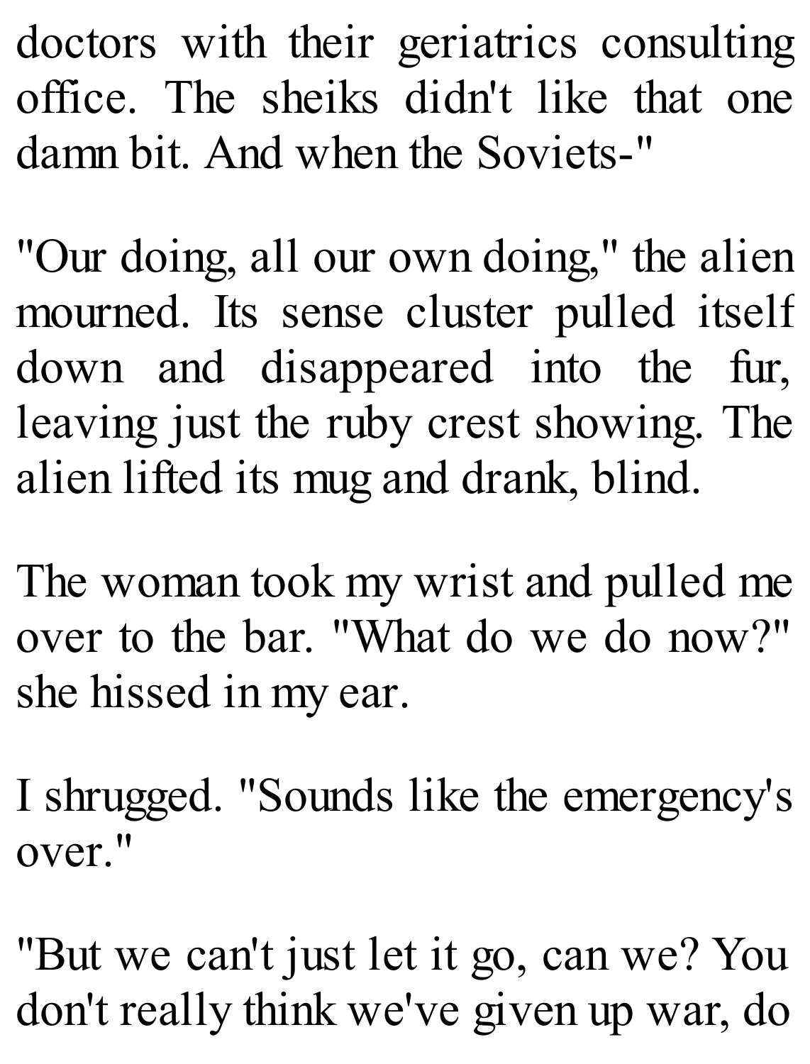doctors with their geriatrics consulting office. The sheiks didn't like that one damn bit. And when the Soviets-"

"Our doing, all our own doing," the alien mourned. Its sense cluster pulled itself down and disappeared into the fur, leaving just the ruby crest showing. The alien lifted its mug and drank, blind.

The woman took my wrist and pulled me over to the bar. "What do we do now?" she hissed in my ear.

I shrugged. "Sounds like the emergency's over."

"But we can't just let it go, can we? You don't really think we've given up war, do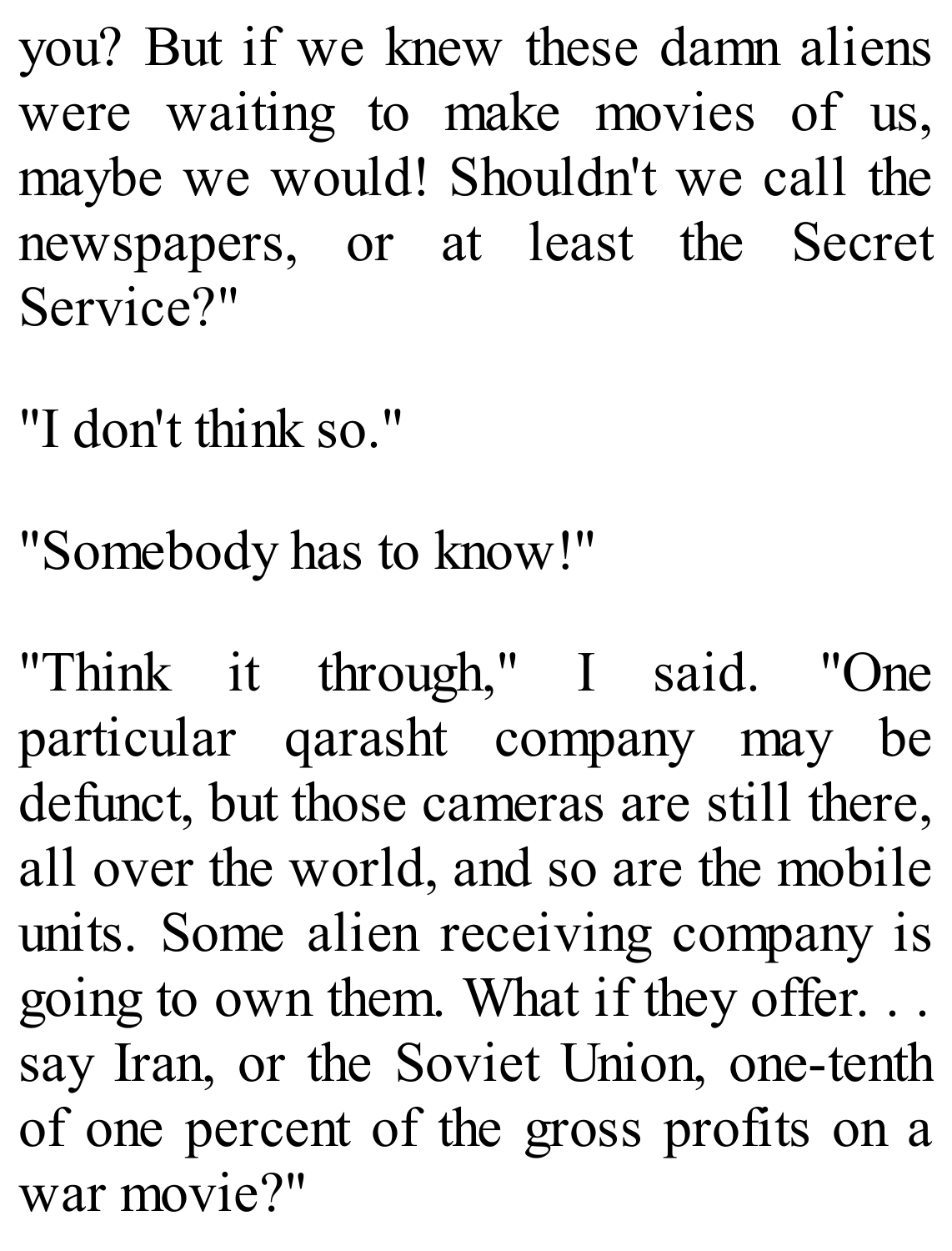you? But if we knew these damn aliens were waiting to make movies of us, maybe we would! Shouldn't we call the newspapers, or at least the Secret Service?"

"I don't think so."

"Somebody has to know!"

"Think it through," I said. "One particular qarasht company may be defunct, but those cameras are still there, all over the world, and so are the mobile units. Some alien receiving company is going to own them. What if they offer. . . say Iran, or the Soviet Union, one-tenth of one percent of the gross profits on a war movie?"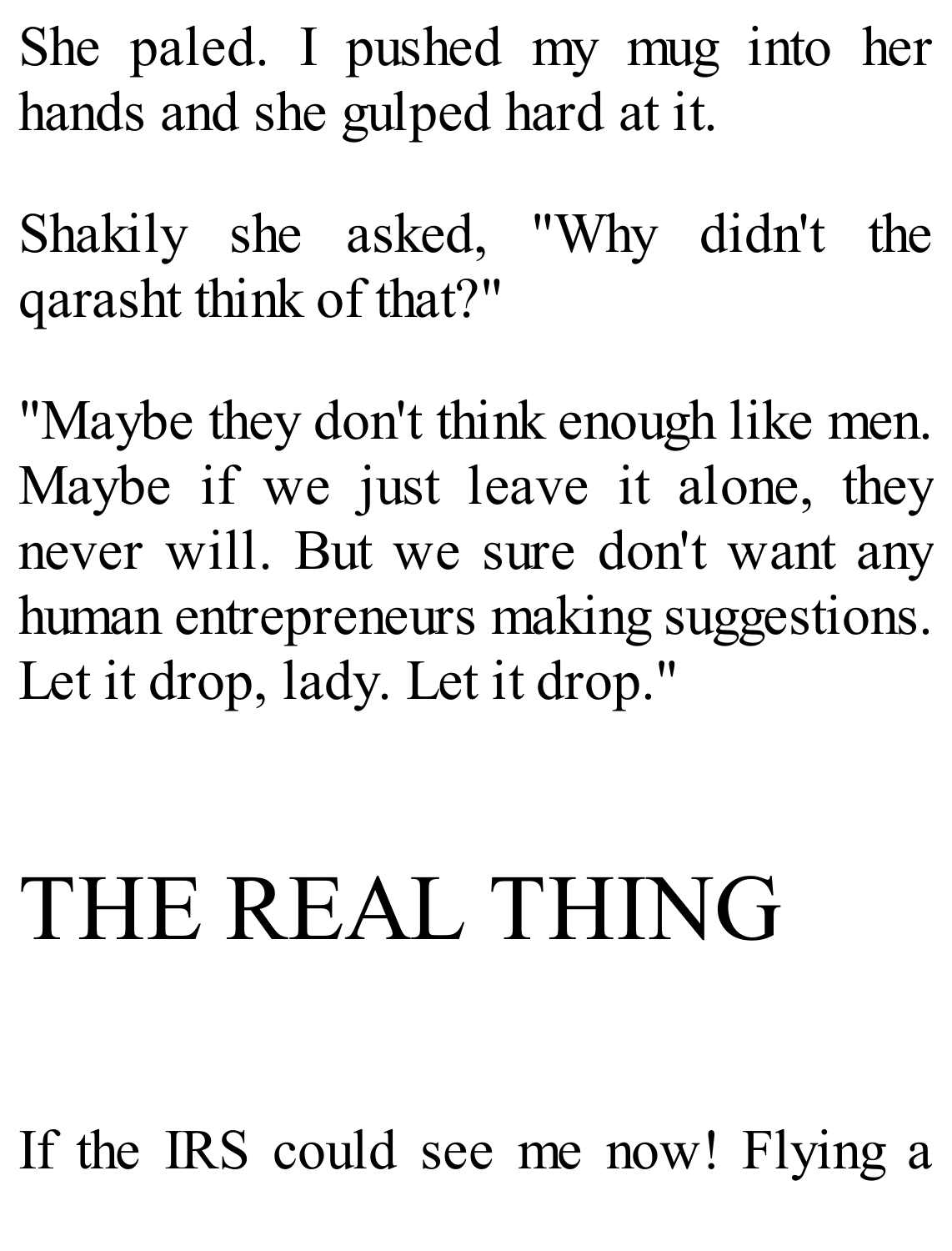She paled. I pushed my mug into her hands and she gulped hard at it.

Shakily she asked, "Why didn't the qarasht think of that?"

"Maybe they don't think enough like men. Maybe if we just leave it alone, they never will. But we sure don't want any human entrepreneurs making suggestions. Let it drop, lady. Let it drop."

# THE REAL THING

If the IRS could see me now! Flying a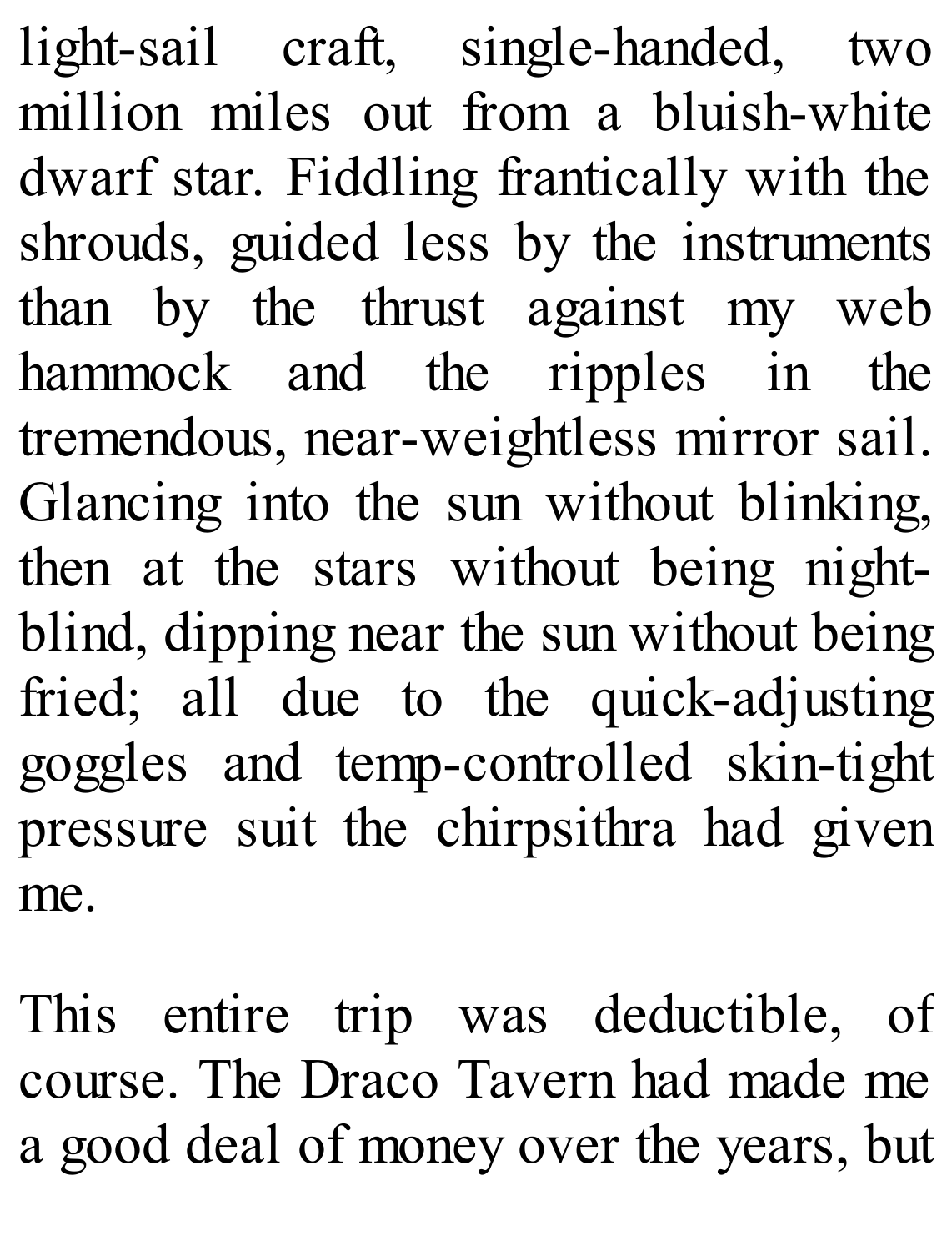light-sail craft, single-handed, two million miles out from a bluish-white dwarf star. Fiddling frantically with the shrouds, guided less by the instruments than by the thrust against my web hammock and the ripples in the tremendous, near-weightless mirror sail. Glancing into the sun without blinking, then at the stars without being night-blind, dipping near the sun without being fried; all due to the quick-adjusting goggles and temp-controlled skin-tight pressure suit the chirpsithra had given me.

This entire trip was deductible, of course. The Draco Tavern had made me a good deal of money over the years, but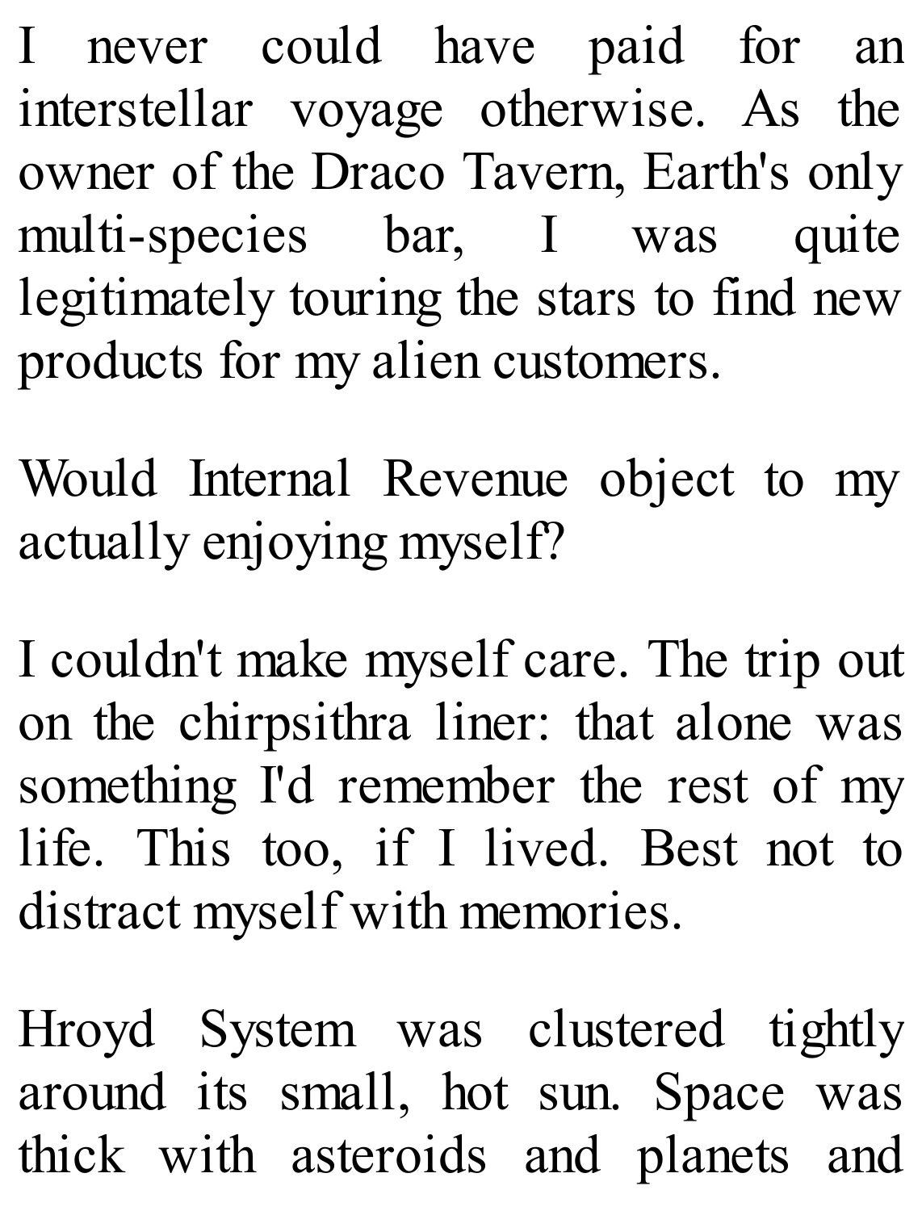I never could have paid for an interstellar voyage otherwise. As the owner of the Draco Tavern, Earth's only multi-species bar, I was quite legitimately touring the stars to find new products for my alien customers.

Would Internal Revenue object to my actually enjoying myself?

I couldn't make myself care. The trip out on the chirpsithra liner: that alone was something I'd remember the rest of my life. This too, if I lived. Best not to distract myself with memories.

Hroyd System was clustered tightly around its small, hot sun. Space was thick with asteroids and planets and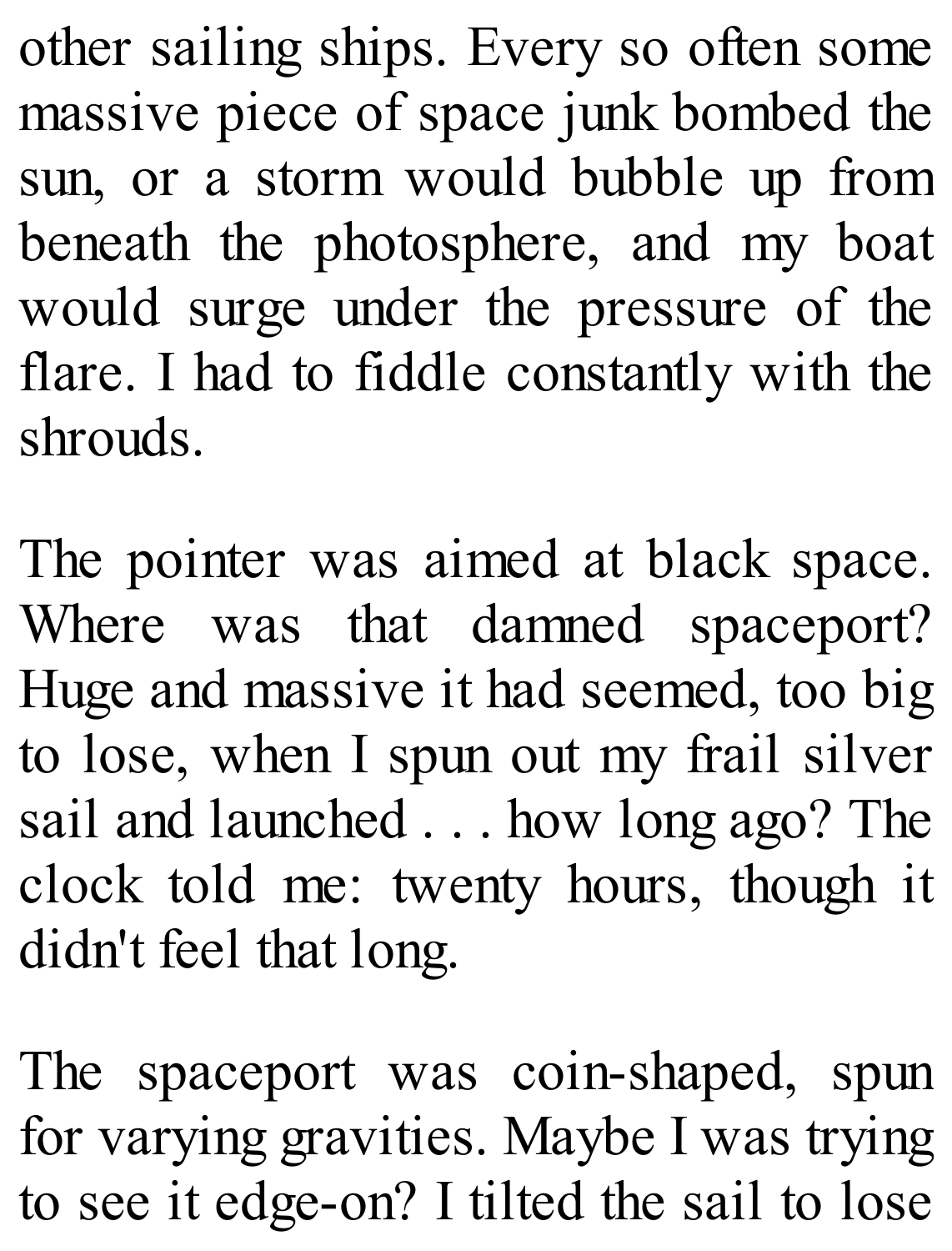other sailing ships. Every so often some massive piece of space junk bombed the sun, or a storm would bubble up from beneath the photosphere, and my boat would surge under the pressure of the flare. I had to fiddle constantly with the shrouds.

The pointer was aimed at black space. Where was that damned spaceport? Huge and massive it had seemed, too big to lose, when I spun out my frail silver sail and launched . . . how long ago? The clock told me: twenty hours, though it didn't feel that long.

The spaceport was coin-shaped, spun for varying gravities. Maybe I was trying to see it edge-on? I tilted the sail to lose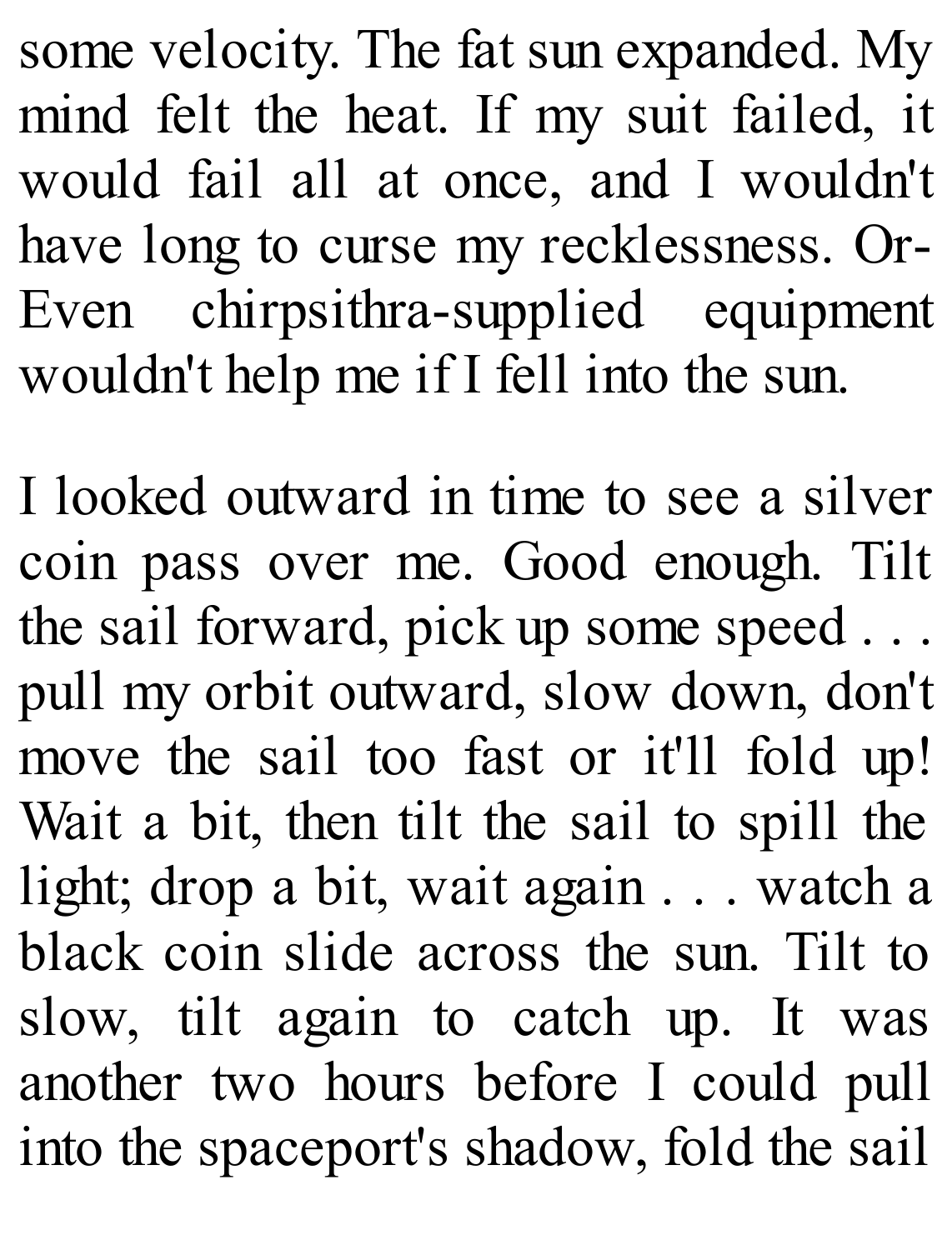some velocity. The fat sun expanded. My mind felt the heat. If my suit failed, it would fail all at once, and I wouldn't have long to curse my recklessness. Or-Even chirpsithra-supplied equipment wouldn't help me if I fell into the sun.

I looked outward in time to see a silver coin pass over me. Good enough. Tilt the sail forward, pick up some speed . . . pull my orbit outward, slow down, don't move the sail too fast or it'll fold up! Wait a bit, then tilt the sail to spill the light; drop a bit, wait again . . . watch a black coin slide across the sun. Tilt to slow, tilt again to catch up. It was another two hours before I could pull into the spaceport's shadow, fold the sail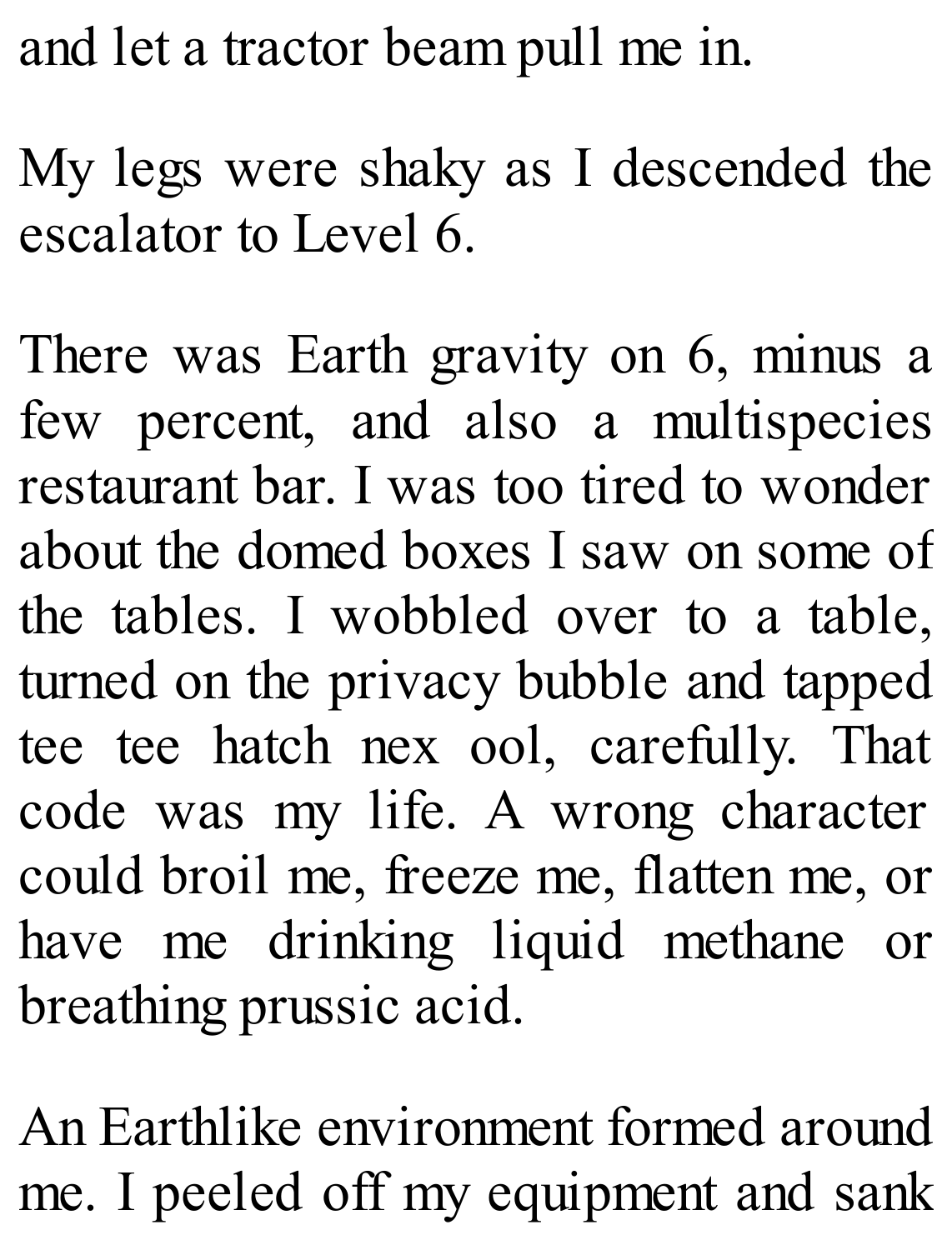and let a tractor beam pull me in.

My legs were shaky as I descended the escalator to Level 6.

There was Earth gravity on 6, minus a few percent, and also a multispecies restaurant bar. I was too tired to wonder about the domed boxes I saw on some of the tables. I wobbled over to a table, turned on the privacy bubble and tapped tee tee hatch nex ool, carefully. That code was my life. A wrong character could broil me, freeze me, flatten me, or have me drinking liquid methane or breathing prussic acid.

An Earthlike environment formed around me. I peeled off my equipment and sank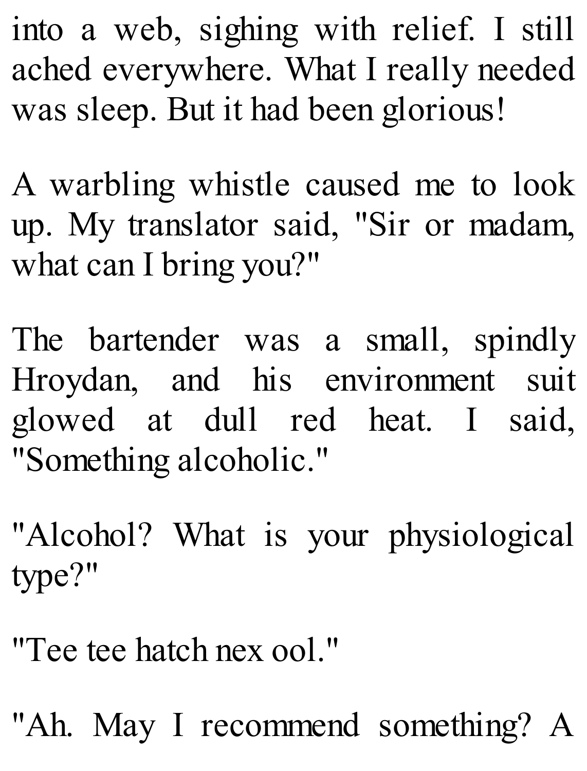into a web, sighing with relief. I still ached everywhere. What I really needed was sleep. But it had been glorious!

A warbling whistle caused me to look up. My translator said, "Sir or madam, what can I bring you?"

The bartender was a small, spindly Hroydan, and his environment suit glowed at dull red heat. I said, "Something alcoholic."

"Alcohol? What is your physiological type?"

"Tee tee hatch nex ool."

"Ah. May I recommend something? A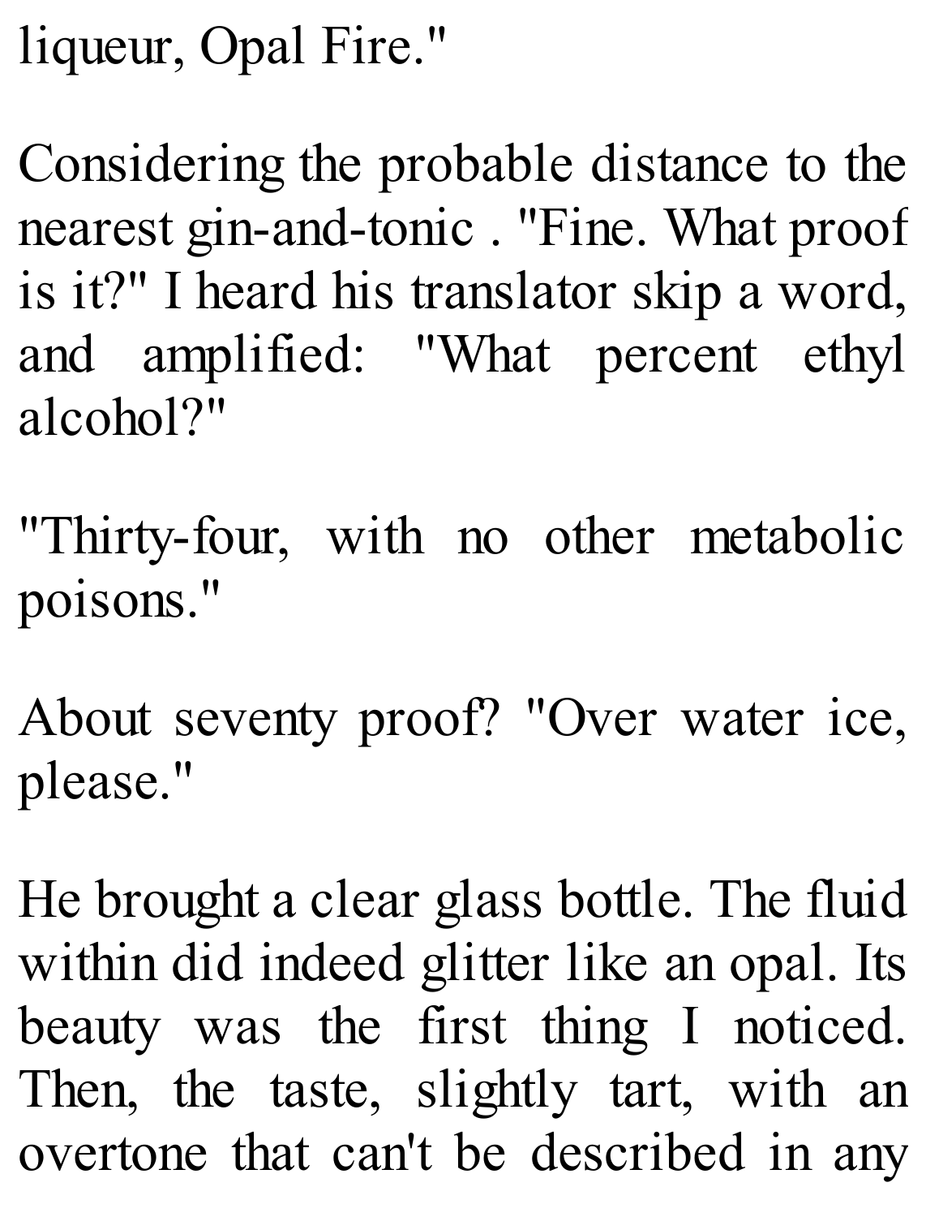liqueur, Opal Fire."

Considering the probable distance to the nearest gin-and-tonic . "Fine. What proof is it?" I heard his translator skip a word, and amplified: "What percent ethyl alcohol?"

"Thirty-four, with no other metabolic poisons."

About seventy proof? "Over water ice, please."

He brought a clear glass bottle. The fluid within did indeed glitter like an opal. Its beauty was the first thing I noticed. Then, the taste, slightly tart, with an overtone that can't be described in any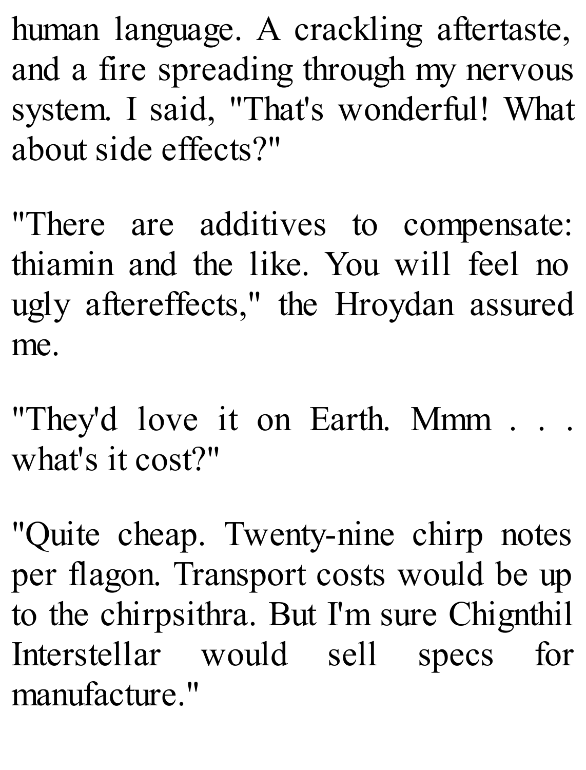human language. A crackling aftertaste, and a fire spreading through my nervous system. I said, "That's wonderful! What about side effects?"

"There are additives to compensate: thiamin and the like. You will feel no ugly aftereffects," the Hroydan assured me.

"They'd love it on Earth. Mmm . . . what's it cost?"

"Quite cheap. Twenty-nine chirp notes per flagon. Transport costs would be up to the chirpsithra. But I'm sure Chignthil Interstellar would sell specs for manufacture."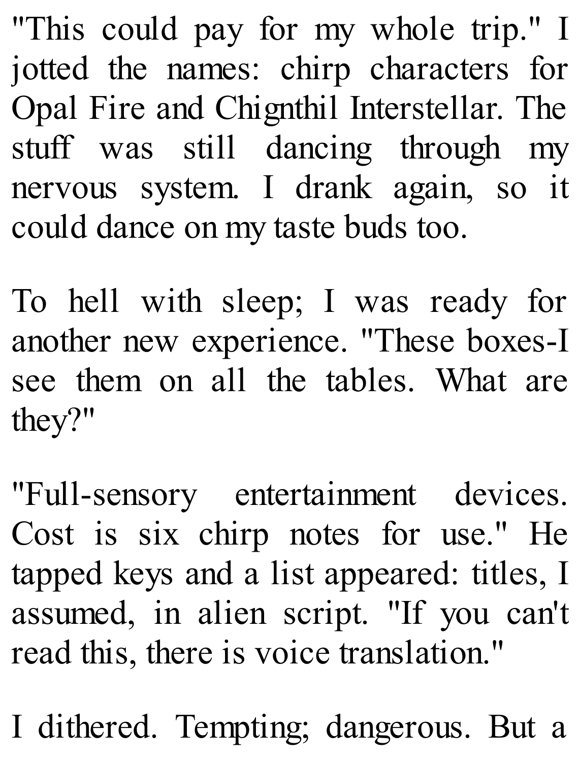"This could pay for my whole trip." I jotted the names: chirp characters for Opal Fire and Chignthil Interstellar. The stuff was still dancing through my nervous system. I drank again, so it could dance on my taste buds too.

To hell with sleep; I was ready for another new experience. "These boxes-I see them on all the tables. What are they?"

"Full-sensory entertainment devices. Cost is six chirp notes for use." He tapped keys and a list appeared: titles, I assumed, in alien script. "If you can't read this, there is voice translation."

I dithered. Tempting; dangerous. But a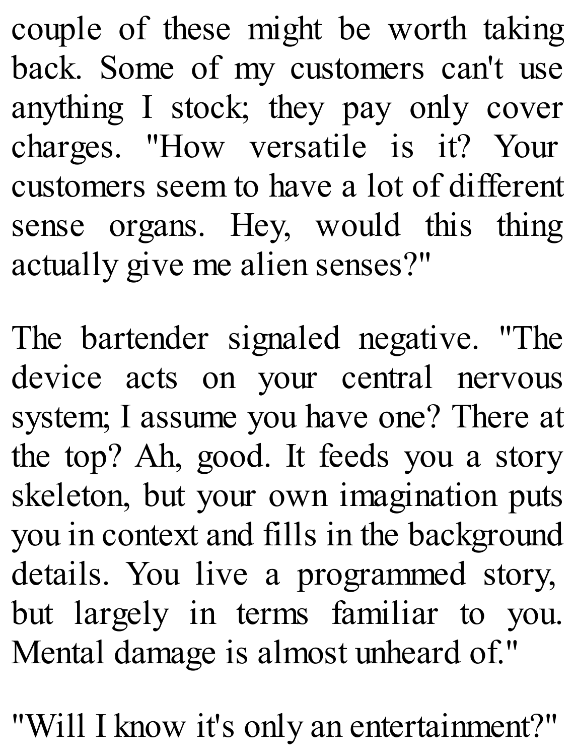couple of these might be worth taking back. Some of my customers can't use anything I stock; they pay only cover charges. "How versatile is it? Your customers seem to have a lot of different sense organs. Hey, would this thing actually give me alien senses?"

The bartender signaled negative. "The device acts on your central nervous system; I assume you have one? There at the top? Ah, good. It feeds you a story skeleton, but your own imagination puts you in context and fills in the background details. You live a programmed story, but largely in terms familiar to you. Mental damage is almost unheard of."

"Will I know it's only an entertainment?"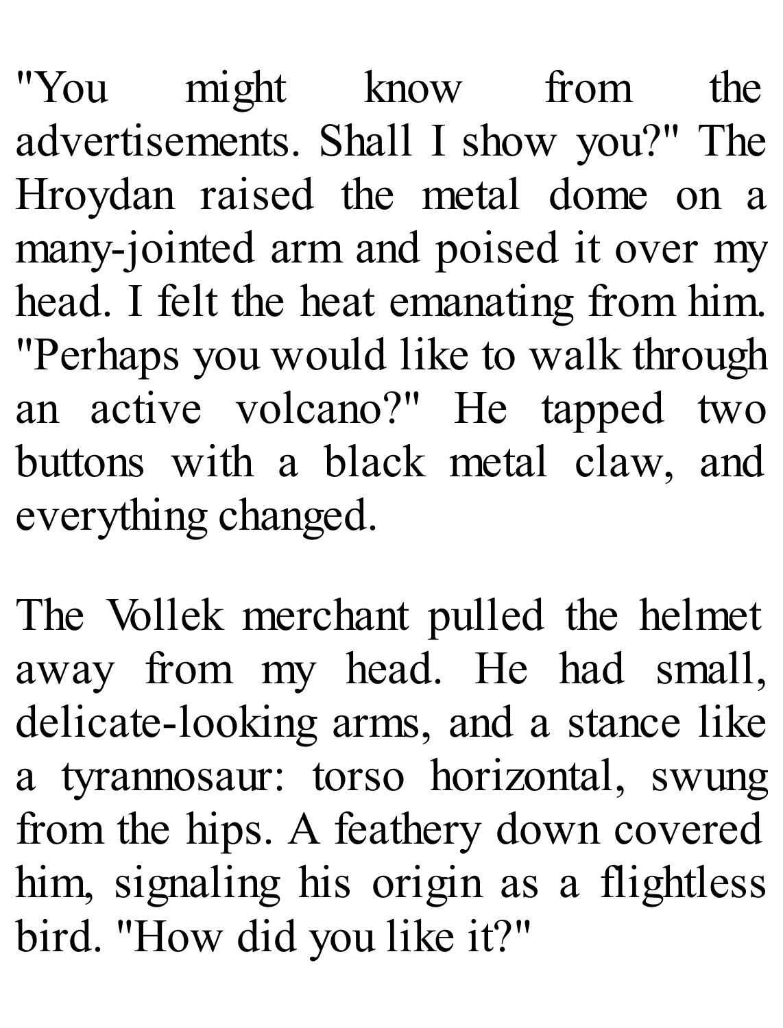"You might know from the advertisements. Shall I show you?" The Hroydan raised the metal dome on a many-jointed arm and poised it over my head. I felt the heat emanating from him. "Perhaps you would like to walk through an active volcano?" He tapped two buttons with a black metal claw, and everything changed.

The Vollek merchant pulled the helmet away from my head. He had small, delicate-looking arms, and a stance like a tyrannosaur: torso horizontal, swung from the hips. A feathery down covered him, signaling his origin as a flightless bird. "How did you like it?"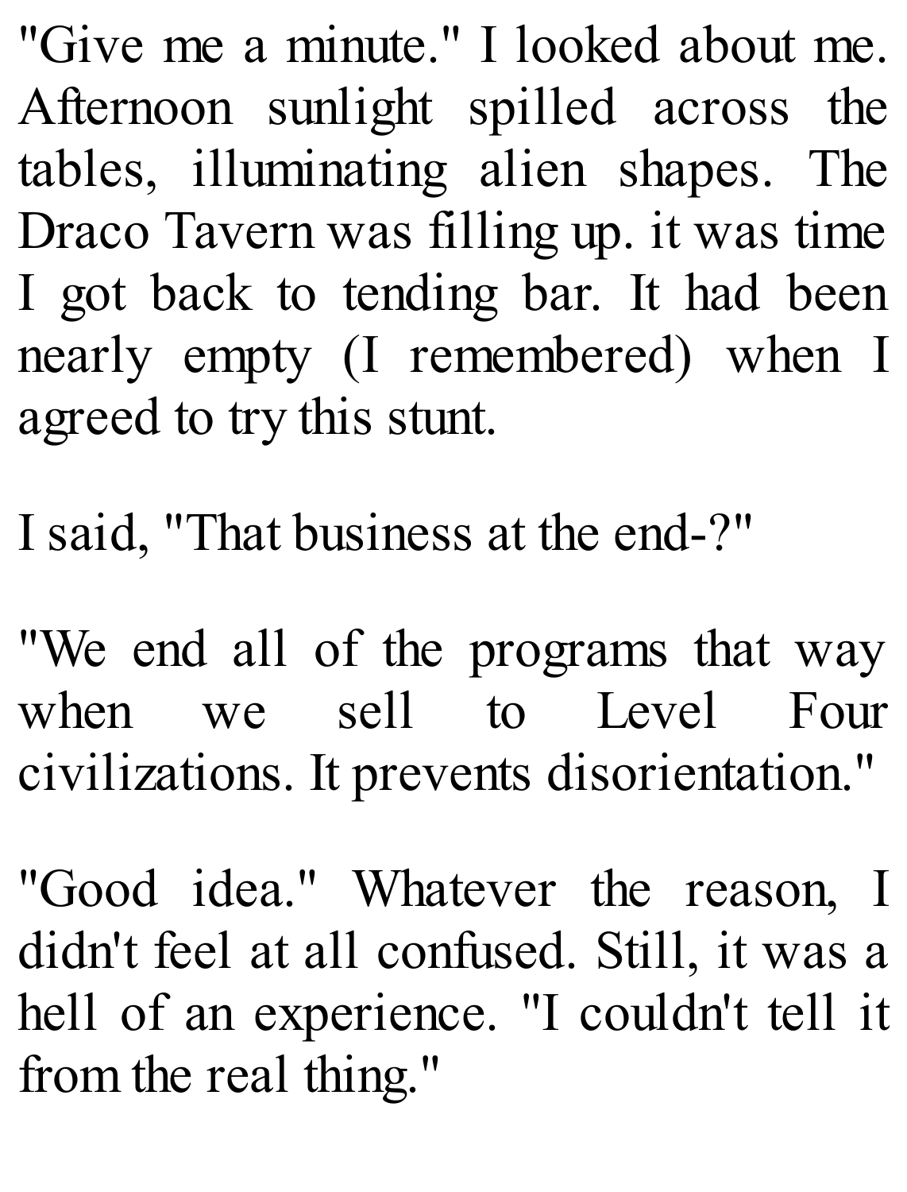"Give me a minute." I looked about me. Afternoon sunlight spilled across the tables, illuminating alien shapes. The Draco Tavern was filling up. it was time I got back to tending bar. It had been nearly empty (I remembered) when I agreed to try this stunt.

I said, "That business at the end-?"

"We end all of the programs that way when we sell to Level Four civilizations. It prevents disorientation."

"Good idea." Whatever the reason, I didn't feel at all confused. Still, it was a hell of an experience. "I couldn't tell it from the real thing."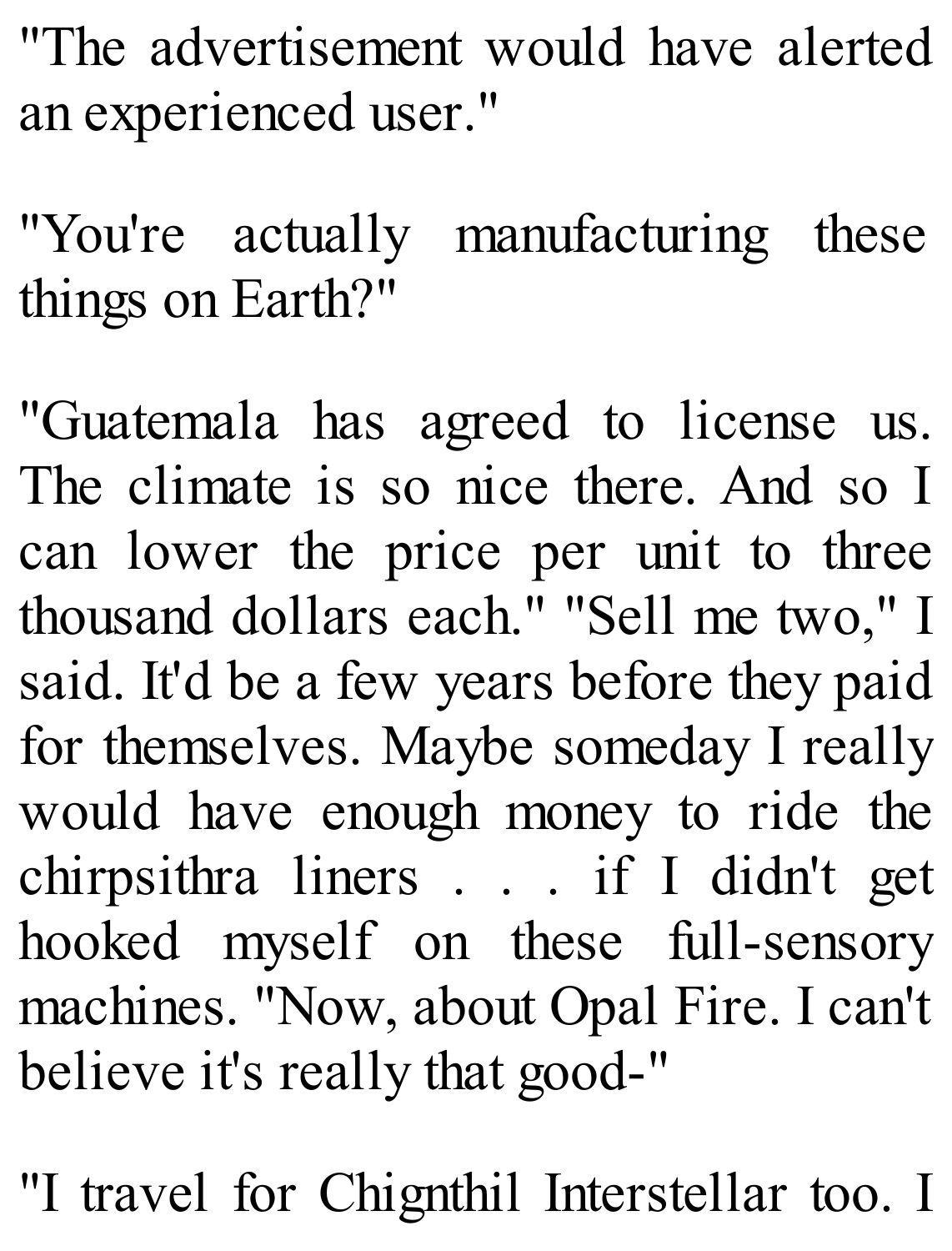"The advertisement would have alerted an experienced user."

"You're actually manufacturing these things on Earth?"

"Guatemala has agreed to license us. The climate is so nice there. And so I can lower the price per unit to three thousand dollars each." "Sell me two," I said. It'd be a few years before they paid for themselves. Maybe someday I really would have enough money to ride the chirpsithra liners . . . if I didn't get hooked myself on these full-sensory machines. "Now, about Opal Fire. I can't believe it's really that good-"

"I travel for Chignthil Interstellar too. I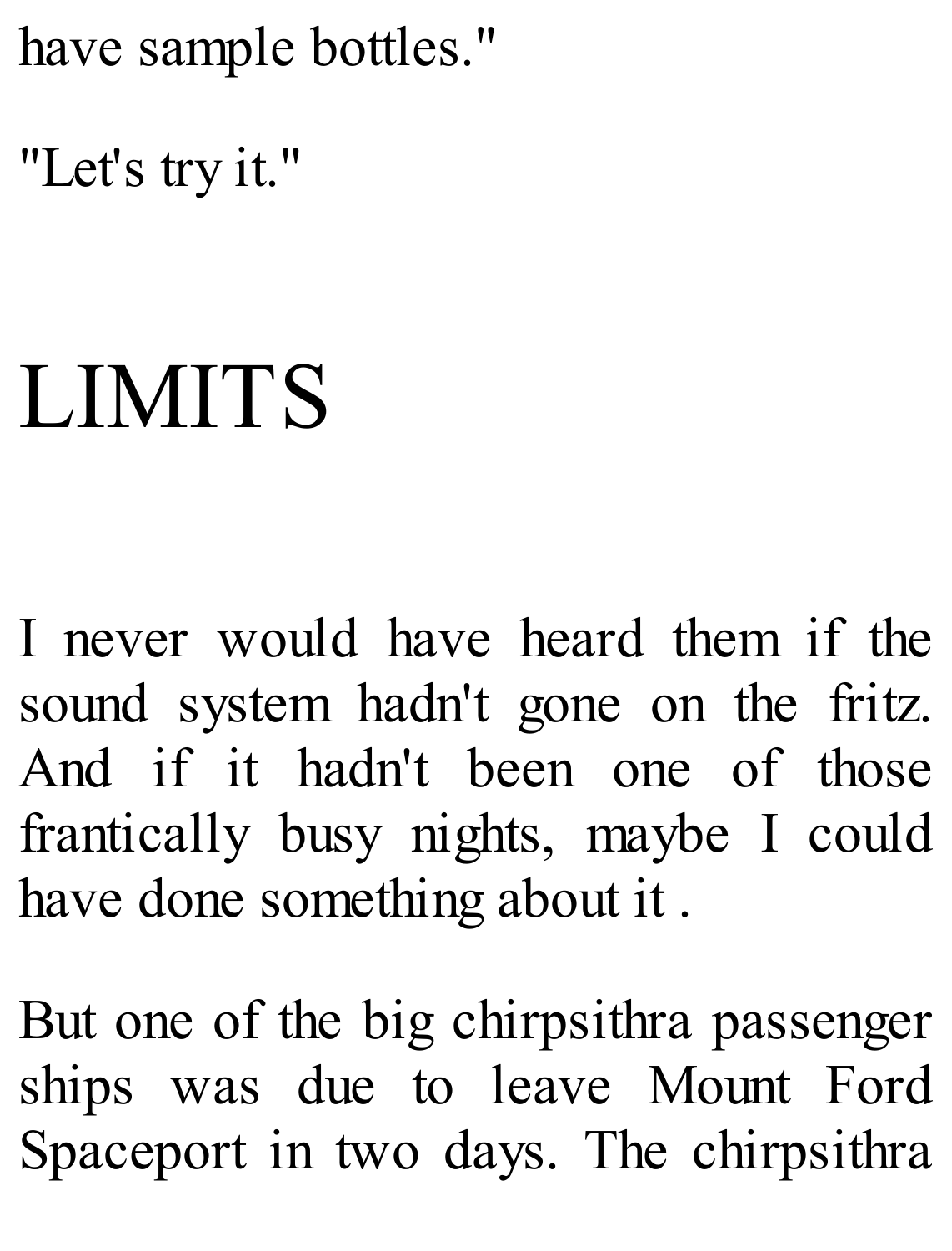have sample bottles."

"Let's try it."

# LIMITS

I never would have heard them if the sound system hadn't gone on the fritz. And if it hadn't been one of those frantically busy nights, maybe I could have done something about it .

But one of the big chirpsithra passenger ships was due to leave Mount Ford Spaceport in two days. The chirpsithra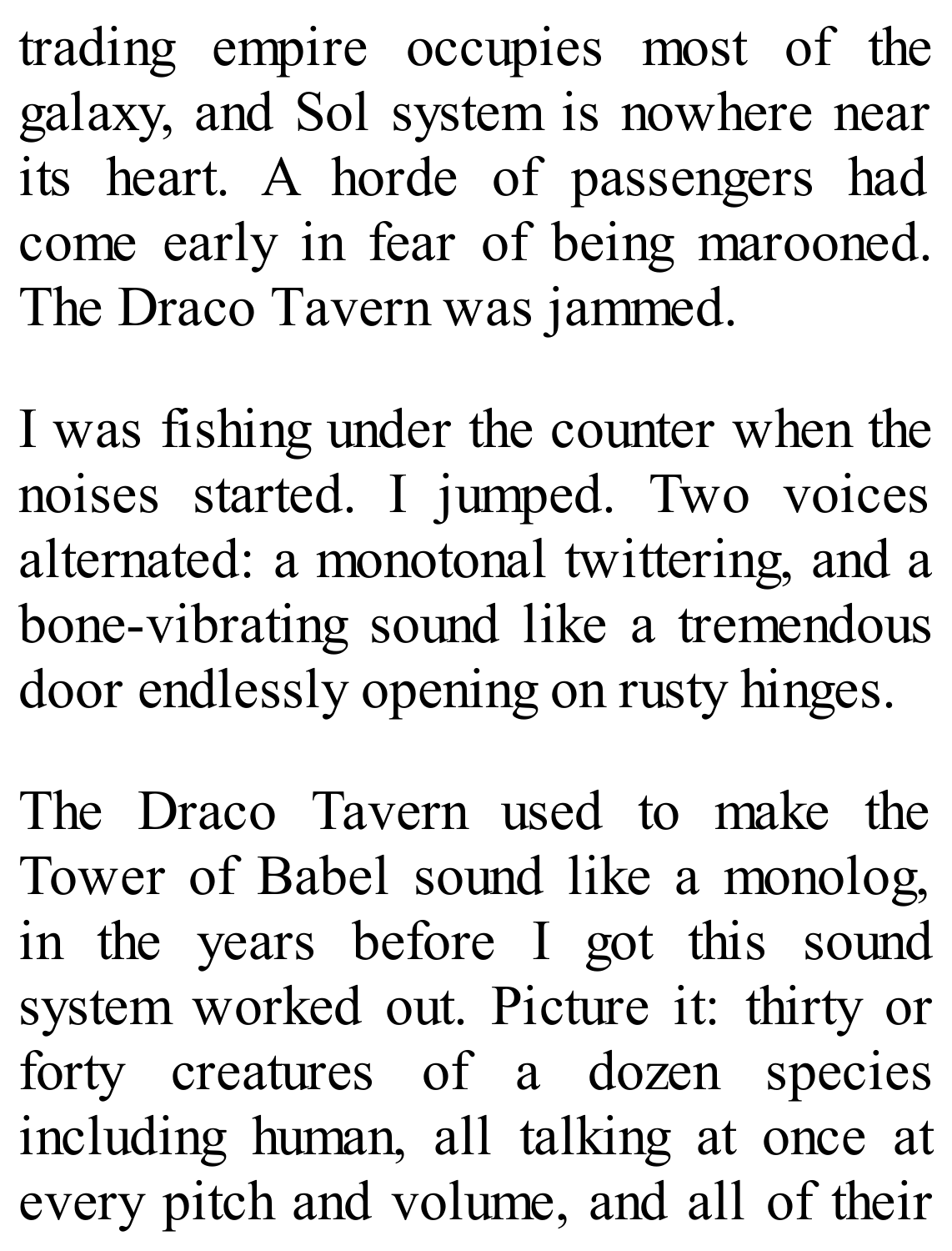trading empire occupies most of the galaxy, and Sol system is nowhere near its heart. A horde of passengers had come early in fear of being marooned. The Draco Tavern was jammed.

I was fishing under the counter when the noises started. I jumped. Two voices alternated: a monotonal twittering, and a bone-vibrating sound like a tremendous door endlessly opening on rusty hinges.

The Draco Tavern used to make the Tower of Babel sound like a monolog, in the years before I got this sound system worked out. Picture it: thirty or forty creatures of a dozen species including human, all talking at once at every pitch and volume, and all of their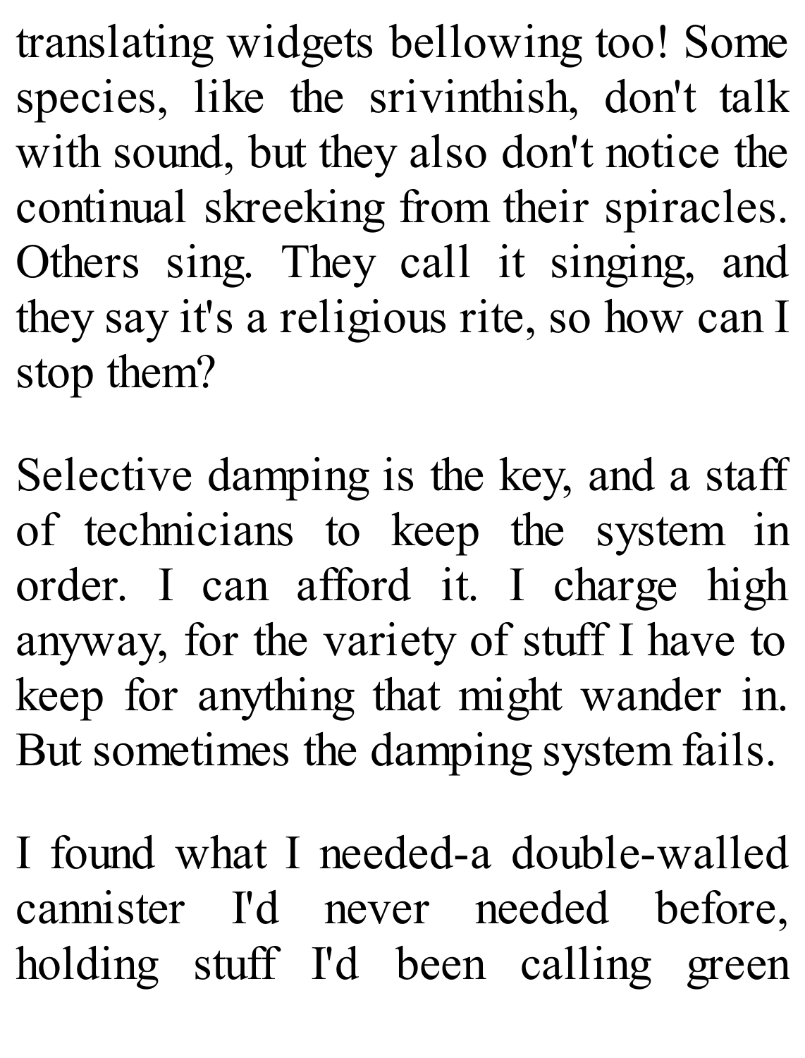translating widgets bellowing too! Some species, like the srivinthish, don't talk with sound, but they also don't notice the continual skreeking from their spiracles. Others sing. They call it singing, and they say it's a religious rite, so how can I stop them?

Selective damping is the key, and a staff of technicians to keep the system in order. I can afford it. I charge high anyway, for the variety of stuff I have to keep for anything that might wander in. But sometimes the damping system fails.

I found what I needed-a double-walled cannister I'd never needed before, holding stuff I'd been calling green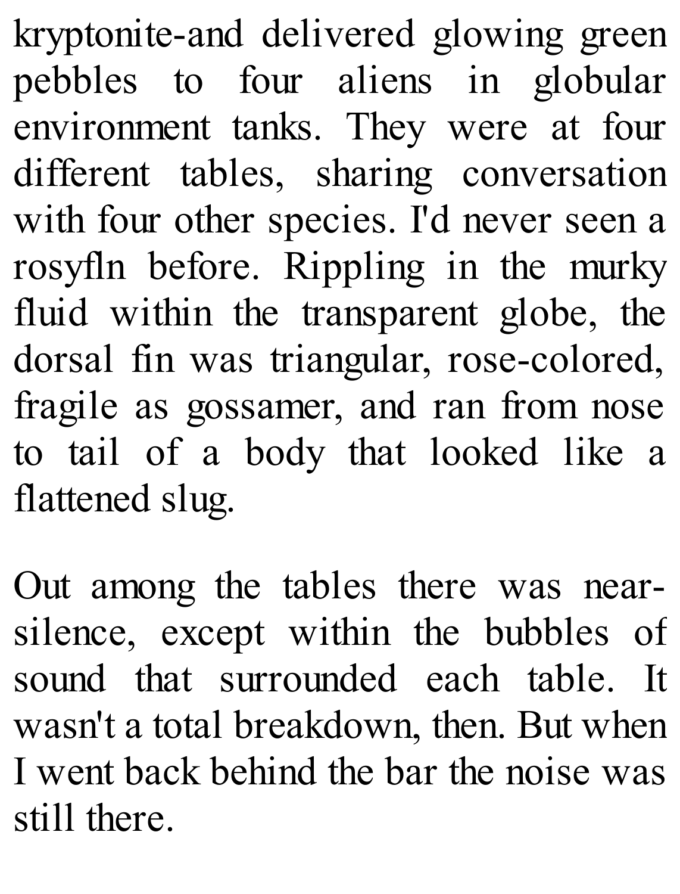kryptonite-and delivered glowing green pebbles to four aliens in globular environment tanks. They were at four different tables, sharing conversation with four other species. I'd never seen a rosyfln before. Rippling in the murky fluid within the transparent globe, the dorsal fin was triangular, rose-colored, fragile as gossamer, and ran from nose to tail of a body that looked like a flattened slug.

Out among the tables there was near-silence, except within the bubbles of sound that surrounded each table. It wasn't a total breakdown, then. But when I went back behind the bar the noise was still there.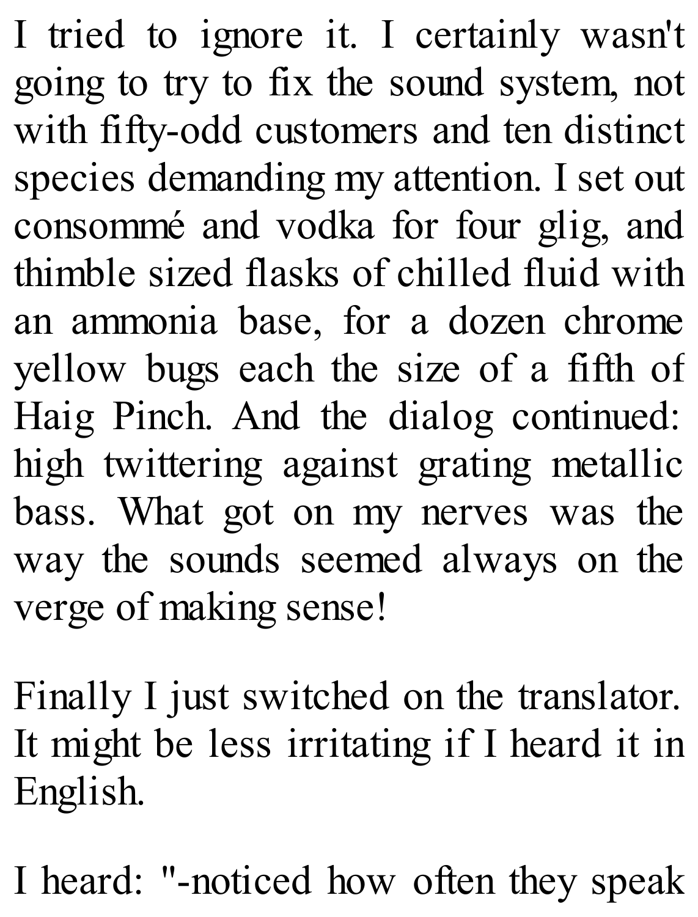I tried to ignore it. I certainly wasn't going to try to fix the sound system, not with fifty-odd customers and ten distinct species demanding my attention. I set out consommé and vodka for four glig, and thimble sized flasks of chilled fluid with an ammonia base, for a dozen chrome yellow bugs each the size of a fifth of Haig Pinch. And the dialog continued: high twittering against grating metallic bass. What got on my nerves was the way the sounds seemed always on the verge of making sense!

Finally I just switched on the translator. It might be less irritating if I heard it in English.

I heard: "-noticed how often they speak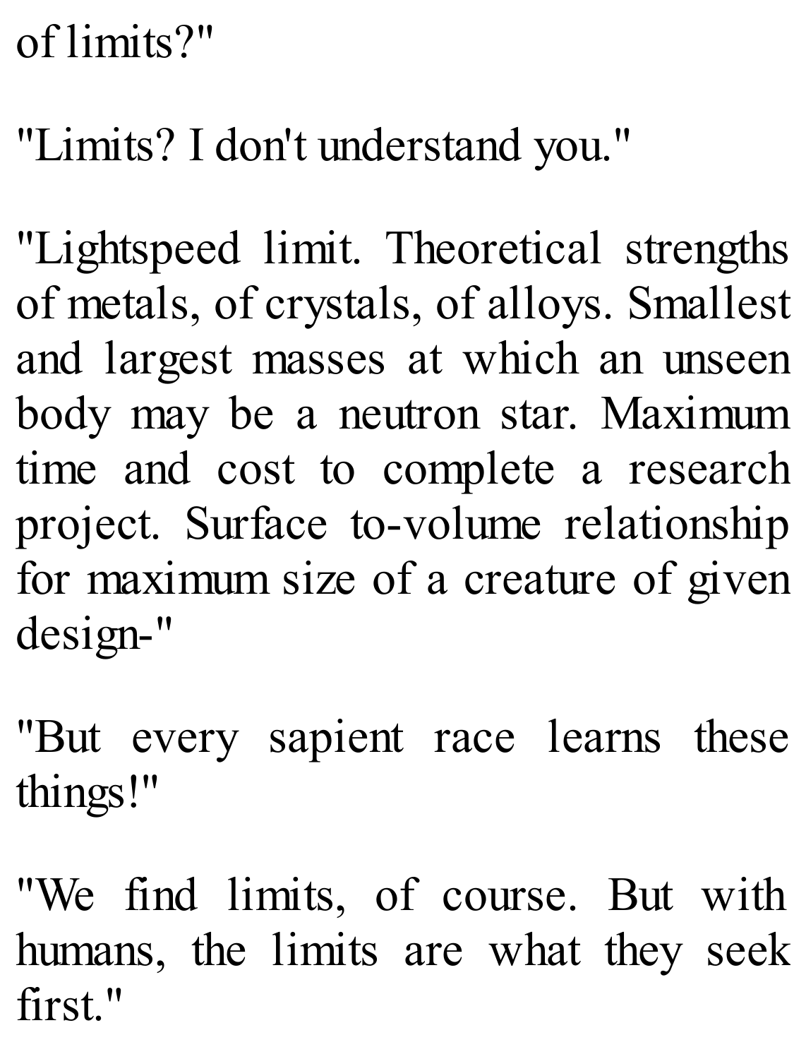of limits?"

"Limits? I don't understand you."

"Lightspeed limit. Theoretical strengths of metals, of crystals, of alloys. Smallest and largest masses at which an unseen body may be a neutron star. Maximum time and cost to complete a research project. Surface to-volume relationship for maximum size of a creature of given design-"

"But every sapient race learns these things!"

"We find limits, of course. But with humans, the limits are what they seek first."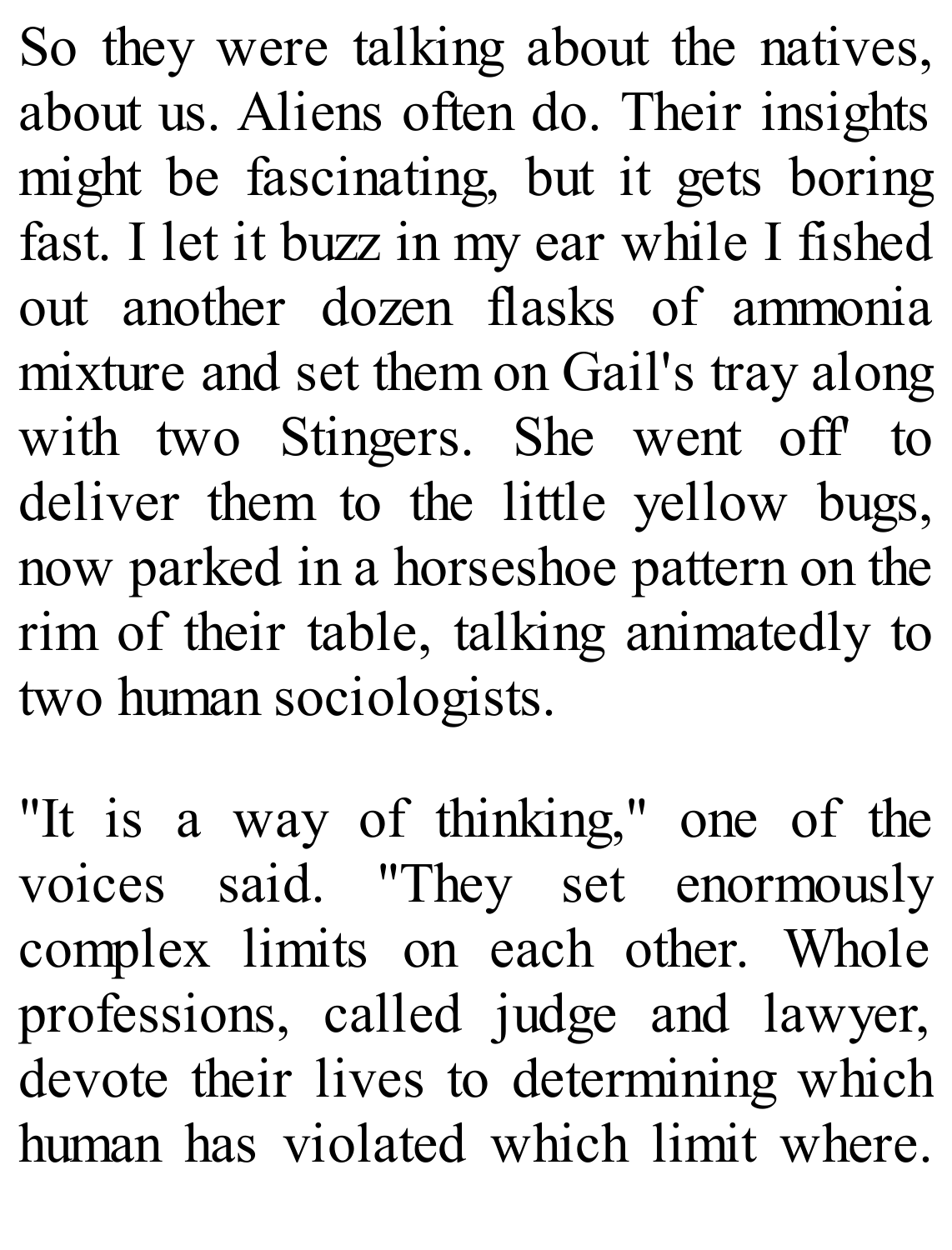So they were talking about the natives, about us. Aliens often do. Their insights might be fascinating, but it gets boring fast. I let it buzz in my ear while I fished out another dozen flasks of ammonia mixture and set them on Gail's tray along with two Stingers. She went off' to deliver them to the little yellow bugs, now parked in a horseshoe pattern on the rim of their table, talking animatedly to two human sociologists.

"It is a way of thinking," one of the voices said. "They set enormously complex limits on each other. Whole professions, called judge and lawyer, devote their lives to determining which human has violated which limit where.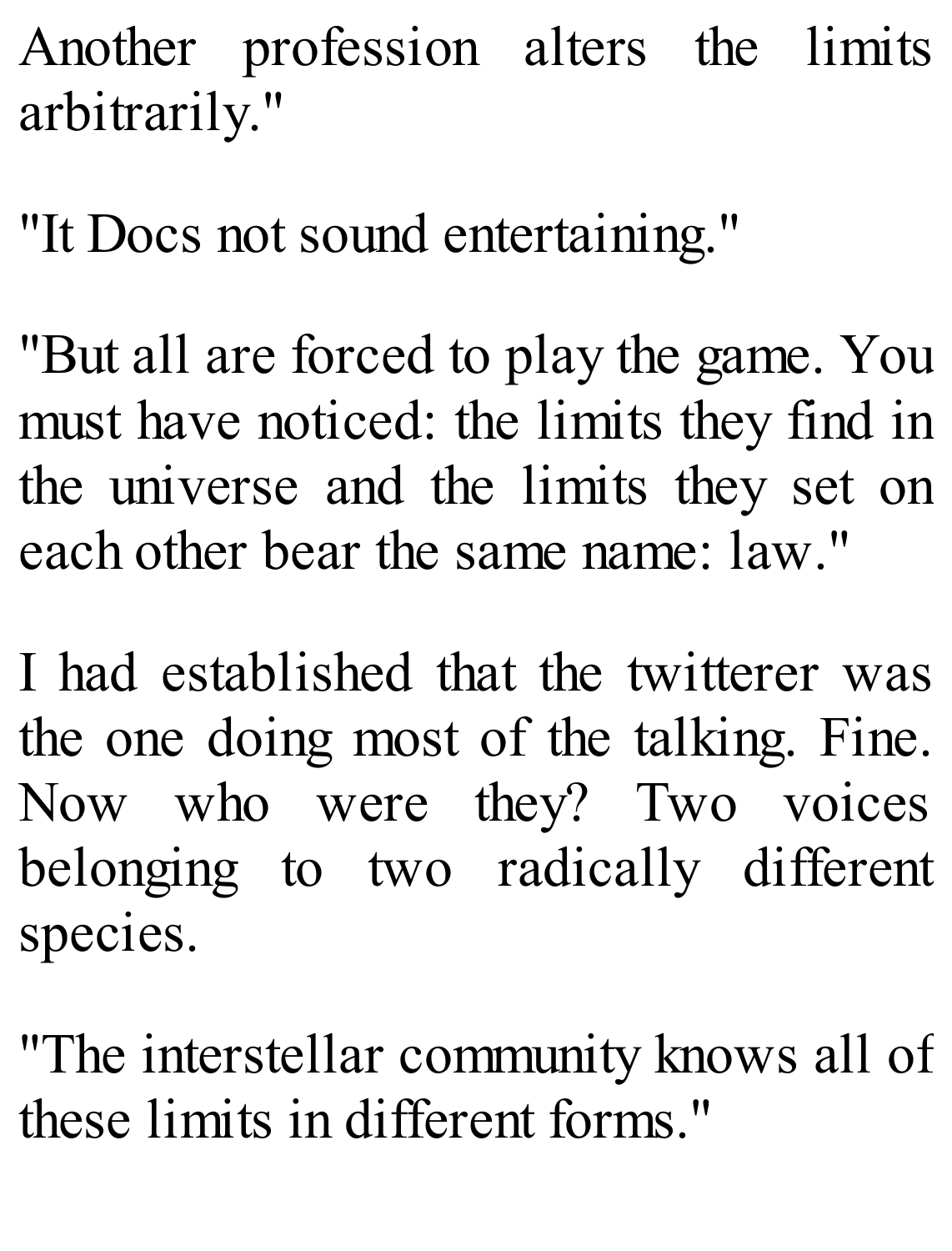Another profession alters the limits arbitrarily."

"It Docs not sound entertaining."

"But all are forced to play the game. You must have noticed: the limits they find in the universe and the limits they set on each other bear the same name: law."

I had established that the twitterer was the one doing most of the talking. Fine. Now who were they? Two voices belonging to two radically different species.

"The interstellar community knows all of these limits in different forms."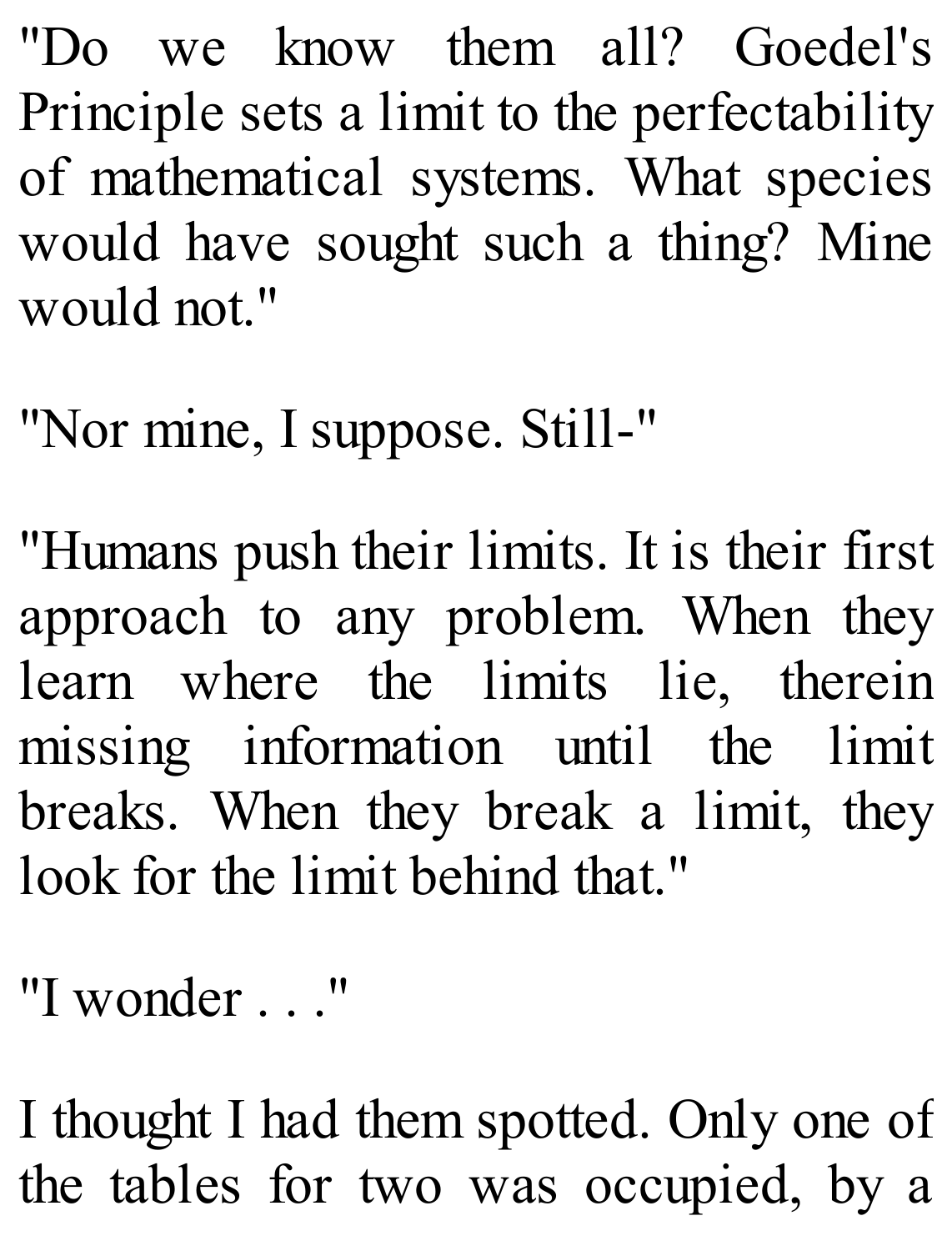"Do we know them all? Goedel's Principle sets a limit to the perfectability of mathematical systems. What species would have sought such a thing? Mine would not."

"Nor mine, I suppose. Still-"

"Humans push their limits. It is their first approach to any problem. When they learn where the limits lie, therein missing information until the limit breaks. When they break a limit, they look for the limit behind that."

"I wonder . . ."

I thought I had them spotted. Only one of the tables for two was occupied, by a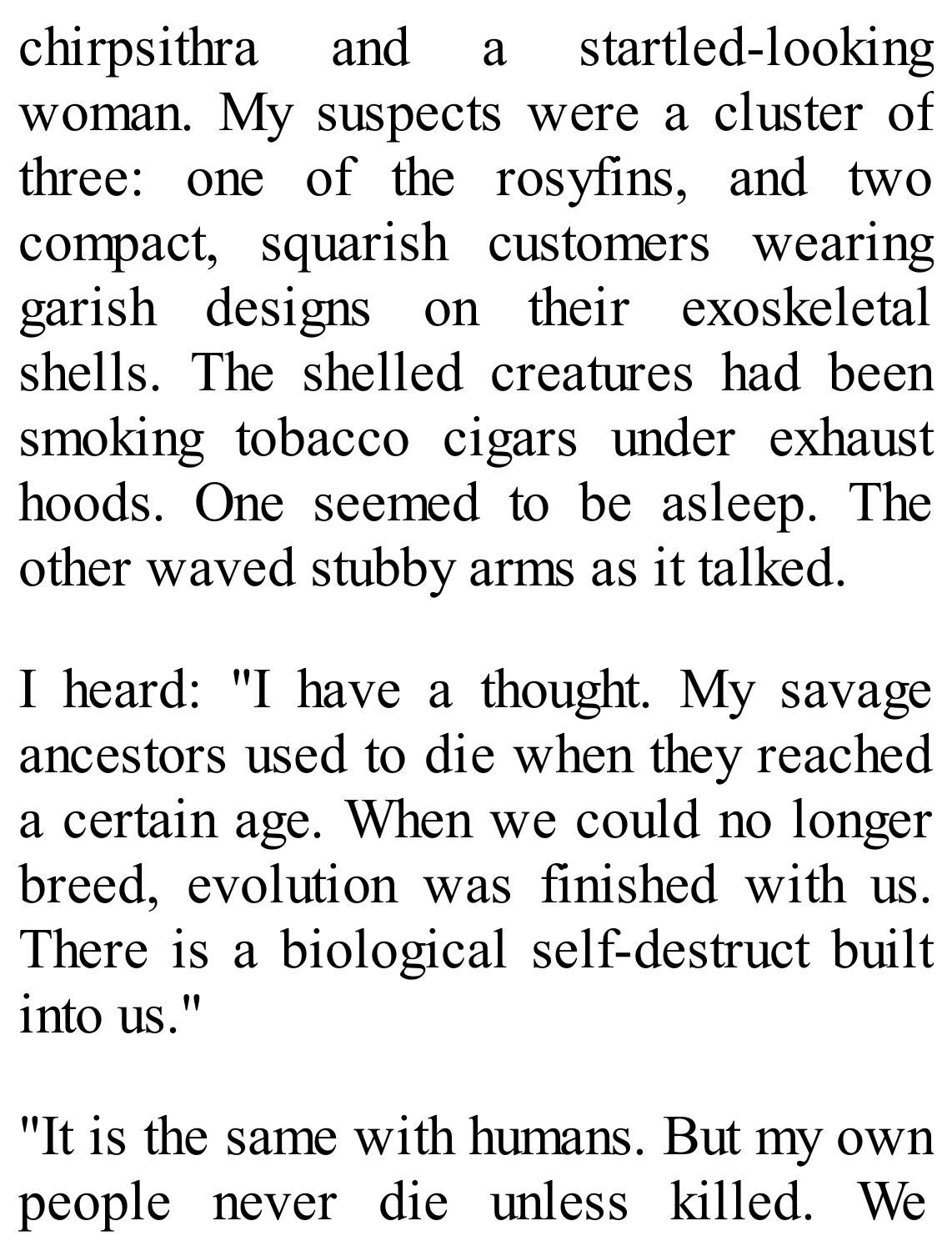chirpsithra and a startled-looking woman. My suspects were a cluster of three: one of the rosyfins, and two compact, squarish customers wearing garish designs on their exoskeletal shells. The shelled creatures had been smoking tobacco cigars under exhaust hoods. One seemed to be asleep. The other waved stubby arms as it talked.

I heard: "I have a thought. My savage ancestors used to die when they reached a certain age. When we could no longer breed, evolution was finished with us. There is a biological self-destruct built into us."

"It is the same with humans. But my own people never die unless killed. We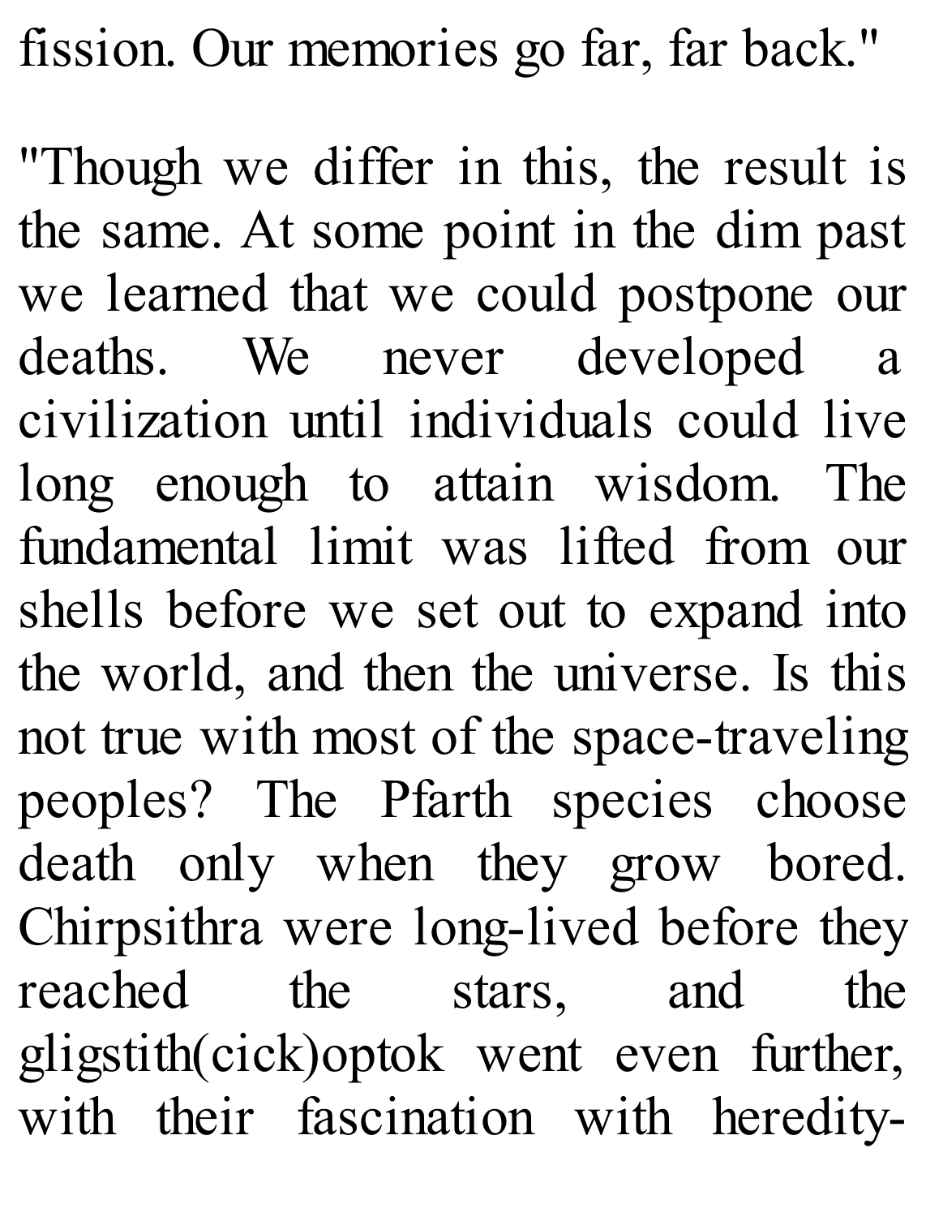fission. Our memories go far, far back."

"Though we differ in this, the result is the same. At some point in the dim past we learned that we could postpone our deaths. We never developed a civilization until individuals could live long enough to attain wisdom. The fundamental limit was lifted from our shells before we set out to expand into the world, and then the universe. Is this not true with most of the space-traveling peoples? The Pfarth species choose death only when they grow bored. Chirpsithra were long-lived before they reached the stars, and the gligstith(cick)optok went even further, with their fascination with heredity-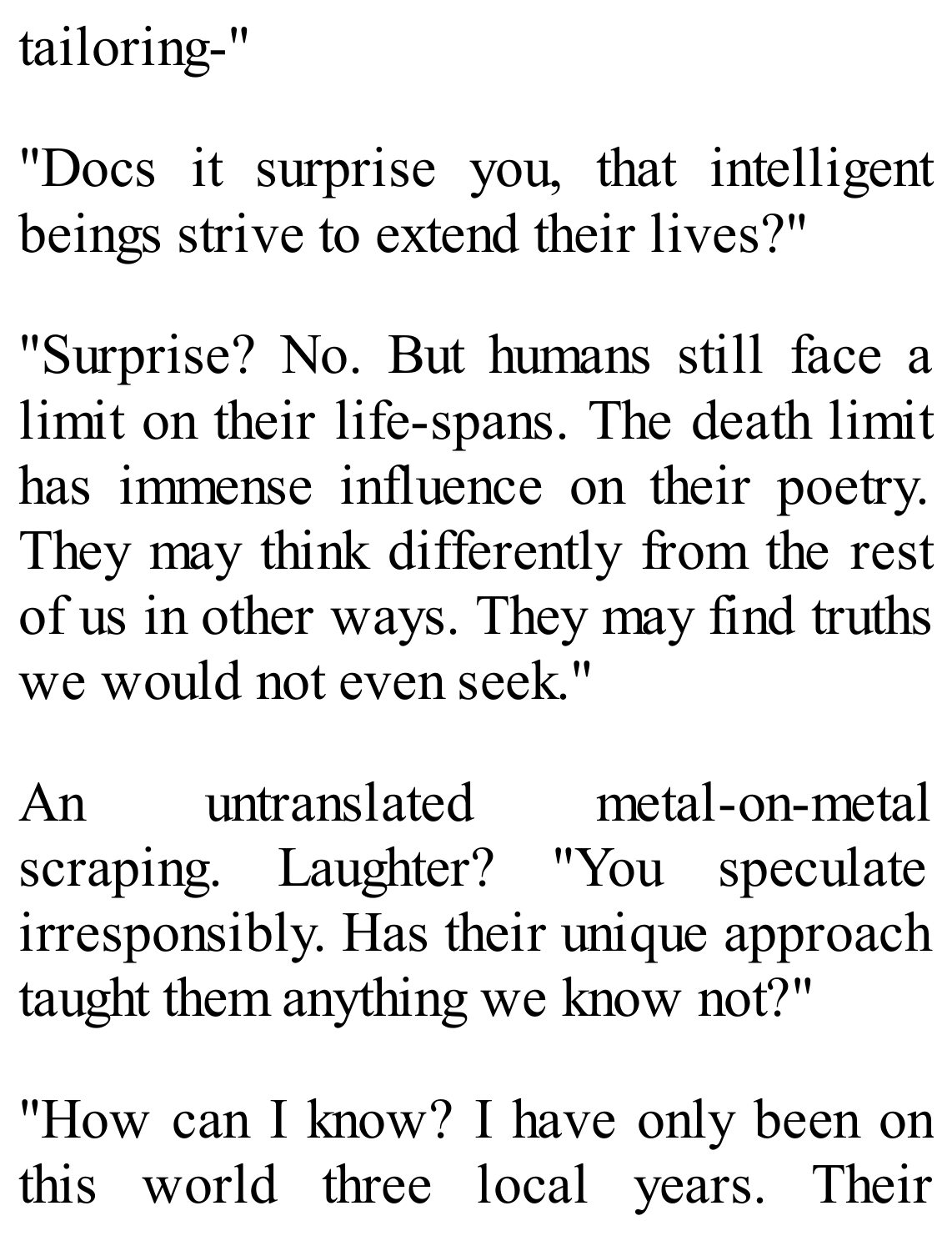tailoring-"

"Docs it surprise you, that intelligent beings strive to extend their lives?"

"Surprise? No. But humans still face a limit on their life-spans. The death limit has immense influence on their poetry. They may think differently from the rest of us in other ways. They may find truths we would not even seek."

An untranslated metal-on-metal scraping. Laughter? "You speculate irresponsibly. Has their unique approach taught them anything we know not?"

"How can I know? I have only been on this world three local years. Their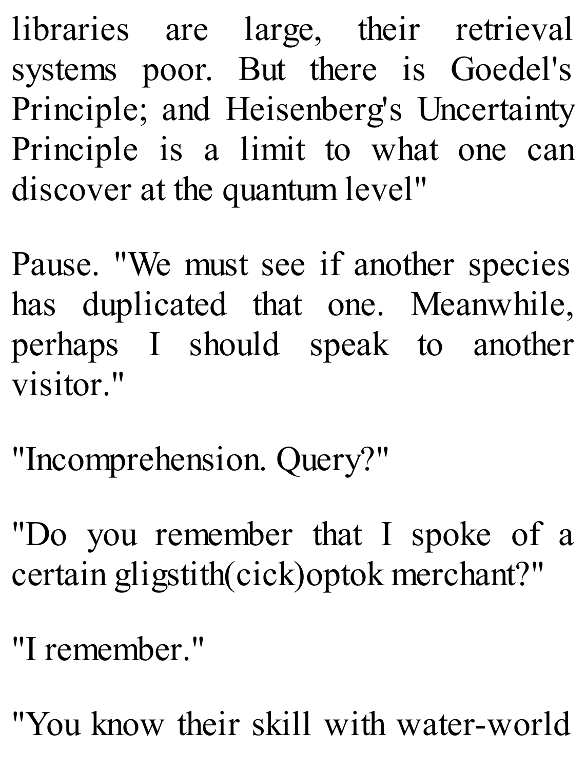libraries are large, their retrieval systems poor. But there is Goedel's Principle; and Heisenberg's Uncertainty Principle is a limit to what one can discover at the quantum level"

Pause. "We must see if another species has duplicated that one. Meanwhile, perhaps I should speak to another visitor."

"Incomprehension. Query?"

"Do you remember that I spoke of a certain gligstith(cick)optok merchant?"

"I remember."

"You know their skill with water-world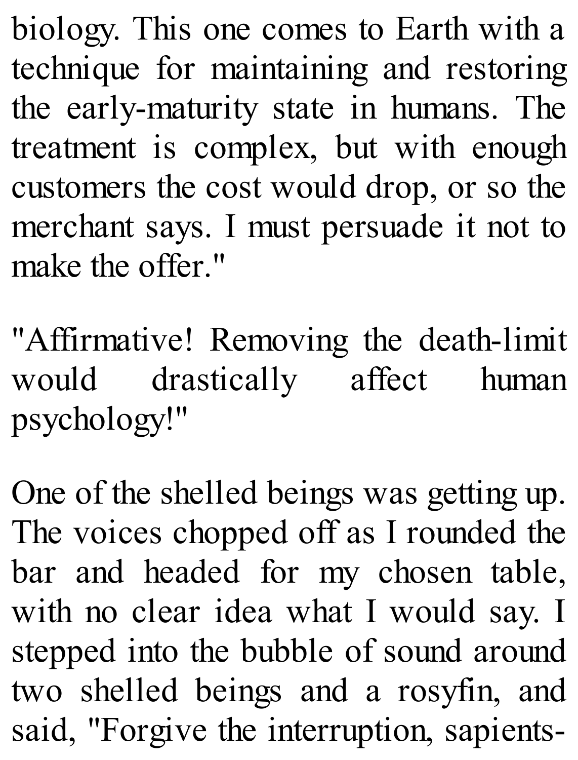biology. This one comes to Earth with a technique for maintaining and restoring the early-maturity state in humans. The treatment is complex, but with enough customers the cost would drop, or so the merchant says. I must persuade it not to make the offer."

"Affirmative! Removing the death-limit would drastically affect human psychology!"

One of the shelled beings was getting up. The voices chopped off as I rounded the bar and headed for my chosen table, with no clear idea what I would say. I stepped into the bubble of sound around two shelled beings and a rosyfin, and said, "Forgive the interruption, sapients-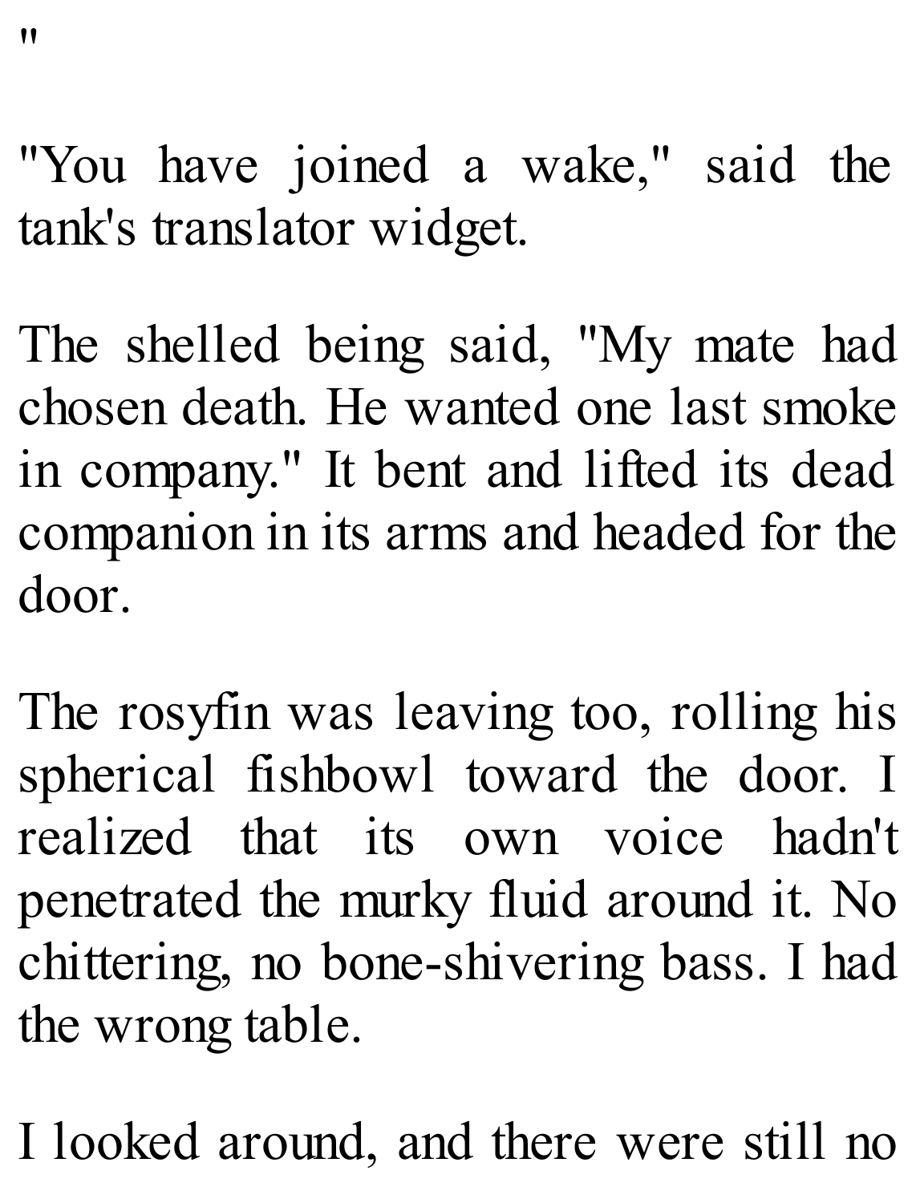"

"You have joined a wake," said the tank's translator widget.

The shelled being said, "My mate had chosen death. He wanted one last smoke in company." It bent and lifted its dead companion in its arms and headed for the door.

The rosyfin was leaving too, rolling his spherical fishbowl toward the door. I realized that its own voice hadn't penetrated the murky fluid around it. No chittering, no bone-shivering bass. I had the wrong table.

I looked around, and there were still no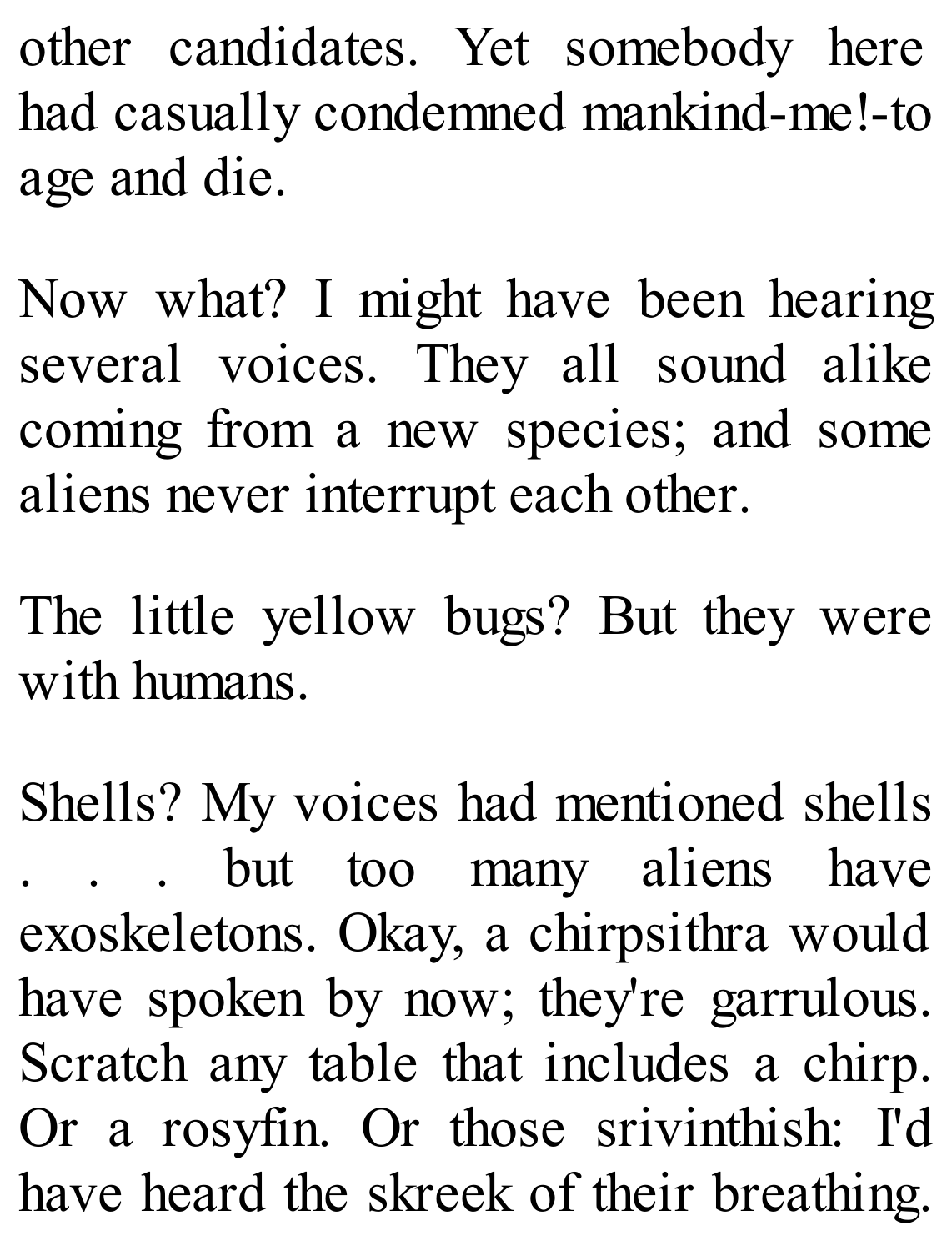other candidates. Yet somebody here had casually condemned mankind-me!-to age and die.

Now what? I might have been hearing several voices. They all sound alike coming from a new species; and some aliens never interrupt each other.

The little yellow bugs? But they were with humans.

Shells? My voices had mentioned shells . . . but too many aliens have exoskeletons. Okay, a chirpsithra would have spoken by now; they're garrulous. Scratch any table that includes a chirp. Or a rosyfin. Or those srivinthish: I'd have heard the skreek of their breathing.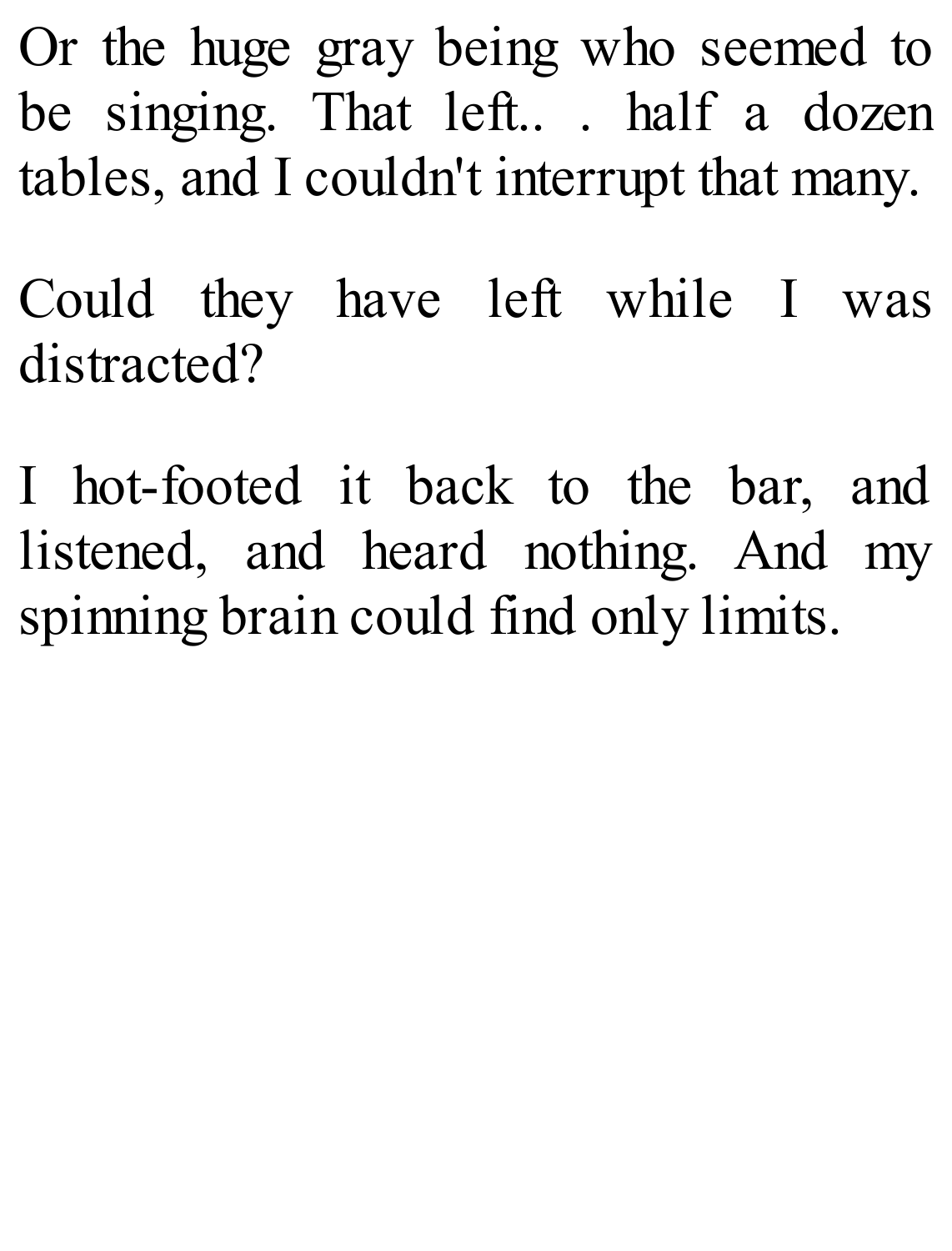Or the huge gray being who seemed to be singing. That left.. . half a dozen tables, and I couldn't interrupt that many.

Could they have left while I was distracted?

I hot-footed it back to the bar, and listened, and heard nothing. And my spinning brain could find only limits.